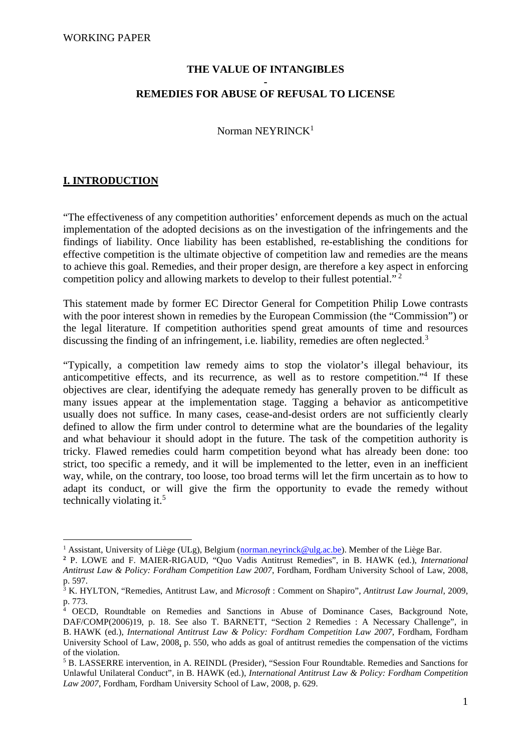WORKING PAPER

# THE VALUE OF INTANGIBLES

-

# REMEDIES FOR ABUSE OF REFUSAL TO LICENSE

Norman NEYRINCK[1]

## I. INTRODUCTION

"The effectiveness of any competition authorities' enforcement depends as much on the actual implementation of the adopted decisions as on the investigation of the infringements and the findings of liability. Once liability has been established, re-establishing the conditions for effective competition is the ultimate objective of competition law and remedies are the means to achieve this goal. Remedies, and their proper design, are therefore a key aspect in enforcing competition policy and allowing markets to develop to their fullest potential."[2]

This statement made by former EC Director General for Competition Philip Lowe contrasts with the poor interest shown in remedies by the European Commission (the "Commission") or the legal literature. If competition authorities spend great amounts of time and resources discussing the finding of an infringement, i.e. liability, remedies are often neglected.[3]

"Typically, a competition law remedy aims to stop the violator's illegal behaviour, its anticompetitive effects, and its recurrence, as well as to restore competition."[4] If these objectives are clear, identifying the adequate remedy has generally proven to be difficult as many issues appear at the implementation stage. Tagging a behavior as anticompetitive usually does not suffice. In many cases, cease-and-desist orders are not sufficiently clearly defined to allow the firm under control to determine what are the boundaries of the legality and what behaviour it should adopt in the future. The task of the competition authority is tricky. Flawed remedies could harm competition beyond what has already been done: too strict, too specific a remedy, and it will be implemented to the letter, even in an inefficient way, while, on the contrary, too loose, too broad terms will let the firm uncertain as to how to adapt its conduct, or will give the firm the opportunity to evade the remedy without technically violating it.[5]

---

[1] Assistant, University of Liège (ULg), Belgium (norman.neyrinck@ulg.ac.be). Member of the Liège Bar.

[2] P. LOWE and F. MAIER-RIGAUD, "Quo Vadis Antitrust Remedies", in B. HAWK (ed.), *International Antitrust Law & Policy: Fordham Competition Law 2007*, Fordham, Fordham University School of Law, 2008, p. 597.

[3] K. HYLTON, "Remedies, Antitrust Law, and *Microsoft* : Comment on Shapiro", *Antitrust Law Journal*, 2009, p. 773.

[4] OECD, Roundtable on Remedies and Sanctions in Abuse of Dominance Cases, Background Note, DAF/COMP(2006)19, p. 18. See also T. BARNETT, "Section 2 Remedies : A Necessary Challenge", in B. HAWK (ed.), *International Antitrust Law & Policy: Fordham Competition Law 2007*, Fordham, Fordham University School of Law, 2008, p. 550, who adds as goal of antitrust remedies the compensation of the victims of the violation.

[5] B. LASSERRE intervention, in A. REINDL (Presider), "Session Four Roundtable. Remedies and Sanctions for Unlawful Unilateral Conduct", in B. HAWK (ed.), *International Antitrust Law & Policy: Fordham Competition Law 2007*, Fordham, Fordham University School of Law, 2008, p. 629.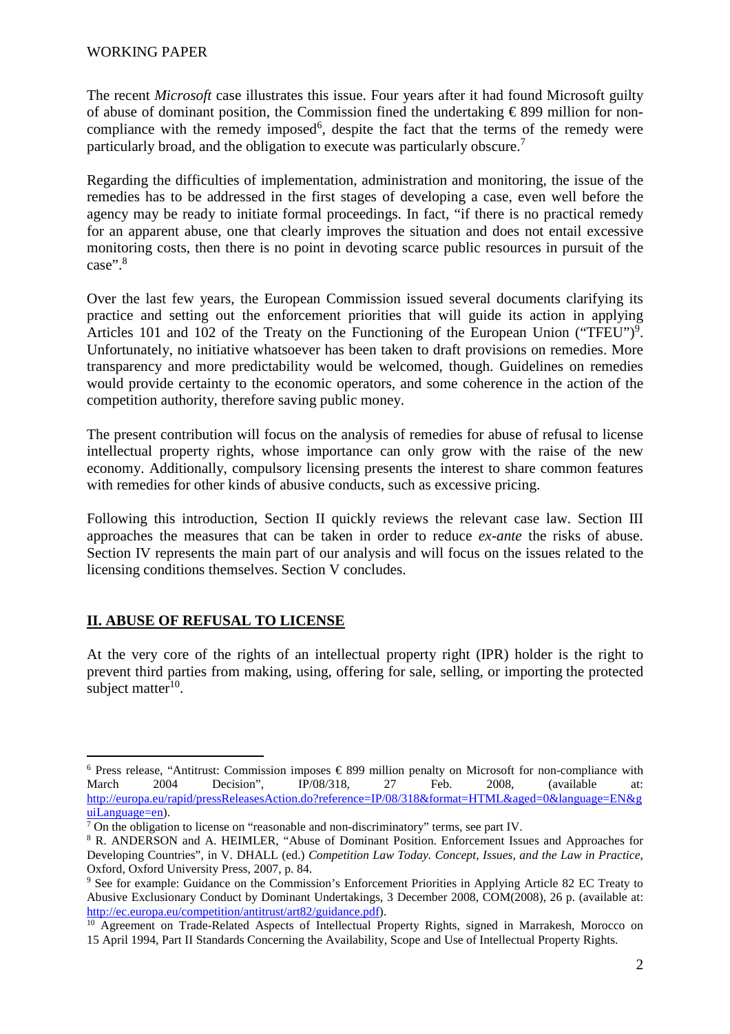The recent *Microsoft* case illustrates this issue. Four years after it had found Microsoft guilty of abuse of dominant position, the Commission fined the undertaking € 899 million for non-compliance with the remedy imposed[6], despite the fact that the terms of the remedy were particularly broad, and the obligation to execute was particularly obscure.[7]

Regarding the difficulties of implementation, administration and monitoring, the issue of the remedies has to be addressed in the first stages of developing a case, even well before the agency may be ready to initiate formal proceedings. In fact, "if there is no practical remedy for an apparent abuse, one that clearly improves the situation and does not entail excessive monitoring costs, then there is no point in devoting scarce public resources in pursuit of the case".[8]

Over the last few years, the European Commission issued several documents clarifying its practice and setting out the enforcement priorities that will guide its action in applying Articles 101 and 102 of the Treaty on the Functioning of the European Union ("TFEU")[9]. Unfortunately, no initiative whatsoever has been taken to draft provisions on remedies. More transparency and more predictability would be welcomed, though. Guidelines on remedies would provide certainty to the economic operators, and some coherence in the action of the competition authority, therefore saving public money.

The present contribution will focus on the analysis of remedies for abuse of refusal to license intellectual property rights, whose importance can only grow with the raise of the new economy. Additionally, compulsory licensing presents the interest to share common features with remedies for other kinds of abusive conducts, such as excessive pricing.

Following this introduction, Section II quickly reviews the relevant case law. Section III approaches the measures that can be taken in order to reduce *ex-ante* the risks of abuse. Section IV represents the main part of our analysis and will focus on the issues related to the licensing conditions themselves. Section V concludes.

## II. ABUSE OF REFUSAL TO LICENSE

At the very core of the rights of an intellectual property right (IPR) holder is the right to prevent third parties from making, using, offering for sale, selling, or importing the protected subject matter[10].

---

[6] Press release, "Antitrust: Commission imposes € 899 million penalty on Microsoft for non-compliance with March 2004 Decision", IP/08/318, 27 Feb. 2008, (available at: http://europa.eu/rapid/pressReleasesAction.do?reference=IP/08/318&format=HTML&aged=0&language=EN&guiLanguage=en).

[7] On the obligation to license on "reasonable and non-discriminatory" terms, see part IV.

[8] R. ANDERSON and A. HEIMLER, "Abuse of Dominant Position. Enforcement Issues and Approaches for Developing Countries", in V. DHALL (ed.) *Competition Law Today. Concept, Issues, and the Law in Practice*, Oxford, Oxford University Press, 2007, p. 84.

[9] See for example: Guidance on the Commission's Enforcement Priorities in Applying Article 82 EC Treaty to Abusive Exclusionary Conduct by Dominant Undertakings, 3 December 2008, COM(2008), 26 p. (available at: http://ec.europa.eu/competition/antitrust/art82/guidance.pdf).

[10] Agreement on Trade-Related Aspects of Intellectual Property Rights, signed in Marrakesh, Morocco on 15 April 1994, Part II Standards Concerning the Availability, Scope and Use of Intellectual Property Rights.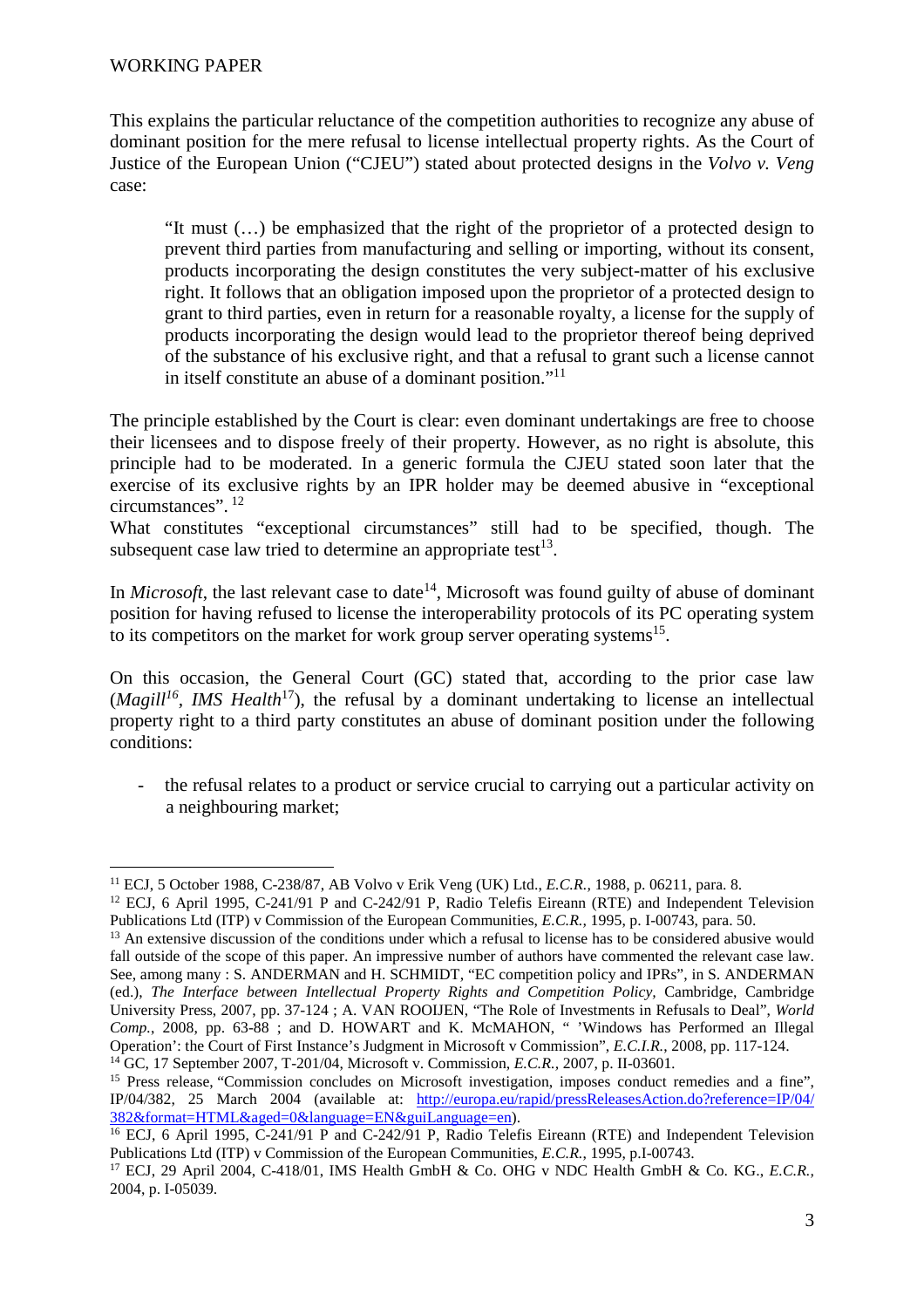This explains the particular reluctance of the competition authorities to recognize any abuse of dominant position for the mere refusal to license intellectual property rights. As the Court of Justice of the European Union ("CJEU") stated about protected designs in the *Volvo v. Veng* case:

> "It must (…) be emphasized that the right of the proprietor of a protected design to prevent third parties from manufacturing and selling or importing, without its consent, products incorporating the design constitutes the very subject-matter of his exclusive right. It follows that an obligation imposed upon the proprietor of a protected design to grant to third parties, even in return for a reasonable royalty, a license for the supply of products incorporating the design would lead to the proprietor thereof being deprived of the substance of his exclusive right, and that a refusal to grant such a license cannot in itself constitute an abuse of a dominant position."[11]

The principle established by the Court is clear: even dominant undertakings are free to choose their licensees and to dispose freely of their property. However, as no right is absolute, this principle had to be moderated. In a generic formula the CJEU stated soon later that the exercise of its exclusive rights by an IPR holder may be deemed abusive in "exceptional circumstances". [12]
What constitutes "exceptional circumstances" still had to be specified, though. The subsequent case law tried to determine an appropriate test[13].

In *Microsoft*, the last relevant case to date[14], Microsoft was found guilty of abuse of dominant position for having refused to license the interoperability protocols of its PC operating system to its competitors on the market for work group server operating systems[15].

On this occasion, the General Court (GC) stated that, according to the prior case law (*Magill*[16], *IMS Health*[17]), the refusal by a dominant undertaking to license an intellectual property right to a third party constitutes an abuse of dominant position under the following conditions:

- the refusal relates to a product or service crucial to carrying out a particular activity on a neighbouring market;

---

[11] ECJ, 5 October 1988, C-238/87, AB Volvo v Erik Veng (UK) Ltd., *E.C.R.,* 1988, p. 06211, para. 8.

[12] ECJ, 6 April 1995, C-241/91 P and C-242/91 P, Radio Telefis Eireann (RTE) and Independent Television Publications Ltd (ITP) v Commission of the European Communities, *E.C.R.*, 1995, p. I-00743, para. 50.

[13] An extensive discussion of the conditions under which a refusal to license has to be considered abusive would fall outside of the scope of this paper. An impressive number of authors have commented the relevant case law. See, among many : S. ANDERMAN and H. SCHMIDT, "EC competition policy and IPRs", in S. ANDERMAN (ed.), *The Interface between Intellectual Property Rights and Competition Policy*, Cambridge, Cambridge University Press, 2007, pp. 37-124 ; A. VAN ROOIJEN, "The Role of Investments in Refusals to Deal", *World Comp.*, 2008, pp. 63-88 ; and D. HOWART and K. McMAHON, " 'Windows has Performed an Illegal Operation': the Court of First Instance's Judgment in Microsoft v Commission", *E.C.I.R.*, 2008, pp. 117-124.

[14] GC, 17 September 2007, T-201/04, Microsoft v. Commission, *E.C.R.,* 2007, p. II-03601.

[15] Press release, "Commission concludes on Microsoft investigation, imposes conduct remedies and a fine", IP/04/382, 25 March 2004 (available at: http://europa.eu/rapid/pressReleasesAction.do?reference=IP/04/382&format=HTML&aged=0&language=EN&guiLanguage=en).

[16] ECJ, 6 April 1995, C-241/91 P and C-242/91 P, Radio Telefis Eireann (RTE) and Independent Television Publications Ltd (ITP) v Commission of the European Communities, *E.C.R.*, 1995, p.I-00743.

[17] ECJ, 29 April 2004, C-418/01, IMS Health GmbH & Co. OHG v NDC Health GmbH & Co. KG., *E.C.R.,* 2004, p. I-05039.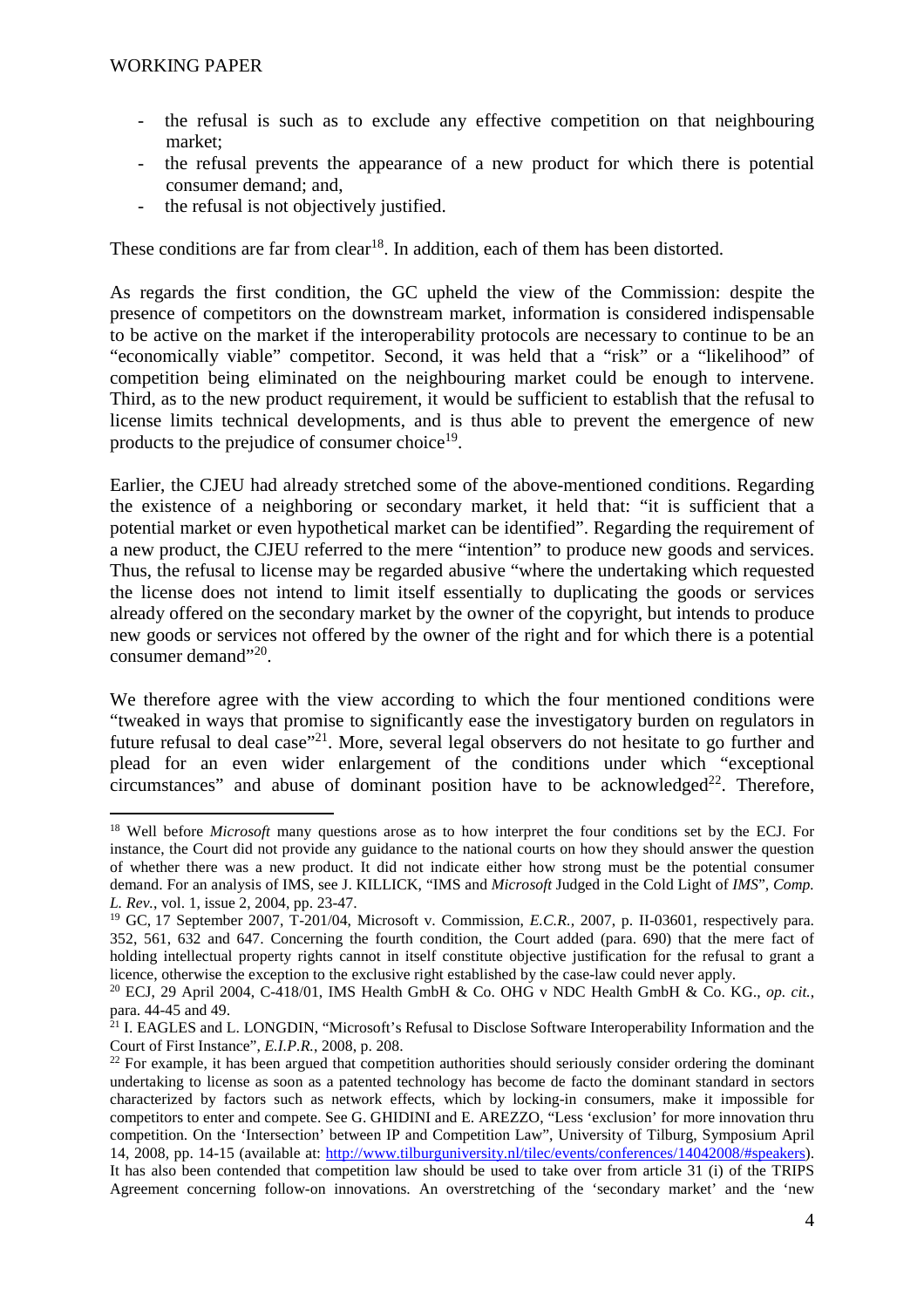- the refusal is such as to exclude any effective competition on that neighbouring market;
- the refusal prevents the appearance of a new product for which there is potential consumer demand; and,
- the refusal is not objectively justified.

These conditions are far from clear[18]. In addition, each of them has been distorted.

As regards the first condition, the GC upheld the view of the Commission: despite the presence of competitors on the downstream market, information is considered indispensable to be active on the market if the interoperability protocols are necessary to continue to be an "economically viable" competitor. Second, it was held that a "risk" or a "likelihood" of competition being eliminated on the neighbouring market could be enough to intervene. Third, as to the new product requirement, it would be sufficient to establish that the refusal to license limits technical developments, and is thus able to prevent the emergence of new products to the prejudice of consumer choice[19].

Earlier, the CJEU had already stretched some of the above-mentioned conditions. Regarding the existence of a neighboring or secondary market, it held that: "it is sufficient that a potential market or even hypothetical market can be identified". Regarding the requirement of a new product, the CJEU referred to the mere "intention" to produce new goods and services. Thus, the refusal to license may be regarded abusive "where the undertaking which requested the license does not intend to limit itself essentially to duplicating the goods or services already offered on the secondary market by the owner of the copyright, but intends to produce new goods or services not offered by the owner of the right and for which there is a potential consumer demand"[20].

We therefore agree with the view according to which the four mentioned conditions were "tweaked in ways that promise to significantly ease the investigatory burden on regulators in future refusal to deal case"[21]. More, several legal observers do not hesitate to go further and plead for an even wider enlargement of the conditions under which "exceptional circumstances" and abuse of dominant position have to be acknowledged[22]. Therefore,

---

[18] Well before *Microsoft* many questions arose as to how interpret the four conditions set by the ECJ. For instance, the Court did not provide any guidance to the national courts on how they should answer the question of whether there was a new product. It did not indicate either how strong must be the potential consumer demand. For an analysis of IMS, see J. KILLICK, "IMS and *Microsoft* Judged in the Cold Light of *IMS*", *Comp. L. Rev.*, vol. 1, issue 2, 2004, pp. 23-47.

[19] GC, 17 September 2007, T-201/04, Microsoft v. Commission, *E.C.R.*, 2007, p. II-03601, respectively para. 352, 561, 632 and 647. Concerning the fourth condition, the Court added (para. 690) that the mere fact of holding intellectual property rights cannot in itself constitute objective justification for the refusal to grant a licence, otherwise the exception to the exclusive right established by the case-law could never apply.

[20] ECJ, 29 April 2004, C-418/01, IMS Health GmbH & Co. OHG v NDC Health GmbH & Co. KG., *op. cit.*, para. 44-45 and 49.

[21] I. EAGLES and L. LONGDIN, "Microsoft's Refusal to Disclose Software Interoperability Information and the Court of First Instance", *E.I.P.R.*, 2008, p. 208.

[22] For example, it has been argued that competition authorities should seriously consider ordering the dominant undertaking to license as soon as a patented technology has become de facto the dominant standard in sectors characterized by factors such as network effects, which by locking-in consumers, make it impossible for competitors to enter and compete. See G. GHIDINI and E. AREZZO, "Less 'exclusion' for more innovation thru competition. On the 'Intersection' between IP and Competition Law", University of Tilburg, Symposium April 14, 2008, pp. 14-15 (available at: http://www.tilburguniversity.nl/tilec/events/conferences/14042008/#speakers). It has also been contended that competition law should be used to take over from article 31 (i) of the TRIPS Agreement concerning follow-on innovations. An overstretching of the 'secondary market' and the 'new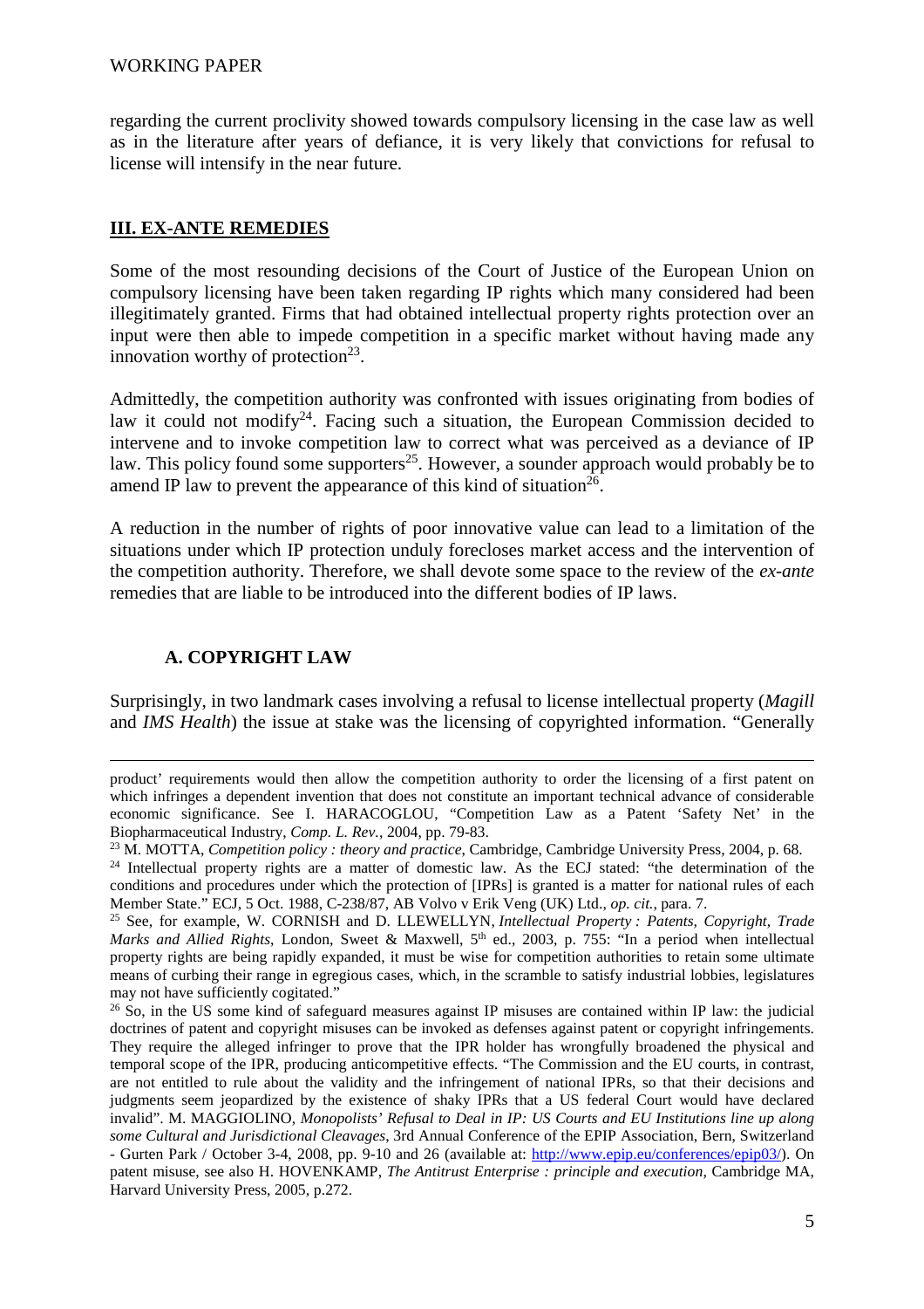regarding the current proclivity showed towards compulsory licensing in the case law as well as in the literature after years of defiance, it is very likely that convictions for refusal to license will intensify in the near future.

## III. EX-ANTE REMEDIES

Some of the most resounding decisions of the Court of Justice of the European Union on compulsory licensing have been taken regarding IP rights which many considered had been illegitimately granted. Firms that had obtained intellectual property rights protection over an input were then able to impede competition in a specific market without having made any innovation worthy of protection[23].

Admittedly, the competition authority was confronted with issues originating from bodies of law it could not modify[24]. Facing such a situation, the European Commission decided to intervene and to invoke competition law to correct what was perceived as a deviance of IP law. This policy found some supporters[25]. However, a sounder approach would probably be to amend IP law to prevent the appearance of this kind of situation[26].

A reduction in the number of rights of poor innovative value can lead to a limitation of the situations under which IP protection unduly forecloses market access and the intervention of the competition authority. Therefore, we shall devote some space to the review of the *ex-ante* remedies that are liable to be introduced into the different bodies of IP laws.

### A. COPYRIGHT LAW

Surprisingly, in two landmark cases involving a refusal to license intellectual property (*Magill* and *IMS Health*) the issue at stake was the licensing of copyrighted information. "Generally

---

product' requirements would then allow the competition authority to order the licensing of a first patent on which infringes a dependent invention that does not constitute an important technical advance of considerable economic significance. See I. HARACOGLOU, "Competition Law as a Patent 'Safety Net' in the Biopharmaceutical Industry, *Comp. L. Rev.*, 2004, pp. 79-83.

[23] M. MOTTA, *Competition policy : theory and practice*, Cambridge, Cambridge University Press, 2004, p. 68.

[24] Intellectual property rights are a matter of domestic law. As the ECJ stated: "the determination of the conditions and procedures under which the protection of [IPRs] is granted is a matter for national rules of each Member State." ECJ, 5 Oct. 1988, C-238/87, AB Volvo v Erik Veng (UK) Ltd., *op. cit.,* para. 7.

[25] See, for example, W. CORNISH and D. LLEWELLYN, *Intellectual Property : Patents, Copyright, Trade Marks and Allied Rights*, London, Sweet & Maxwell, 5th ed., 2003, p. 755: "In a period when intellectual property rights are being rapidly expanded, it must be wise for competition authorities to retain some ultimate means of curbing their range in egregious cases, which, in the scramble to satisfy industrial lobbies, legislatures may not have sufficiently cogitated."

[26] So, in the US some kind of safeguard measures against IP misuses are contained within IP law: the judicial doctrines of patent and copyright misuses can be invoked as defenses against patent or copyright infringements. They require the alleged infringer to prove that the IPR holder has wrongfully broadened the physical and temporal scope of the IPR, producing anticompetitive effects. "The Commission and the EU courts, in contrast, are not entitled to rule about the validity and the infringement of national IPRs, so that their decisions and judgments seem jeopardized by the existence of shaky IPRs that a US federal Court would have declared invalid". M. MAGGIOLINO, *Monopolists' Refusal to Deal in IP: US Courts and EU Institutions line up along some Cultural and Jurisdictional Cleavages*, 3rd Annual Conference of the EPIP Association, Bern, Switzerland - Gurten Park / October 3-4, 2008, pp. 9-10 and 26 (available at: http://www.epip.eu/conferences/epip03/). On patent misuse, see also H. HOVENKAMP, *The Antitrust Enterprise : principle and execution*, Cambridge MA, Harvard University Press, 2005, p.272.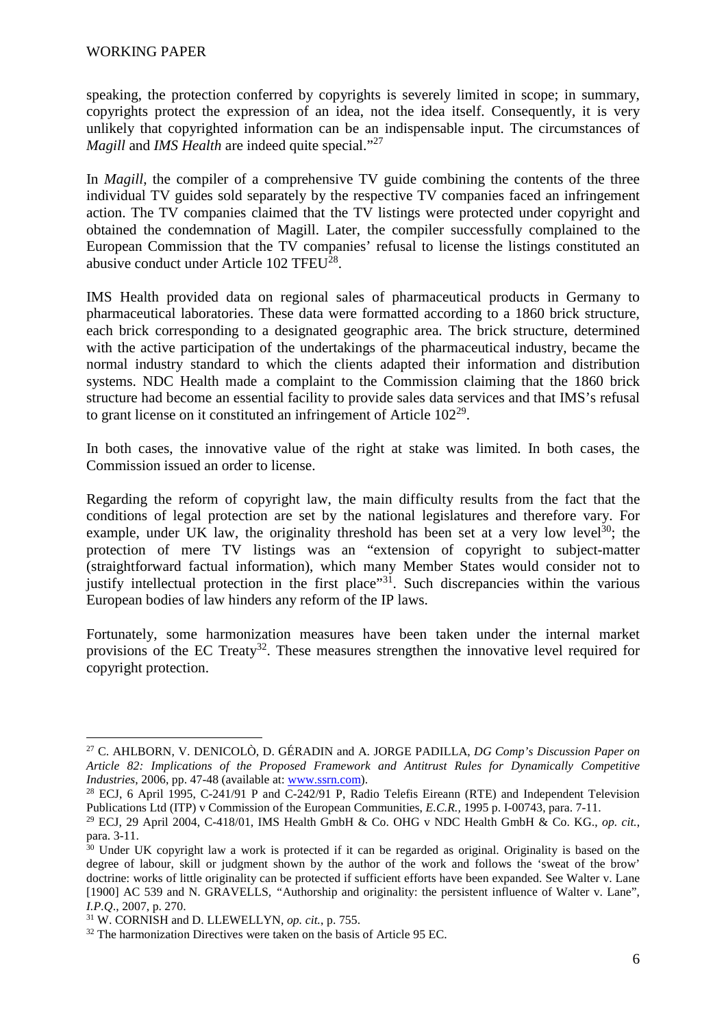speaking, the protection conferred by copyrights is severely limited in scope; in summary, copyrights protect the expression of an idea, not the idea itself. Consequently, it is very unlikely that copyrighted information can be an indispensable input. The circumstances of *Magill* and *IMS Health* are indeed quite special."[27]

In *Magill*, the compiler of a comprehensive TV guide combining the contents of the three individual TV guides sold separately by the respective TV companies faced an infringement action. The TV companies claimed that the TV listings were protected under copyright and obtained the condemnation of Magill. Later, the compiler successfully complained to the European Commission that the TV companies' refusal to license the listings constituted an abusive conduct under Article 102 TFEU[28].

IMS Health provided data on regional sales of pharmaceutical products in Germany to pharmaceutical laboratories. These data were formatted according to a 1860 brick structure, each brick corresponding to a designated geographic area. The brick structure, determined with the active participation of the undertakings of the pharmaceutical industry, became the normal industry standard to which the clients adapted their information and distribution systems. NDC Health made a complaint to the Commission claiming that the 1860 brick structure had become an essential facility to provide sales data services and that IMS's refusal to grant license on it constituted an infringement of Article 102[29].

In both cases, the innovative value of the right at stake was limited. In both cases, the Commission issued an order to license.

Regarding the reform of copyright law, the main difficulty results from the fact that the conditions of legal protection are set by the national legislatures and therefore vary. For example, under UK law, the originality threshold has been set at a very low level[30]; the protection of mere TV listings was an "extension of copyright to subject-matter (straightforward factual information), which many Member States would consider not to justify intellectual protection in the first place"[31]. Such discrepancies within the various European bodies of law hinders any reform of the IP laws.

Fortunately, some harmonization measures have been taken under the internal market provisions of the EC Treaty[32]. These measures strengthen the innovative level required for copyright protection.

---

[27] C. AHLBORN, V. DENICOLÒ, D. GÉRADIN and A. JORGE PADILLA, *DG Comp's Discussion Paper on Article 82: Implications of the Proposed Framework and Antitrust Rules for Dynamically Competitive Industries*, 2006, pp. 47-48 (available at: www.ssrn.com).

[28] ECJ, 6 April 1995, C-241/91 P and C-242/91 P, Radio Telefis Eireann (RTE) and Independent Television Publications Ltd (ITP) v Commission of the European Communities, *E.C.R.*, 1995 p. I-00743, para. 7-11.

[29] ECJ, 29 April 2004, C-418/01, IMS Health GmbH & Co. OHG v NDC Health GmbH & Co. KG., *op. cit.*, para. 3-11.

[30] Under UK copyright law a work is protected if it can be regarded as original. Originality is based on the degree of labour, skill or judgment shown by the author of the work and follows the 'sweat of the brow' doctrine: works of little originality can be protected if sufficient efforts have been expanded. See Walter v. Lane [1900] AC 539 and N. GRAVELLS, "Authorship and originality: the persistent influence of Walter v. Lane", *I.P.Q.*, 2007, p. 270.

[31] W. CORNISH and D. LLEWELLYN, *op. cit.*, p. 755.

[32] The harmonization Directives were taken on the basis of Article 95 EC.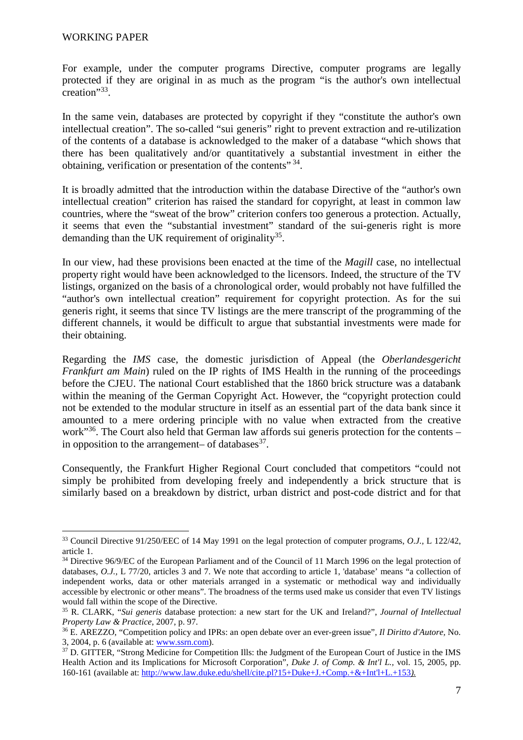For example, under the computer programs Directive, computer programs are legally protected if they are original in as much as the program "is the author's own intellectual creation"[33].

In the same vein, databases are protected by copyright if they "constitute the author's own intellectual creation". The so-called "sui generis" right to prevent extraction and re-utilization of the contents of a database is acknowledged to the maker of a database "which shows that there has been qualitatively and/or quantitatively a substantial investment in either the obtaining, verification or presentation of the contents" [34].

It is broadly admitted that the introduction within the database Directive of the "author's own intellectual creation" criterion has raised the standard for copyright, at least in common law countries, where the "sweat of the brow" criterion confers too generous a protection. Actually, it seems that even the "substantial investment" standard of the sui-generis right is more demanding than the UK requirement of originality[35].

In our view, had these provisions been enacted at the time of the *Magill* case, no intellectual property right would have been acknowledged to the licensors. Indeed, the structure of the TV listings, organized on the basis of a chronological order, would probably not have fulfilled the "author's own intellectual creation" requirement for copyright protection. As for the sui generis right, it seems that since TV listings are the mere transcript of the programming of the different channels, it would be difficult to argue that substantial investments were made for their obtaining.

Regarding the *IMS* case, the domestic jurisdiction of Appeal (the *Oberlandesgericht Frankfurt am Main*) ruled on the IP rights of IMS Health in the running of the proceedings before the CJEU. The national Court established that the 1860 brick structure was a databank within the meaning of the German Copyright Act. However, the "copyright protection could not be extended to the modular structure in itself as an essential part of the data bank since it amounted to a mere ordering principle with no value when extracted from the creative work"[36]. The Court also held that German law affords sui generis protection for the contents – in opposition to the arrangement– of databases[37].

Consequently, the Frankfurt Higher Regional Court concluded that competitors "could not simply be prohibited from developing freely and independently a brick structure that is similarly based on a breakdown by district, urban district and post-code district and for that

---

[33] Council Directive 91/250/EEC of 14 May 1991 on the legal protection of computer programs, *O.J.*, L 122/42, article 1.

[34] Directive 96/9/EC of the European Parliament and of the Council of 11 March 1996 on the legal protection of databases, *O.J.*, L 77/20, articles 3 and 7. We note that according to article 1, 'database' means "a collection of independent works, data or other materials arranged in a systematic or methodical way and individually accessible by electronic or other means". The broadness of the terms used make us consider that even TV listings would fall within the scope of the Directive.

[35] R. CLARK, "*Sui generis* database protection: a new start for the UK and Ireland?", *Journal of Intellectual Property Law & Practice*, 2007, p. 97.

[36] E. AREZZO, "Competition policy and IPRs: an open debate over an ever-green issue", *Il Diritto d'Autore*, No. 3, 2004, p. 6 (available at: www.ssrn.com).

[37] D. GITTER, "Strong Medicine for Competition Ills: the Judgment of the European Court of Justice in the IMS Health Action and its Implications for Microsoft Corporation", *Duke J. of Comp. & Int'l L.*, vol. 15, 2005, pp. 160-161 (available at: http://www.law.duke.edu/shell/cite.pl?15+Duke+J.+Comp.+&+Int'l+L.+153).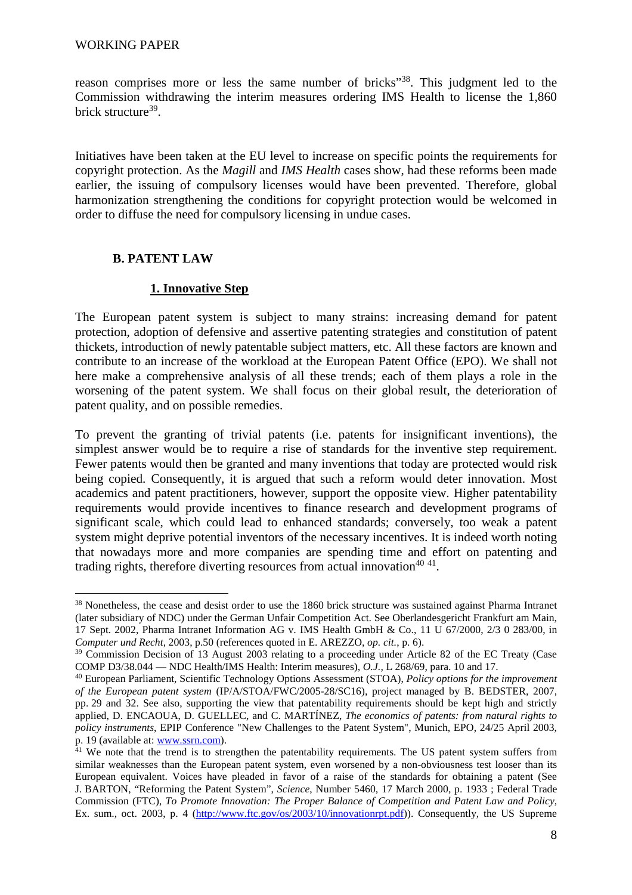reason comprises more or less the same number of bricks"[38]. This judgment led to the Commission withdrawing the interim measures ordering IMS Health to license the 1,860 brick structure[39].

Initiatives have been taken at the EU level to increase on specific points the requirements for copyright protection. As the *Magill* and *IMS Health* cases show, had these reforms been made earlier, the issuing of compulsory licenses would have been prevented. Therefore, global harmonization strengthening the conditions for copyright protection would be welcomed in order to diffuse the need for compulsory licensing in undue cases.

### B. PATENT LAW

#### 1. Innovative Step

The European patent system is subject to many strains: increasing demand for patent protection, adoption of defensive and assertive patenting strategies and constitution of patent thickets, introduction of newly patentable subject matters, etc. All these factors are known and contribute to an increase of the workload at the European Patent Office (EPO). We shall not here make a comprehensive analysis of all these trends; each of them plays a role in the worsening of the patent system. We shall focus on their global result, the deterioration of patent quality, and on possible remedies.

To prevent the granting of trivial patents (i.e. patents for insignificant inventions), the simplest answer would be to require a rise of standards for the inventive step requirement. Fewer patents would then be granted and many inventions that today are protected would risk being copied. Consequently, it is argued that such a reform would deter innovation. Most academics and patent practitioners, however, support the opposite view. Higher patentability requirements would provide incentives to finance research and development programs of significant scale, which could lead to enhanced standards; conversely, too weak a patent system might deprive potential inventors of the necessary incentives. It is indeed worth noting that nowadays more and more companies are spending time and effort on patenting and trading rights, therefore diverting resources from actual innovation[40] [41].

---

[38] Nonetheless, the cease and desist order to use the 1860 brick structure was sustained against Pharma Intranet (later subsidiary of NDC) under the German Unfair Competition Act. See Oberlandesgericht Frankfurt am Main, 17 Sept. 2002, Pharma Intranet Information AG v. IMS Health GmbH & Co., 11 U 67/2000, 2/3 0 283/00, in *Computer und Recht*, 2003, p.50 (references quoted in E. AREZZO, *op. cit.*, p. 6).

[39] Commission Decision of 13 August 2003 relating to a proceeding under Article 82 of the EC Treaty (Case COMP D3/38.044 — NDC Health/IMS Health: Interim measures), *O.J.*, L 268/69, para. 10 and 17.

[40] European Parliament, Scientific Technology Options Assessment (STOA), *Policy options for the improvement of the European patent system* (IP/A/STOA/FWC/2005-28/SC16), project managed by B. BEDSTER, 2007, pp. 29 and 32. See also, supporting the view that patentability requirements should be kept high and strictly applied, D. ENCAOUA, D. GUELLEC, and C. MARTÍNEZ, *The economics of patents: from natural rights to policy instruments*, EPIP Conference "New Challenges to the Patent System", Munich, EPO, 24/25 April 2003, p. 19 (available at: www.ssrn.com).

[41] We note that the trend is to strengthen the patentability requirements. The US patent system suffers from similar weaknesses than the European patent system, even worsened by a non-obviousness test looser than its European equivalent. Voices have pleaded in favor of a raise of the standards for obtaining a patent (See J. BARTON, "Reforming the Patent System", *Science*, Number 5460, 17 March 2000, p. 1933 ; Federal Trade Commission (FTC), *To Promote Innovation: The Proper Balance of Competition and Patent Law and Policy*, Ex. sum., oct. 2003, p. 4 (http://www.ftc.gov/os/2003/10/innovationrpt.pdf)). Consequently, the US Supreme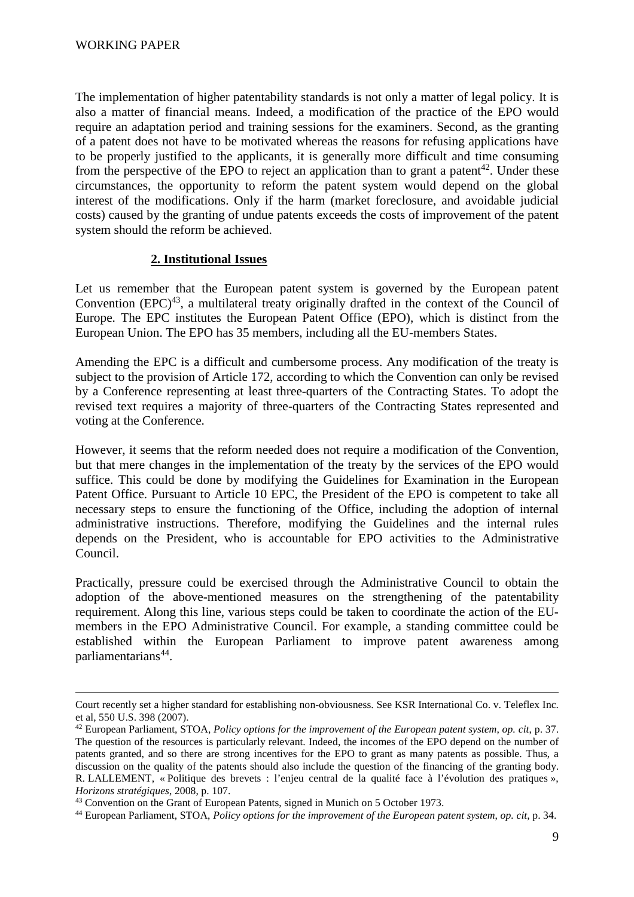The implementation of higher patentability standards is not only a matter of legal policy. It is also a matter of financial means. Indeed, a modification of the practice of the EPO would require an adaptation period and training sessions for the examiners. Second, as the granting of a patent does not have to be motivated whereas the reasons for refusing applications have to be properly justified to the applicants, it is generally more difficult and time consuming from the perspective of the EPO to reject an application than to grant a patent[42]. Under these circumstances, the opportunity to reform the patent system would depend on the global interest of the modifications. Only if the harm (market foreclosure, and avoidable judicial costs) caused by the granting of undue patents exceeds the costs of improvement of the patent system should the reform be achieved.

## 2. Institutional Issues

Let us remember that the European patent system is governed by the European patent Convention (EPC)[43], a multilateral treaty originally drafted in the context of the Council of Europe. The EPC institutes the European Patent Office (EPO), which is distinct from the European Union. The EPO has 35 members, including all the EU-members States.

Amending the EPC is a difficult and cumbersome process. Any modification of the treaty is subject to the provision of Article 172, according to which the Convention can only be revised by a Conference representing at least three-quarters of the Contracting States. To adopt the revised text requires a majority of three-quarters of the Contracting States represented and voting at the Conference.

However, it seems that the reform needed does not require a modification of the Convention, but that mere changes in the implementation of the treaty by the services of the EPO would suffice. This could be done by modifying the Guidelines for Examination in the European Patent Office. Pursuant to Article 10 EPC, the President of the EPO is competent to take all necessary steps to ensure the functioning of the Office, including the adoption of internal administrative instructions. Therefore, modifying the Guidelines and the internal rules depends on the President, who is accountable for EPO activities to the Administrative Council.

Practically, pressure could be exercised through the Administrative Council to obtain the adoption of the above-mentioned measures on the strengthening of the patentability requirement. Along this line, various steps could be taken to coordinate the action of the EU-members in the EPO Administrative Council. For example, a standing committee could be established within the European Parliament to improve patent awareness among parliamentarians[44].

---

Court recently set a higher standard for establishing non-obviousness. See KSR International Co. v. Teleflex Inc. et al, 550 U.S. 398 (2007).

[42] European Parliament, STOA, *Policy options for the improvement of the European patent system*, *op. cit*, p. 37. The question of the resources is particularly relevant. Indeed, the incomes of the EPO depend on the number of patents granted, and so there are strong incentives for the EPO to grant as many patents as possible. Thus, a discussion on the quality of the patents should also include the question of the financing of the granting body. R. LALLEMENT, « Politique des brevets : l'enjeu central de la qualité face à l'évolution des pratiques », *Horizons stratégiques*, 2008, p. 107.

[43] Convention on the Grant of European Patents, signed in Munich on 5 October 1973.

[44] European Parliament, STOA, *Policy options for the improvement of the European patent system*, *op. cit*, p. 34.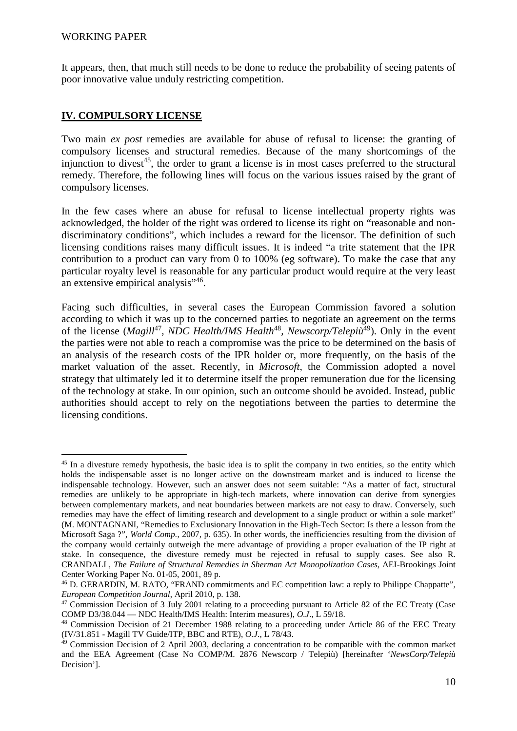It appears, then, that much still needs to be done to reduce the probability of seeing patents of poor innovative value unduly restricting competition.

## **IV. COMPULSORY LICENSE**

Two main *ex post* remedies are available for abuse of refusal to license: the granting of compulsory licenses and structural remedies. Because of the many shortcomings of the injunction to divest[45], the order to grant a license is in most cases preferred to the structural remedy. Therefore, the following lines will focus on the various issues raised by the grant of compulsory licenses.

In the few cases where an abuse for refusal to license intellectual property rights was acknowledged, the holder of the right was ordered to license its right on "reasonable and non-discriminatory conditions", which includes a reward for the licensor. The definition of such licensing conditions raises many difficult issues. It is indeed "a trite statement that the IPR contribution to a product can vary from 0 to 100% (eg software). To make the case that any particular royalty level is reasonable for any particular product would require at the very least an extensive empirical analysis"[46].

Facing such difficulties, in several cases the European Commission favored a solution according to which it was up to the concerned parties to negotiate an agreement on the terms of the license (*Magill*[47], *NDC Health/IMS Health*[48], *Newscorp/Telepiù*[49]). Only in the event the parties were not able to reach a compromise was the price to be determined on the basis of an analysis of the research costs of the IPR holder or, more frequently, on the basis of the market valuation of the asset. Recently, in *Microsoft*, the Commission adopted a novel strategy that ultimately led it to determine itself the proper remuneration due for the licensing of the technology at stake. In our opinion, such an outcome should be avoided. Instead, public authorities should accept to rely on the negotiations between the parties to determine the licensing conditions.

---

[45] In a divesture remedy hypothesis, the basic idea is to split the company in two entities, so the entity which holds the indispensable asset is no longer active on the downstream market and is induced to license the indispensable technology. However, such an answer does not seem suitable: "As a matter of fact, structural remedies are unlikely to be appropriate in high-tech markets, where innovation can derive from synergies between complementary markets, and neat boundaries between markets are not easy to draw. Conversely, such remedies may have the effect of limiting research and development to a single product or within a sole market" (M. MONTAGNANI, "Remedies to Exclusionary Innovation in the High-Tech Sector: Is there a lesson from the Microsoft Saga ?", *World Comp.*, 2007, p. 635). In other words, the inefficiencies resulting from the division of the company would certainly outweigh the mere advantage of providing a proper evaluation of the IP right at stake. In consequence, the divesture remedy must be rejected in refusal to supply cases. See also R. CRANDALL, *The Failure of Structural Remedies in Sherman Act Monopolization Cases*, AEI-Brookings Joint Center Working Paper No. 01-05, 2001, 89 p.

[46] D. GERARDIN, M. RATO, "FRAND commitments and EC competition law: a reply to Philippe Chappatte", *European Competition Journal*, April 2010, p. 138.

[47] Commission Decision of 3 July 2001 relating to a proceeding pursuant to Article 82 of the EC Treaty (Case COMP D3/38.044 — NDC Health/IMS Health: Interim measures), *O.J.*, L 59/18.

[48] Commission Decision of 21 December 1988 relating to a proceeding under Article 86 of the EEC Treaty (IV/31.851 - Magill TV Guide/ITP, BBC and RTE), *O.J.*, L 78/43.

[49] Commission Decision of 2 April 2003, declaring a concentration to be compatible with the common market and the EEA Agreement (Case No COMP/M. 2876 Newscorp / Telepiù) [hereinafter '*NewsCorp/Telepiù* Decision'].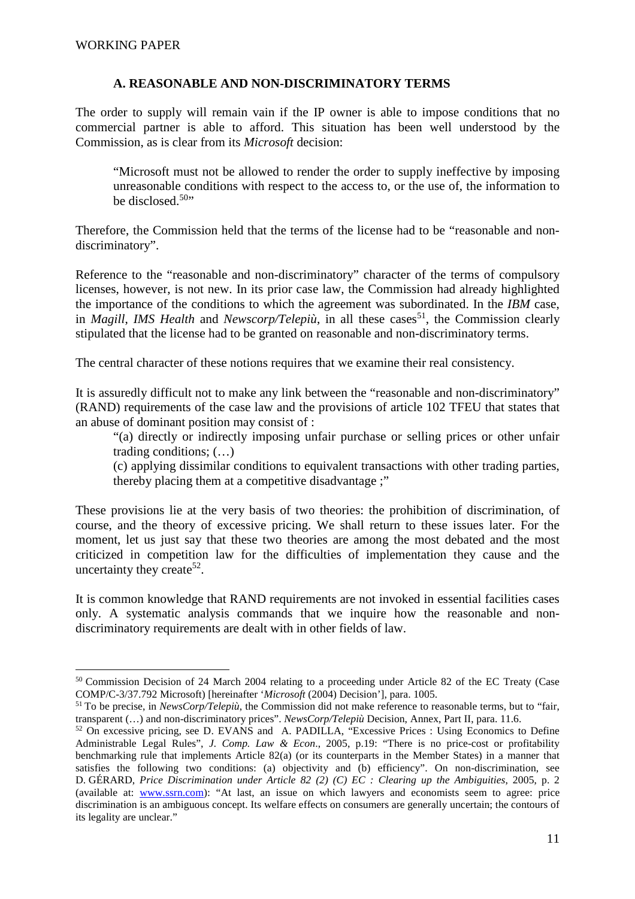### A. REASONABLE AND NON-DISCRIMINATORY TERMS

The order to supply will remain vain if the IP owner is able to impose conditions that no commercial partner is able to afford. This situation has been well understood by the Commission, as is clear from its *Microsoft* decision:

> "Microsoft must not be allowed to render the order to supply ineffective by imposing unreasonable conditions with respect to the access to, or the use of, the information to be disclosed.[50]"

Therefore, the Commission held that the terms of the license had to be "reasonable and non-discriminatory".

Reference to the "reasonable and non-discriminatory" character of the terms of compulsory licenses, however, is not new. In its prior case law, the Commission had already highlighted the importance of the conditions to which the agreement was subordinated. In the *IBM* case, in *Magill*, *IMS Health* and *Newscorp/Telepiù*, in all these cases[51], the Commission clearly stipulated that the license had to be granted on reasonable and non-discriminatory terms.

The central character of these notions requires that we examine their real consistency.

It is assuredly difficult not to make any link between the "reasonable and non-discriminatory" (RAND) requirements of the case law and the provisions of article 102 TFEU that states that an abuse of dominant position may consist of :

> "(a) directly or indirectly imposing unfair purchase or selling prices or other unfair trading conditions; (…)
>
> (c) applying dissimilar conditions to equivalent transactions with other trading parties, thereby placing them at a competitive disadvantage ;"

These provisions lie at the very basis of two theories: the prohibition of discrimination, of course, and the theory of excessive pricing. We shall return to these issues later. For the moment, let us just say that these two theories are among the most debated and the most criticized in competition law for the difficulties of implementation they cause and the uncertainty they create[52].

It is common knowledge that RAND requirements are not invoked in essential facilities cases only. A systematic analysis commands that we inquire how the reasonable and non-discriminatory requirements are dealt with in other fields of law.

---

[50] Commission Decision of 24 March 2004 relating to a proceeding under Article 82 of the EC Treaty (Case COMP/C-3/37.792 Microsoft) [hereinafter '*Microsoft* (2004) Decision'], para. 1005.

[51] To be precise, in *NewsCorp/Telepiù*, the Commission did not make reference to reasonable terms, but to "fair, transparent (…) and non-discriminatory prices". *NewsCorp/Telepiù* Decision, Annex, Part II, para. 11.6.

[52] On excessive pricing, see D. EVANS and A. PADILLA, "Excessive Prices : Using Economics to Define Administrable Legal Rules", *J. Comp. Law & Econ*., 2005, p.19: "There is no price-cost or profitability benchmarking rule that implements Article 82(a) (or its counterparts in the Member States) in a manner that satisfies the following two conditions: (a) objectivity and (b) efficiency". On non-discrimination, see D. GÉRARD, *Price Discrimination under Article 82 (2) (C) EC : Clearing up the Ambiguities*, 2005, p. 2 (available at: www.ssrn.com): "At last, an issue on which lawyers and economists seem to agree: price discrimination is an ambiguous concept. Its welfare effects on consumers are generally uncertain; the contours of its legality are unclear."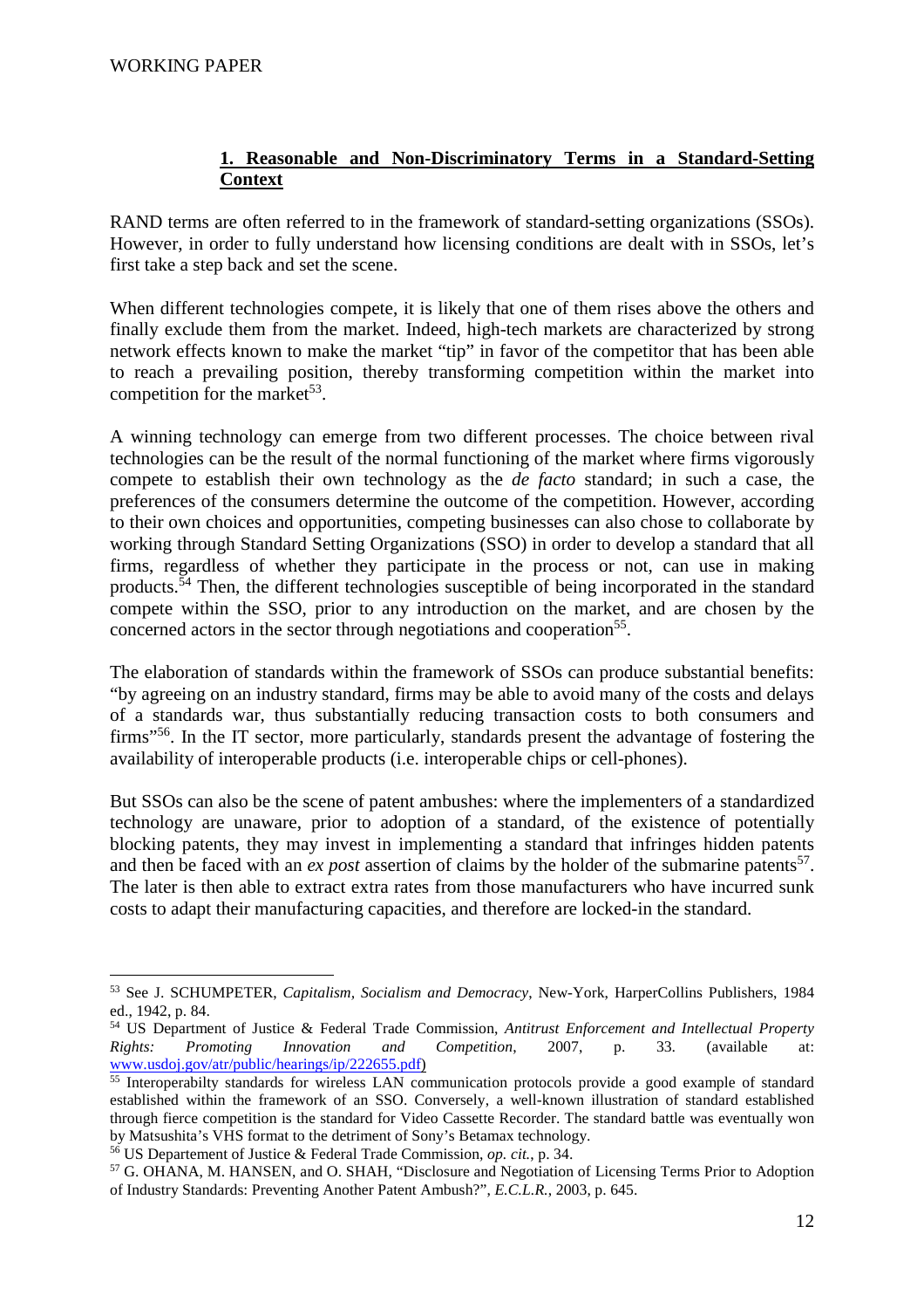## **1. Reasonable and Non-Discriminatory Terms in a Standard-Setting Context**

RAND terms are often referred to in the framework of standard-setting organizations (SSOs). However, in order to fully understand how licensing conditions are dealt with in SSOs, let's first take a step back and set the scene.

When different technologies compete, it is likely that one of them rises above the others and finally exclude them from the market. Indeed, high-tech markets are characterized by strong network effects known to make the market "tip" in favor of the competitor that has been able to reach a prevailing position, thereby transforming competition within the market into competition for the market[53].

A winning technology can emerge from two different processes. The choice between rival technologies can be the result of the normal functioning of the market where firms vigorously compete to establish their own technology as the *de facto* standard; in such a case, the preferences of the consumers determine the outcome of the competition. However, according to their own choices and opportunities, competing businesses can also chose to collaborate by working through Standard Setting Organizations (SSO) in order to develop a standard that all firms, regardless of whether they participate in the process or not, can use in making products.[54] Then, the different technologies susceptible of being incorporated in the standard compete within the SSO, prior to any introduction on the market, and are chosen by the concerned actors in the sector through negotiations and cooperation[55].

The elaboration of standards within the framework of SSOs can produce substantial benefits: "by agreeing on an industry standard, firms may be able to avoid many of the costs and delays of a standards war, thus substantially reducing transaction costs to both consumers and firms"[56]. In the IT sector, more particularly, standards present the advantage of fostering the availability of interoperable products (i.e. interoperable chips or cell-phones).

But SSOs can also be the scene of patent ambushes: where the implementers of a standardized technology are unaware, prior to adoption of a standard, of the existence of potentially blocking patents, they may invest in implementing a standard that infringes hidden patents and then be faced with an *ex post* assertion of claims by the holder of the submarine patents[57]. The later is then able to extract extra rates from those manufacturers who have incurred sunk costs to adapt their manufacturing capacities, and therefore are locked-in the standard.

---

[53] See J. SCHUMPETER, *Capitalism, Socialism and Democracy*, New-York, HarperCollins Publishers, 1984 ed., 1942, p. 84.

[54] US Department of Justice & Federal Trade Commission, *Antitrust Enforcement and Intellectual Property Rights: Promoting Innovation and Competition*, 2007, p. 33. (available at: www.usdoj.gov/atr/public/hearings/ip/222655.pdf)

[55] Interoperabilty standards for wireless LAN communication protocols provide a good example of standard established within the framework of an SSO. Conversely, a well-known illustration of standard established through fierce competition is the standard for Video Cassette Recorder. The standard battle was eventually won by Matsushita's VHS format to the detriment of Sony's Betamax technology.

[56] US Departement of Justice & Federal Trade Commission, *op. cit.*, p. 34.

[57] G. OHANA, M. HANSEN, and O. SHAH, "Disclosure and Negotiation of Licensing Terms Prior to Adoption of Industry Standards: Preventing Another Patent Ambush?", *E.C.L.R.*, 2003, p. 645.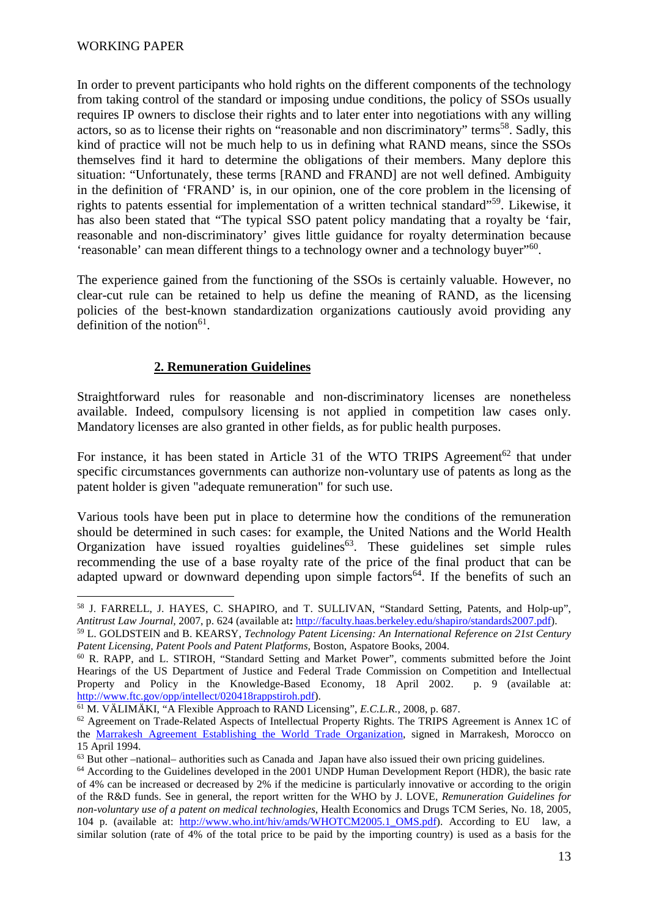In order to prevent participants who hold rights on the different components of the technology from taking control of the standard or imposing undue conditions, the policy of SSOs usually requires IP owners to disclose their rights and to later enter into negotiations with any willing actors, so as to license their rights on "reasonable and non discriminatory" terms[58]. Sadly, this kind of practice will not be much help to us in defining what RAND means, since the SSOs themselves find it hard to determine the obligations of their members. Many deplore this situation: "Unfortunately, these terms [RAND and FRAND] are not well defined. Ambiguity in the definition of 'FRAND' is, in our opinion, one of the core problem in the licensing of rights to patents essential for implementation of a written technical standard"[59]. Likewise, it has also been stated that "The typical SSO patent policy mandating that a royalty be 'fair, reasonable and non-discriminatory' gives little guidance for royalty determination because 'reasonable' can mean different things to a technology owner and a technology buyer"[60].

The experience gained from the functioning of the SSOs is certainly valuable. However, no clear-cut rule can be retained to help us define the meaning of RAND, as the licensing policies of the best-known standardization organizations cautiously avoid providing any definition of the notion[61].

## 2. Remuneration Guidelines

Straightforward rules for reasonable and non-discriminatory licenses are nonetheless available. Indeed, compulsory licensing is not applied in competition law cases only. Mandatory licenses are also granted in other fields, as for public health purposes.

For instance, it has been stated in Article 31 of the WTO TRIPS Agreement[62] that under specific circumstances governments can authorize non-voluntary use of patents as long as the patent holder is given "adequate remuneration" for such use.

Various tools have been put in place to determine how the conditions of the remuneration should be determined in such cases: for example, the United Nations and the World Health Organization have issued royalties guidelines[63]. These guidelines set simple rules recommending the use of a base royalty rate of the price of the final product that can be adapted upward or downward depending upon simple factors[64]. If the benefits of such an

---

[58] J. FARRELL, J. HAYES, C. SHAPIRO, and T. SULLIVAN, "Standard Setting, Patents, and Holp-up", *Antitrust Law Journal,* 2007, p. 624 (available at**:** http://faculty.haas.berkeley.edu/shapiro/standards2007.pdf).

[59] L. GOLDSTEIN and B. KEARSY*, Technology Patent Licensing: An International Reference on 21st Century Patent Licensing, Patent Pools and Patent Platforms*, Boston, Aspatore Books, 2004.

[60] R. RAPP, and L. STIROH, "Standard Setting and Market Power", comments submitted before the Joint Hearings of the US Department of Justice and Federal Trade Commission on Competition and Intellectual Property and Policy in the Knowledge-Based Economy, 18 April 2002. p. 9 (available at: http://www.ftc.gov/opp/intellect/020418rappstiroh.pdf).

[61] M. VÄLIMÄKI, "A Flexible Approach to RAND Licensing", *E.C.L.R.*, 2008, p. 687.

[62] Agreement on Trade-Related Aspects of Intellectual Property Rights. The TRIPS Agreement is Annex 1C of the Marrakesh Agreement Establishing the World Trade Organization, signed in Marrakesh, Morocco on 15 April 1994.

[63] But other –national– authorities such as Canada and Japan have also issued their own pricing guidelines.

[64] According to the Guidelines developed in the 2001 UNDP Human Development Report (HDR), the basic rate of 4% can be increased or decreased by 2% if the medicine is particularly innovative or according to the origin of the R&D funds. See in general, the report written for the WHO by J. LOVE, *Remuneration Guidelines for non-voluntary use of a patent on medical technologies*, Health Economics and Drugs TCM Series, No. 18, 2005, 104 p. (available at: http://www.who.int/hiv/amds/WHOTCM2005.1_OMS.pdf). According to EU law, a similar solution (rate of 4% of the total price to be paid by the importing country) is used as a basis for the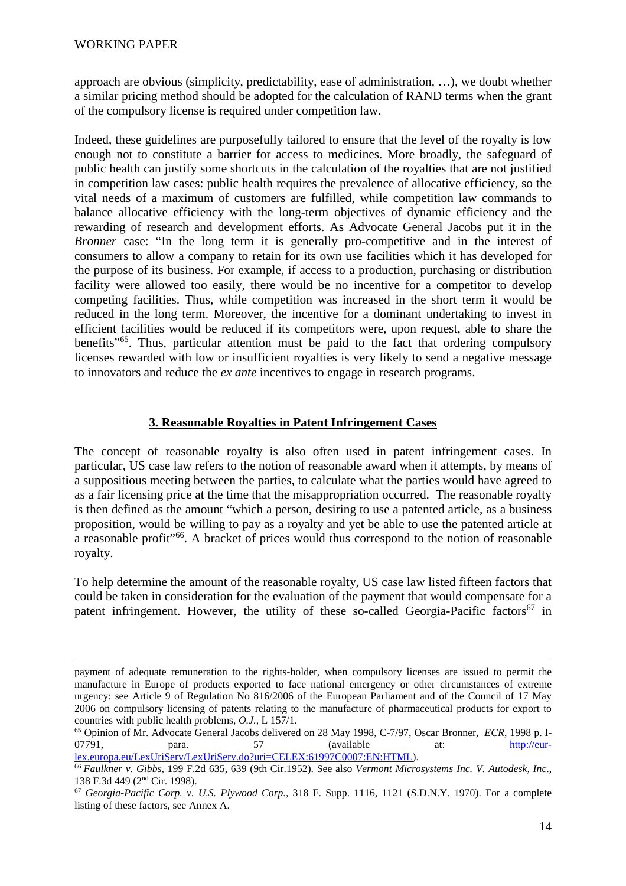approach are obvious (simplicity, predictability, ease of administration, …), we doubt whether a similar pricing method should be adopted for the calculation of RAND terms when the grant of the compulsory license is required under competition law.

Indeed, these guidelines are purposefully tailored to ensure that the level of the royalty is low enough not to constitute a barrier for access to medicines. More broadly, the safeguard of public health can justify some shortcuts in the calculation of the royalties that are not justified in competition law cases: public health requires the prevalence of allocative efficiency, so the vital needs of a maximum of customers are fulfilled, while competition law commands to balance allocative efficiency with the long-term objectives of dynamic efficiency and the rewarding of research and development efforts. As Advocate General Jacobs put it in the *Bronner* case: "In the long term it is generally pro-competitive and in the interest of consumers to allow a company to retain for its own use facilities which it has developed for the purpose of its business. For example, if access to a production, purchasing or distribution facility were allowed too easily, there would be no incentive for a competitor to develop competing facilities. Thus, while competition was increased in the short term it would be reduced in the long term. Moreover, the incentive for a dominant undertaking to invest in efficient facilities would be reduced if its competitors were, upon request, able to share the benefits"[65]. Thus, particular attention must be paid to the fact that ordering compulsory licenses rewarded with low or insufficient royalties is very likely to send a negative message to innovators and reduce the *ex ante* incentives to engage in research programs.

## 3. Reasonable Royalties in Patent Infringement Cases

The concept of reasonable royalty is also often used in patent infringement cases. In particular, US case law refers to the notion of reasonable award when it attempts, by means of a suppositious meeting between the parties, to calculate what the parties would have agreed to as a fair licensing price at the time that the misappropriation occurred. The reasonable royalty is then defined as the amount "which a person, desiring to use a patented article, as a business proposition, would be willing to pay as a royalty and yet be able to use the patented article at a reasonable profit"[66]. A bracket of prices would thus correspond to the notion of reasonable royalty.

To help determine the amount of the reasonable royalty, US case law listed fifteen factors that could be taken in consideration for the evaluation of the payment that would compensate for a patent infringement. However, the utility of these so-called Georgia-Pacific factors[67] in

---

payment of adequate remuneration to the rights-holder, when compulsory licenses are issued to permit the manufacture in Europe of products exported to face national emergency or other circumstances of extreme urgency: see Article 9 of Regulation No 816/2006 of the European Parliament and of the Council of 17 May 2006 on compulsory licensing of patents relating to the manufacture of pharmaceutical products for export to countries with public health problems, *O.J.*, L 157/1.

[65] Opinion of Mr. Advocate General Jacobs delivered on 28 May 1998, C-7/97, Oscar Bronner, *ECR*, 1998 p. I-07791, para. 57 (available at: http://eur-lex.europa.eu/LexUriServ/LexUriServ.do?uri=CELEX:61997C0007:EN:HTML).

[66] *Faulkner v. Gibbs*, 199 F.2d 635, 639 (9th Cir.1952). See also *Vermont Microsystems Inc. V. Autodesk, Inc.*, 138 F.3d 449 (2nd Cir. 1998).

[67] *Georgia-Pacific Corp. v. U.S. Plywood Corp.*, 318 F. Supp. 1116, 1121 (S.D.N.Y. 1970). For a complete listing of these factors, see Annex A.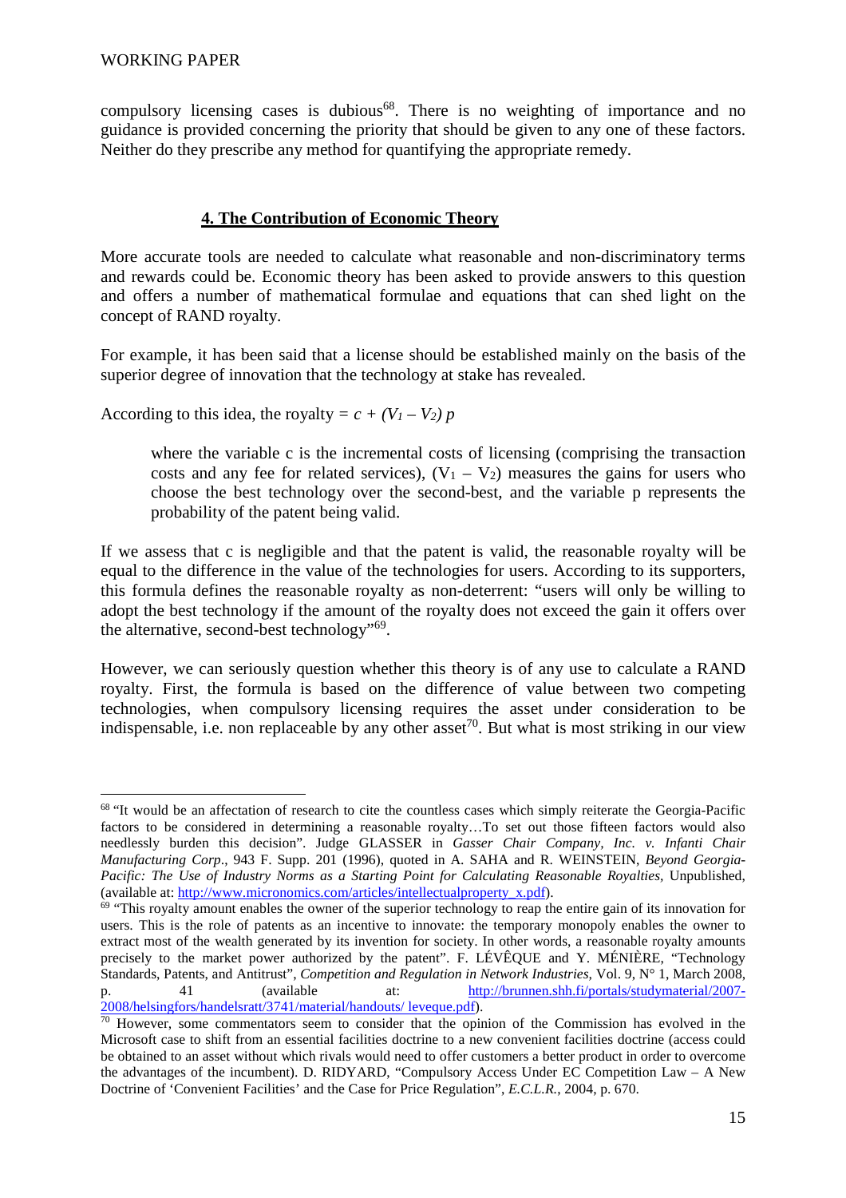compulsory licensing cases is dubious[68]. There is no weighting of importance and no guidance is provided concerning the priority that should be given to any one of these factors. Neither do they prescribe any method for quantifying the appropriate remedy.

## 4. The Contribution of Economic Theory

More accurate tools are needed to calculate what reasonable and non-discriminatory terms and rewards could be. Economic theory has been asked to provide answers to this question and offers a number of mathematical formulae and equations that can shed light on the concept of RAND royalty.

For example, it has been said that a license should be established mainly on the basis of the superior degree of innovation that the technology at stake has revealed.

According to this idea, the royalty = $c + (V_1 - V_2)\, p$

> where the variable c is the incremental costs of licensing (comprising the transaction costs and any fee for related services), $(V_1 - V_2)$ measures the gains for users who choose the best technology over the second-best, and the variable p represents the probability of the patent being valid.

If we assess that c is negligible and that the patent is valid, the reasonable royalty will be equal to the difference in the value of the technologies for users. According to its supporters, this formula defines the reasonable royalty as non-deterrent: "users will only be willing to adopt the best technology if the amount of the royalty does not exceed the gain it offers over the alternative, second-best technology"[69].

However, we can seriously question whether this theory is of any use to calculate a RAND royalty. First, the formula is based on the difference of value between two competing technologies, when compulsory licensing requires the asset under consideration to be indispensable, i.e. non replaceable by any other asset[70]. But what is most striking in our view

---

[68] "It would be an affectation of research to cite the countless cases which simply reiterate the Georgia-Pacific factors to be considered in determining a reasonable royalty…To set out those fifteen factors would also needlessly burden this decision". Judge GLASSER in *Gasser Chair Company, Inc. v. Infanti Chair Manufacturing Corp*., 943 F. Supp. 201 (1996), quoted in A. SAHA and R. WEINSTEIN, *Beyond Georgia-Pacific: The Use of Industry Norms as a Starting Point for Calculating Reasonable Royalties*, Unpublished, (available at: http://www.micronomics.com/articles/intellectualproperty_x.pdf).

[69] "This royalty amount enables the owner of the superior technology to reap the entire gain of its innovation for users. This is the role of patents as an incentive to innovate: the temporary monopoly enables the owner to extract most of the wealth generated by its invention for society. In other words, a reasonable royalty amounts precisely to the market power authorized by the patent". F. LÉVÊQUE and Y. MÉNIÈRE, "Technology Standards, Patents, and Antitrust", *Competition and Regulation in Network Industries*, Vol. 9, N° 1, March 2008, p. 41 (available at: http://brunnen.shh.fi/portals/studymaterial/2007-2008/helsingfors/handelsratt/3741/material/handouts/ leveque.pdf).

[70] However, some commentators seem to consider that the opinion of the Commission has evolved in the Microsoft case to shift from an essential facilities doctrine to a new convenient facilities doctrine (access could be obtained to an asset without which rivals would need to offer customers a better product in order to overcome the advantages of the incumbent). D. RIDYARD, "Compulsory Access Under EC Competition Law – A New Doctrine of 'Convenient Facilities' and the Case for Price Regulation", *E.C.L.R.*, 2004, p. 670.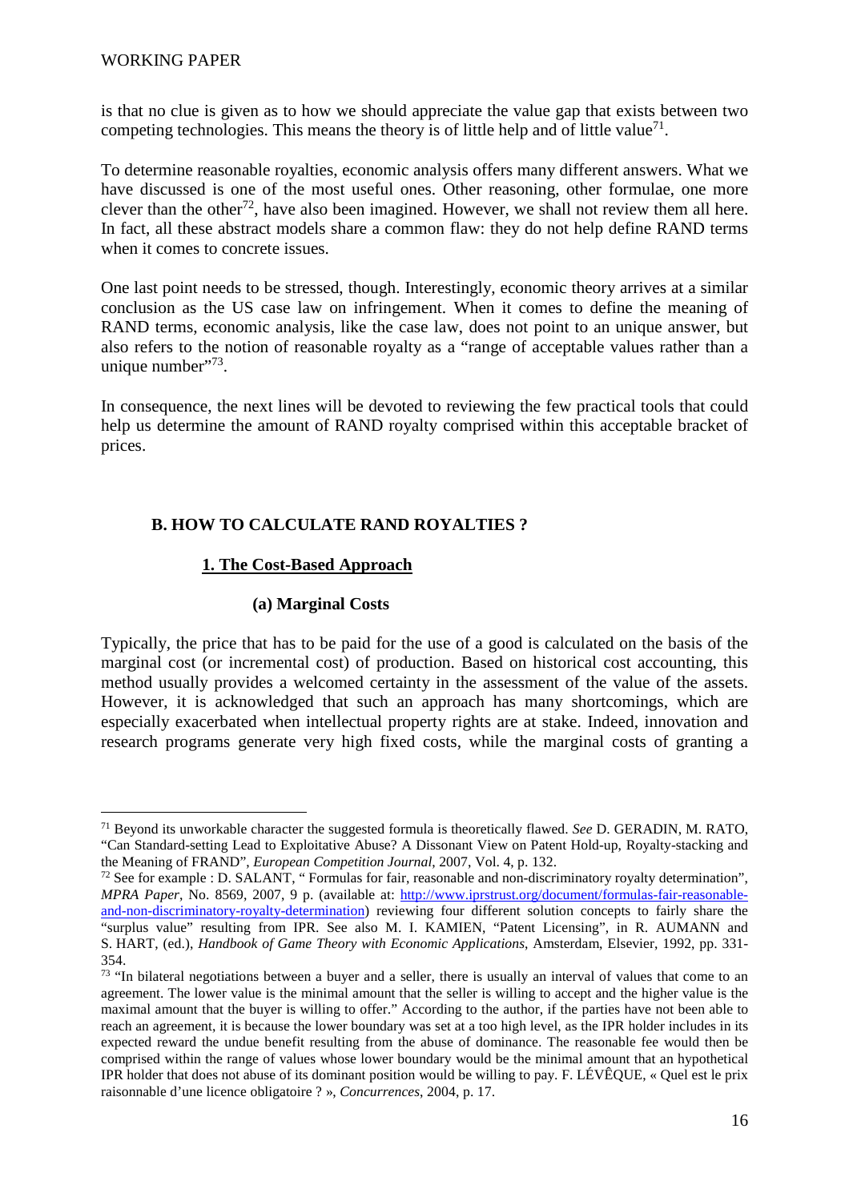is that no clue is given as to how we should appreciate the value gap that exists between two competing technologies. This means the theory is of little help and of little value[71].

To determine reasonable royalties, economic analysis offers many different answers. What we have discussed is one of the most useful ones. Other reasoning, other formulae, one more clever than the other[72], have also been imagined. However, we shall not review them all here. In fact, all these abstract models share a common flaw: they do not help define RAND terms when it comes to concrete issues.

One last point needs to be stressed, though. Interestingly, economic theory arrives at a similar conclusion as the US case law on infringement. When it comes to define the meaning of RAND terms, economic analysis, like the case law, does not point to an unique answer, but also refers to the notion of reasonable royalty as a "range of acceptable values rather than a unique number"[73].

In consequence, the next lines will be devoted to reviewing the few practical tools that could help us determine the amount of RAND royalty comprised within this acceptable bracket of prices.

## B. HOW TO CALCULATE RAND ROYALTIES ?

### 1. The Cost-Based Approach

#### (a) Marginal Costs

Typically, the price that has to be paid for the use of a good is calculated on the basis of the marginal cost (or incremental cost) of production. Based on historical cost accounting, this method usually provides a welcomed certainty in the assessment of the value of the assets. However, it is acknowledged that such an approach has many shortcomings, which are especially exacerbated when intellectual property rights are at stake. Indeed, innovation and research programs generate very high fixed costs, while the marginal costs of granting a

---

[71] Beyond its unworkable character the suggested formula is theoretically flawed. *See* D. GERADIN, M. RATO, "Can Standard-setting Lead to Exploitative Abuse? A Dissonant View on Patent Hold-up, Royalty-stacking and the Meaning of FRAND", *European Competition Journal*, 2007, Vol. 4, p. 132.

[72] See for example : D. SALANT, " Formulas for fair, reasonable and non-discriminatory royalty determination", *MPRA Paper*, No. 8569, 2007, 9 p. (available at: http://www.iprstrust.org/document/formulas-fair-reasonable-and-non-discriminatory-royalty-determination) reviewing four different solution concepts to fairly share the "surplus value" resulting from IPR. See also M. I. KAMIEN, "Patent Licensing", in R. AUMANN and S. HART, (ed.), *Handbook of Game Theory with Economic Applications*, Amsterdam, Elsevier, 1992, pp. 331-354.

[73] "In bilateral negotiations between a buyer and a seller, there is usually an interval of values that come to an agreement. The lower value is the minimal amount that the seller is willing to accept and the higher value is the maximal amount that the buyer is willing to offer." According to the author, if the parties have not been able to reach an agreement, it is because the lower boundary was set at a too high level, as the IPR holder includes in its expected reward the undue benefit resulting from the abuse of dominance. The reasonable fee would then be comprised within the range of values whose lower boundary would be the minimal amount that an hypothetical IPR holder that does not abuse of its dominant position would be willing to pay. F. LÉVÊQUE, « Quel est le prix raisonnable d'une licence obligatoire ? », *Concurrences*, 2004, p. 17.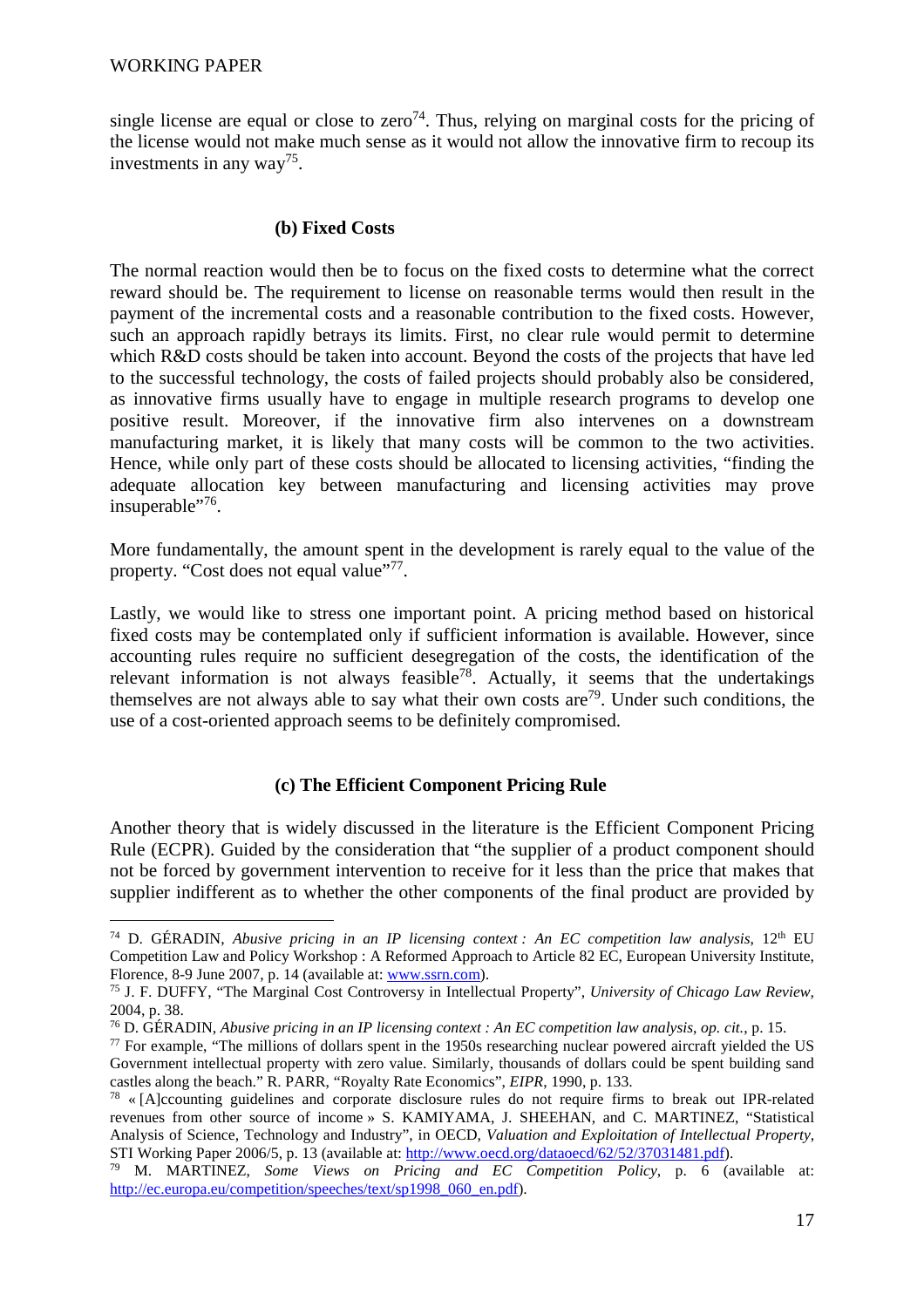single license are equal or close to zero[74]. Thus, relying on marginal costs for the pricing of the license would not make much sense as it would not allow the innovative firm to recoup its investments in any way[75].

### (b) Fixed Costs

The normal reaction would then be to focus on the fixed costs to determine what the correct reward should be. The requirement to license on reasonable terms would then result in the payment of the incremental costs and a reasonable contribution to the fixed costs. However, such an approach rapidly betrays its limits. First, no clear rule would permit to determine which R&D costs should be taken into account. Beyond the costs of the projects that have led to the successful technology, the costs of failed projects should probably also be considered, as innovative firms usually have to engage in multiple research programs to develop one positive result. Moreover, if the innovative firm also intervenes on a downstream manufacturing market, it is likely that many costs will be common to the two activities. Hence, while only part of these costs should be allocated to licensing activities, "finding the adequate allocation key between manufacturing and licensing activities may prove insuperable"[76].

More fundamentally, the amount spent in the development is rarely equal to the value of the property. "Cost does not equal value"[77].

Lastly, we would like to stress one important point. A pricing method based on historical fixed costs may be contemplated only if sufficient information is available. However, since accounting rules require no sufficient desegregation of the costs, the identification of the relevant information is not always feasible[78]. Actually, it seems that the undertakings themselves are not always able to say what their own costs are[79]. Under such conditions, the use of a cost-oriented approach seems to be definitely compromised.

### (c) The Efficient Component Pricing Rule

Another theory that is widely discussed in the literature is the Efficient Component Pricing Rule (ECPR). Guided by the consideration that "the supplier of a product component should not be forced by government intervention to receive for it less than the price that makes that supplier indifferent as to whether the other components of the final product are provided by

---

[74] D. GÉRADIN, *Abusive pricing in an IP licensing context : An EC competition law analysis*, 12th EU Competition Law and Policy Workshop : A Reformed Approach to Article 82 EC, European University Institute, Florence, 8-9 June 2007, p. 14 (available at: www.ssrn.com).

[75] J. F. DUFFY, "The Marginal Cost Controversy in Intellectual Property", *University of Chicago Law Review*, 2004, p. 38.

[76] D. GÉRADIN, *Abusive pricing in an IP licensing context : An EC competition law analysis*, *op. cit.*, p. 15.

[77] For example, "The millions of dollars spent in the 1950s researching nuclear powered aircraft yielded the US Government intellectual property with zero value. Similarly, thousands of dollars could be spent building sand castles along the beach." R. PARR, "Royalty Rate Economics", *EIPR*, 1990, p. 133.

[78] « [A]ccounting guidelines and corporate disclosure rules do not require firms to break out IPR-related revenues from other source of income » S. KAMIYAMA, J. SHEEHAN, and C. MARTINEZ, "Statistical Analysis of Science, Technology and Industry", in OECD, *Valuation and Exploitation of Intellectual Property*, STI Working Paper 2006/5, p. 13 (available at: http://www.oecd.org/dataoecd/62/52/37031481.pdf).

[79] M. MARTINEZ, *Some Views on Pricing and EC Competition Policy*, p. 6 (available at: http://ec.europa.eu/competition/speeches/text/sp1998_060_en.pdf).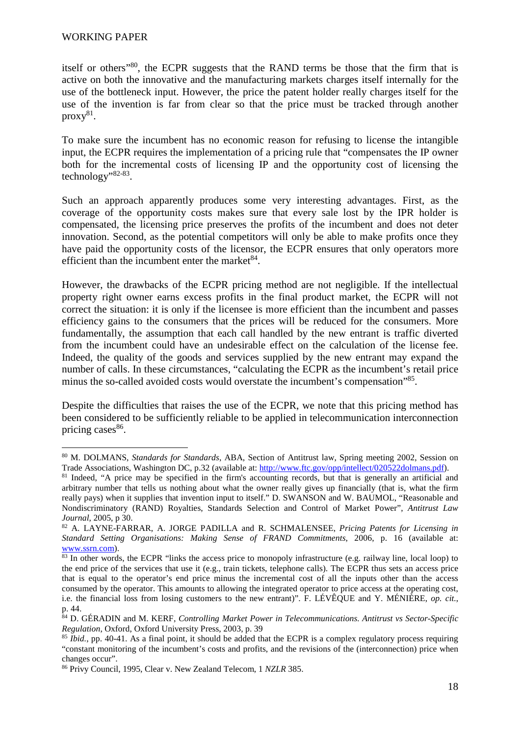itself or others"[80], the ECPR suggests that the RAND terms be those that the firm that is active on both the innovative and the manufacturing markets charges itself internally for the use of the bottleneck input. However, the price the patent holder really charges itself for the use of the invention is far from clear so that the price must be tracked through another proxy[81].

To make sure the incumbent has no economic reason for refusing to license the intangible input, the ECPR requires the implementation of a pricing rule that "compensates the IP owner both for the incremental costs of licensing IP and the opportunity cost of licensing the technology"[82-83].

Such an approach apparently produces some very interesting advantages. First, as the coverage of the opportunity costs makes sure that every sale lost by the IPR holder is compensated, the licensing price preserves the profits of the incumbent and does not deter innovation. Second, as the potential competitors will only be able to make profits once they have paid the opportunity costs of the licensor, the ECPR ensures that only operators more efficient than the incumbent enter the market[84].

However, the drawbacks of the ECPR pricing method are not negligible. If the intellectual property right owner earns excess profits in the final product market, the ECPR will not correct the situation: it is only if the licensee is more efficient than the incumbent and passes efficiency gains to the consumers that the prices will be reduced for the consumers. More fundamentally, the assumption that each call handled by the new entrant is traffic diverted from the incumbent could have an undesirable effect on the calculation of the license fee. Indeed, the quality of the goods and services supplied by the new entrant may expand the number of calls. In these circumstances, "calculating the ECPR as the incumbent's retail price minus the so-called avoided costs would overstate the incumbent's compensation"[85].

Despite the difficulties that raises the use of the ECPR, we note that this pricing method has been considered to be sufficiently reliable to be applied in telecommunication interconnection pricing cases[86].

---

[80] M. DOLMANS, *Standards for Standards*, ABA, Section of Antitrust law, Spring meeting 2002, Session on Trade Associations, Washington DC, p.32 (available at: http://www.ftc.gov/opp/intellect/020522dolmans.pdf).

[81] Indeed, "A price may be specified in the firm's accounting records, but that is generally an artificial and arbitrary number that tells us nothing about what the owner really gives up financially (that is, what the firm really pays) when it supplies that invention input to itself." D. SWANSON and W. BAUMOL, "Reasonable and Nondiscriminatory (RAND) Royalties, Standards Selection and Control of Market Power", *Antitrust Law Journal*, 2005, p 30.

[82] A. LAYNE-FARRAR, A. JORGE PADILLA and R. SCHMALENSEE, *Pricing Patents for Licensing in Standard Setting Organisations: Making Sense of FRAND Commitments*, 2006, p. 16 (available at: www.ssrn.com).

[83] In other words, the ECPR "links the access price to monopoly infrastructure (e.g. railway line, local loop) to the end price of the services that use it (e.g., train tickets, telephone calls). The ECPR thus sets an access price that is equal to the operator's end price minus the incremental cost of all the inputs other than the access consumed by the operator. This amounts to allowing the integrated operator to price access at the operating cost, i.e. the financial loss from losing customers to the new entrant)". F. LÉVÊQUE and Y. MÉNIÈRE, *op. cit.*, p. 44.

[84] D. GÉRADIN and M. KERF, *Controlling Market Power in Telecommunications. Antitrust vs Sector-Specific Regulation*, Oxford, Oxford University Press, 2003, p. 39

[85] *Ibid.*, pp. 40-41. As a final point, it should be added that the ECPR is a complex regulatory process requiring "constant monitoring of the incumbent's costs and profits, and the revisions of the (interconnection) price when changes occur".

[86] Privy Council, 1995, Clear v. New Zealand Telecom, 1 *NZLR* 385.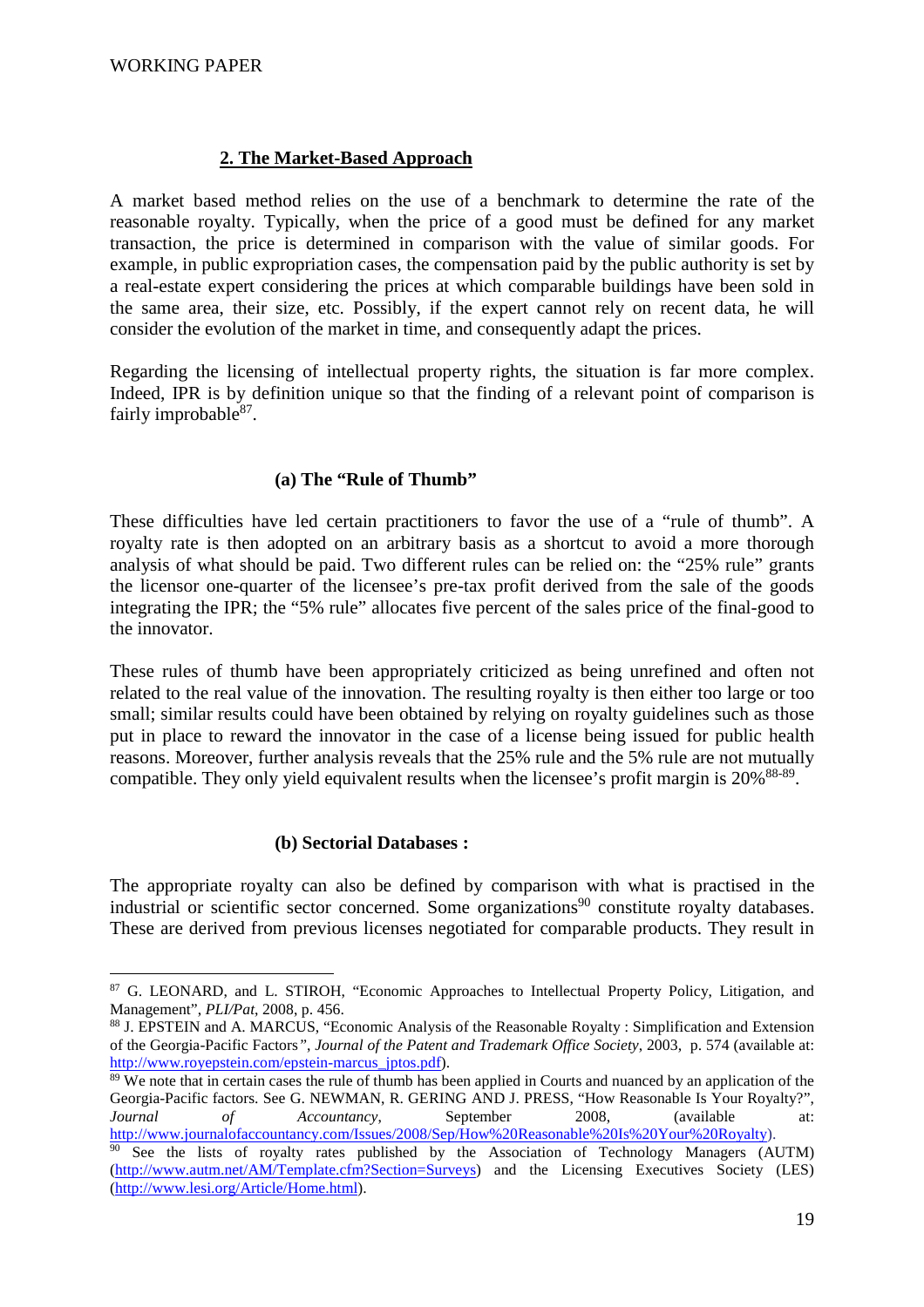## 2. The Market-Based Approach

A market based method relies on the use of a benchmark to determine the rate of the reasonable royalty. Typically, when the price of a good must be defined for any market transaction, the price is determined in comparison with the value of similar goods. For example, in public expropriation cases, the compensation paid by the public authority is set by a real-estate expert considering the prices at which comparable buildings have been sold in the same area, their size, etc. Possibly, if the expert cannot rely on recent data, he will consider the evolution of the market in time, and consequently adapt the prices.

Regarding the licensing of intellectual property rights, the situation is far more complex. Indeed, IPR is by definition unique so that the finding of a relevant point of comparison is fairly improbable[87].

### (a) The "Rule of Thumb"

These difficulties have led certain practitioners to favor the use of a "rule of thumb". A royalty rate is then adopted on an arbitrary basis as a shortcut to avoid a more thorough analysis of what should be paid. Two different rules can be relied on: the "25% rule" grants the licensor one-quarter of the licensee's pre-tax profit derived from the sale of the goods integrating the IPR; the "5% rule" allocates five percent of the sales price of the final-good to the innovator.

These rules of thumb have been appropriately criticized as being unrefined and often not related to the real value of the innovation. The resulting royalty is then either too large or too small; similar results could have been obtained by relying on royalty guidelines such as those put in place to reward the innovator in the case of a license being issued for public health reasons. Moreover, further analysis reveals that the 25% rule and the 5% rule are not mutually compatible. They only yield equivalent results when the licensee's profit margin is 20%[88-89].

### (b) Sectorial Databases :

The appropriate royalty can also be defined by comparison with what is practised in the industrial or scientific sector concerned. Some organizations[90] constitute royalty databases. These are derived from previous licenses negotiated for comparable products. They result in

---

[87] G. LEONARD, and L. STIROH, "Economic Approaches to Intellectual Property Policy, Litigation, and Management", *PLI/Pat*, 2008, p. 456.

[88] J. EPSTEIN and A. MARCUS, "Economic Analysis of the Reasonable Royalty : Simplification and Extension of the Georgia-Pacific Factors*"*, *Journal of the Patent and Trademark Office Society*, 2003, p. 574 (available at: http://www.royepstein.com/epstein-marcus_jptos.pdf).

[89] We note that in certain cases the rule of thumb has been applied in Courts and nuanced by an application of the Georgia-Pacific factors. See G. NEWMAN, R. GERING AND J. PRESS, "How Reasonable Is Your Royalty?", *Journal of Accountancy*, September 2008, (available at: http://www.journalofaccountancy.com/Issues/2008/Sep/How%20Reasonable%20Is%20Your%20Royalty).

[90] See the lists of royalty rates published by the Association of Technology Managers (AUTM) (http://www.autm.net/AM/Template.cfm?Section=Surveys) and the Licensing Executives Society (LES) (http://www.lesi.org/Article/Home.html).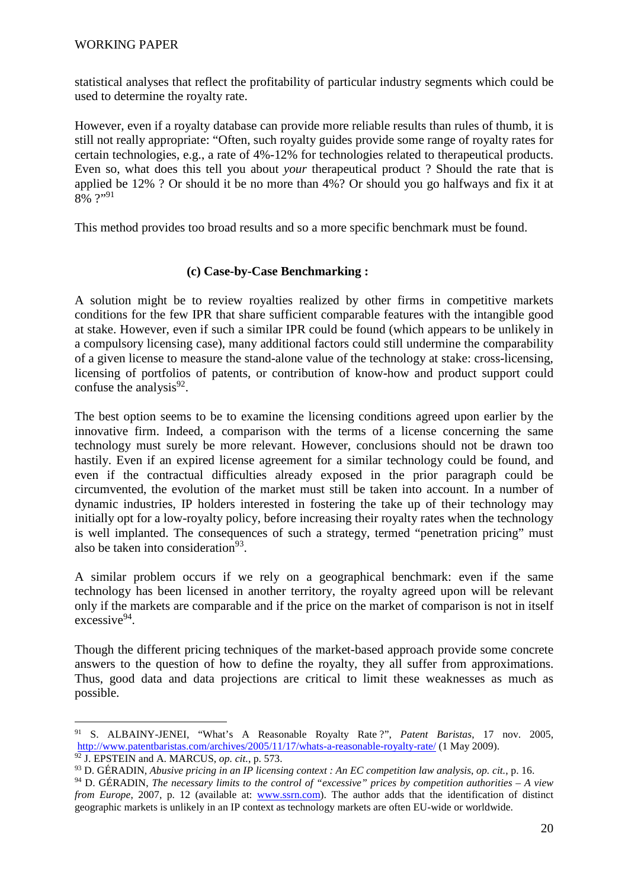statistical analyses that reflect the profitability of particular industry segments which could be used to determine the royalty rate.

However, even if a royalty database can provide more reliable results than rules of thumb, it is still not really appropriate: “Often, such royalty guides provide some range of royalty rates for certain technologies, e.g., a rate of 4%-12% for technologies related to therapeutical products. Even so, what does this tell you about *your* therapeutical product ? Should the rate that is applied be 12% ? Or should it be no more than 4%? Or should you go halfways and fix it at 8% ?”[91]

This method provides too broad results and so a more specific benchmark must be found.

#### (c) Case-by-Case Benchmarking :

A solution might be to review royalties realized by other firms in competitive markets conditions for the few IPR that share sufficient comparable features with the intangible good at stake. However, even if such a similar IPR could be found (which appears to be unlikely in a compulsory licensing case), many additional factors could still undermine the comparability of a given license to measure the stand-alone value of the technology at stake: cross-licensing, licensing of portfolios of patents, or contribution of know-how and product support could confuse the analysis[92].

The best option seems to be to examine the licensing conditions agreed upon earlier by the innovative firm. Indeed, a comparison with the terms of a license concerning the same technology must surely be more relevant. However, conclusions should not be drawn too hastily. Even if an expired license agreement for a similar technology could be found, and even if the contractual difficulties already exposed in the prior paragraph could be circumvented, the evolution of the market must still be taken into account. In a number of dynamic industries, IP holders interested in fostering the take up of their technology may initially opt for a low-royalty policy, before increasing their royalty rates when the technology is well implanted. The consequences of such a strategy, termed “penetration pricing” must also be taken into consideration[93].

A similar problem occurs if we rely on a geographical benchmark: even if the same technology has been licensed in another territory, the royalty agreed upon will be relevant only if the markets are comparable and if the price on the market of comparison is not in itself excessive[94].

Though the different pricing techniques of the market-based approach provide some concrete answers to the question of how to define the royalty, they all suffer from approximations. Thus, good data and data projections are critical to limit these weaknesses as much as possible.

---

[91] S. ALBAINY-JENEI, “What’s A Reasonable Royalty Rate ?”, *Patent Baristas*, 17 nov. 2005, http://www.patentbaristas.com/archives/2005/11/17/whats-a-reasonable-royalty-rate/ (1 May 2009).

[92] J. EPSTEIN and A. MARCUS, *op. cit.*, p. 573.

[93] D. GÉRADIN, *Abusive pricing in an IP licensing context : An EC competition law analysis*, *op. cit.*, p. 16.

[94] D. GÉRADIN, *The necessary limits to the control of “excessive” prices by competition authorities – A view from Europe*, 2007, p. 12 (available at: www.ssrn.com). The author adds that the identification of distinct geographic markets is unlikely in an IP context as technology markets are often EU-wide or worldwide.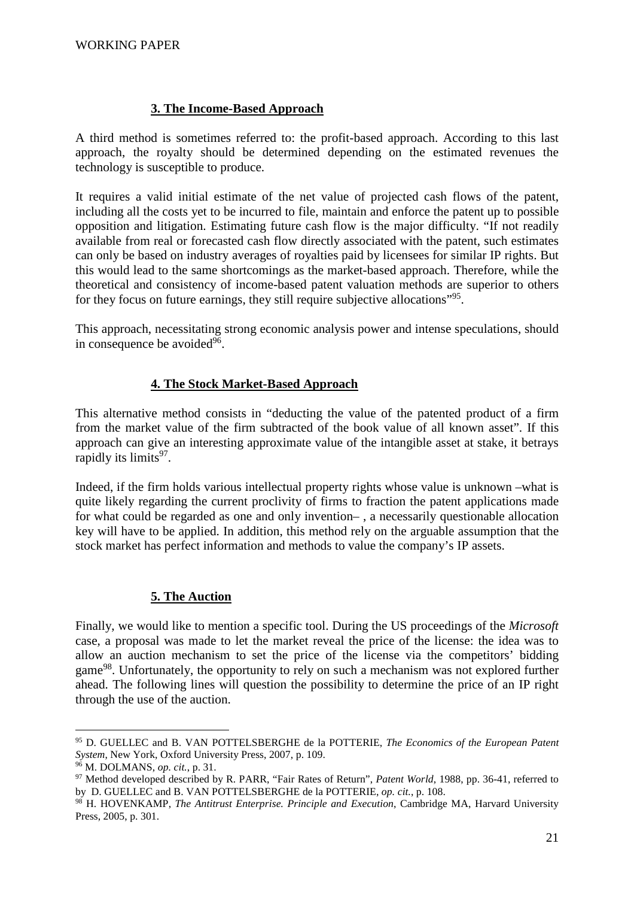### 3. The Income-Based Approach

A third method is sometimes referred to: the profit-based approach. According to this last approach, the royalty should be determined depending on the estimated revenues the technology is susceptible to produce.

It requires a valid initial estimate of the net value of projected cash flows of the patent, including all the costs yet to be incurred to file, maintain and enforce the patent up to possible opposition and litigation. Estimating future cash flow is the major difficulty. "If not readily available from real or forecasted cash flow directly associated with the patent, such estimates can only be based on industry averages of royalties paid by licensees for similar IP rights. But this would lead to the same shortcomings as the market-based approach. Therefore, while the theoretical and consistency of income-based patent valuation methods are superior to others for they focus on future earnings, they still require subjective allocations"[95].

This approach, necessitating strong economic analysis power and intense speculations, should in consequence be avoided[96].

### 4. The Stock Market-Based Approach

This alternative method consists in "deducting the value of the patented product of a firm from the market value of the firm subtracted of the book value of all known asset". If this approach can give an interesting approximate value of the intangible asset at stake, it betrays rapidly its limits[97].

Indeed, if the firm holds various intellectual property rights whose value is unknown –what is quite likely regarding the current proclivity of firms to fraction the patent applications made for what could be regarded as one and only invention– , a necessarily questionable allocation key will have to be applied. In addition, this method rely on the arguable assumption that the stock market has perfect information and methods to value the company's IP assets.

### 5. The Auction

Finally, we would like to mention a specific tool. During the US proceedings of the *Microsoft* case, a proposal was made to let the market reveal the price of the license: the idea was to allow an auction mechanism to set the price of the license via the competitors' bidding game[98]. Unfortunately, the opportunity to rely on such a mechanism was not explored further ahead. The following lines will question the possibility to determine the price of an IP right through the use of the auction.

---

[95] D. GUELLEC and B. VAN POTTELSBERGHE de la POTTERIE, *The Economics of the European Patent System*, New York, Oxford University Press, 2007, p. 109.

[96] M. DOLMANS, *op. cit.*, p. 31.

[97] Method developed described by R. PARR, "Fair Rates of Return", *Patent World*, 1988, pp. 36-41, referred to by D. GUELLEC and B. VAN POTTELSBERGHE de la POTTERIE, *op. cit.*, p. 108.

[98] H. HOVENKAMP, *The Antitrust Enterprise. Principle and Execution*, Cambridge MA, Harvard University Press, 2005, p. 301.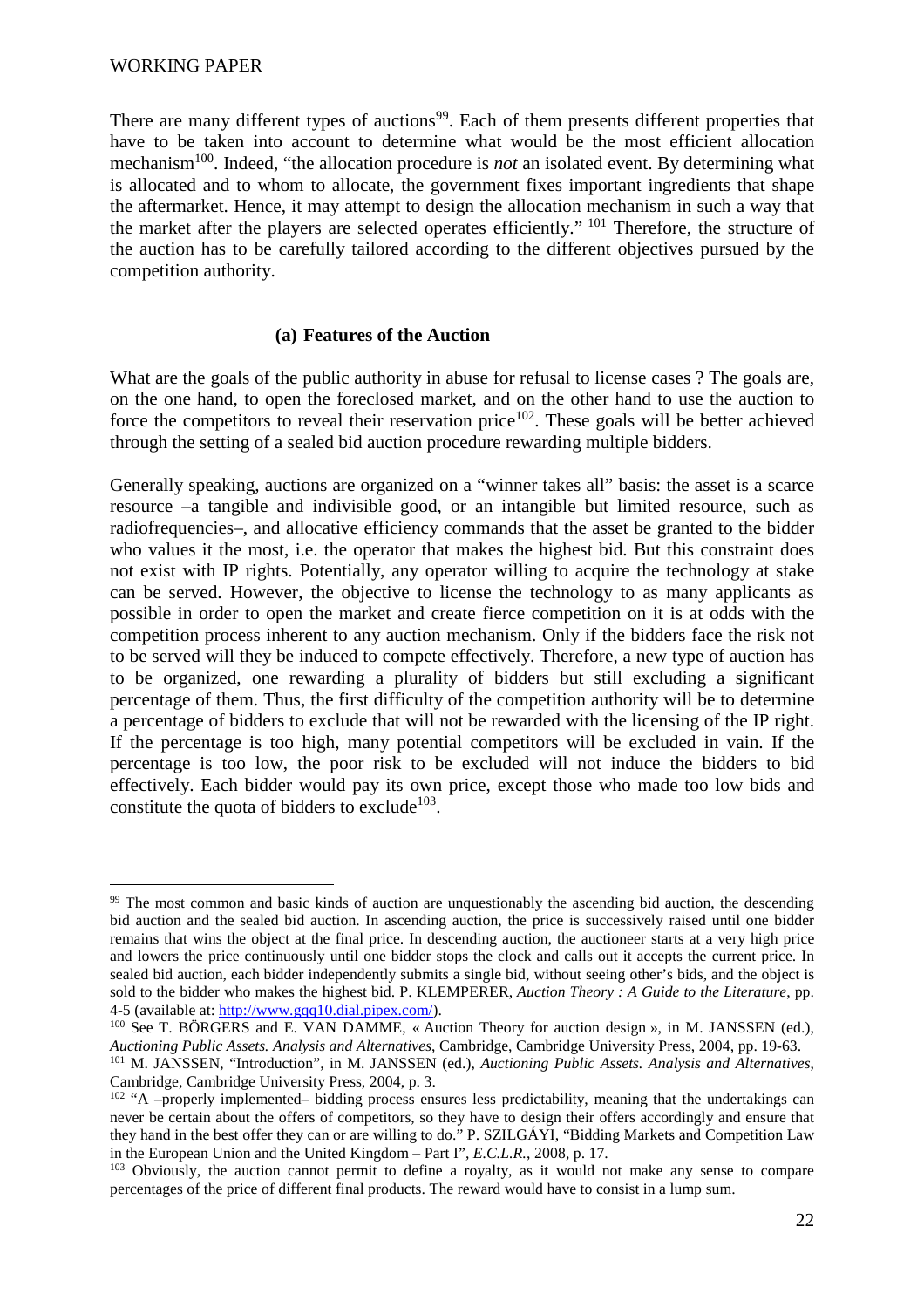There are many different types of auctions[99]. Each of them presents different properties that have to be taken into account to determine what would be the most efficient allocation mechanism[100]. Indeed, "the allocation procedure is *not* an isolated event. By determining what is allocated and to whom to allocate, the government fixes important ingredients that shape the aftermarket. Hence, it may attempt to design the allocation mechanism in such a way that the market after the players are selected operates efficiently." [101] Therefore, the structure of the auction has to be carefully tailored according to the different objectives pursued by the competition authority.

#### (a) Features of the Auction

What are the goals of the public authority in abuse for refusal to license cases ? The goals are, on the one hand, to open the foreclosed market, and on the other hand to use the auction to force the competitors to reveal their reservation price[102]. These goals will be better achieved through the setting of a sealed bid auction procedure rewarding multiple bidders.

Generally speaking, auctions are organized on a "winner takes all" basis: the asset is a scarce resource –a tangible and indivisible good, or an intangible but limited resource, such as radiofrequencies–, and allocative efficiency commands that the asset be granted to the bidder who values it the most, i.e. the operator that makes the highest bid. But this constraint does not exist with IP rights. Potentially, any operator willing to acquire the technology at stake can be served. However, the objective to license the technology to as many applicants as possible in order to open the market and create fierce competition on it is at odds with the competition process inherent to any auction mechanism. Only if the bidders face the risk not to be served will they be induced to compete effectively. Therefore, a new type of auction has to be organized, one rewarding a plurality of bidders but still excluding a significant percentage of them. Thus, the first difficulty of the competition authority will be to determine a percentage of bidders to exclude that will not be rewarded with the licensing of the IP right. If the percentage is too high, many potential competitors will be excluded in vain. If the percentage is too low, the poor risk to be excluded will not induce the bidders to bid effectively. Each bidder would pay its own price, except those who made too low bids and constitute the quota of bidders to exclude[103].

---

[99] The most common and basic kinds of auction are unquestionably the ascending bid auction, the descending bid auction and the sealed bid auction. In ascending auction, the price is successively raised until one bidder remains that wins the object at the final price. In descending auction, the auctioneer starts at a very high price and lowers the price continuously until one bidder stops the clock and calls out it accepts the current price. In sealed bid auction, each bidder independently submits a single bid, without seeing other's bids, and the object is sold to the bidder who makes the highest bid. P. KLEMPERER, *Auction Theory : A Guide to the Literature*, pp. 4-5 (available at: http://www.gqq10.dial.pipex.com/).

[100] See T. BÖRGERS and E. VAN DAMME, « Auction Theory for auction design », in M. JANSSEN (ed.), *Auctioning Public Assets. Analysis and Alternatives*, Cambridge, Cambridge University Press, 2004, pp. 19-63.

[101] M. JANSSEN, "Introduction", in M. JANSSEN (ed.), *Auctioning Public Assets. Analysis and Alternatives*, Cambridge, Cambridge University Press, 2004, p. 3.

[102] "A –properly implemented– bidding process ensures less predictability, meaning that the undertakings can never be certain about the offers of competitors, so they have to design their offers accordingly and ensure that they hand in the best offer they can or are willing to do." P. SZILGÁYI, "Bidding Markets and Competition Law in the European Union and the United Kingdom – Part I", *E.C.L.R.*, 2008, p. 17.

[103] Obviously, the auction cannot permit to define a royalty, as it would not make any sense to compare percentages of the price of different final products. The reward would have to consist in a lump sum.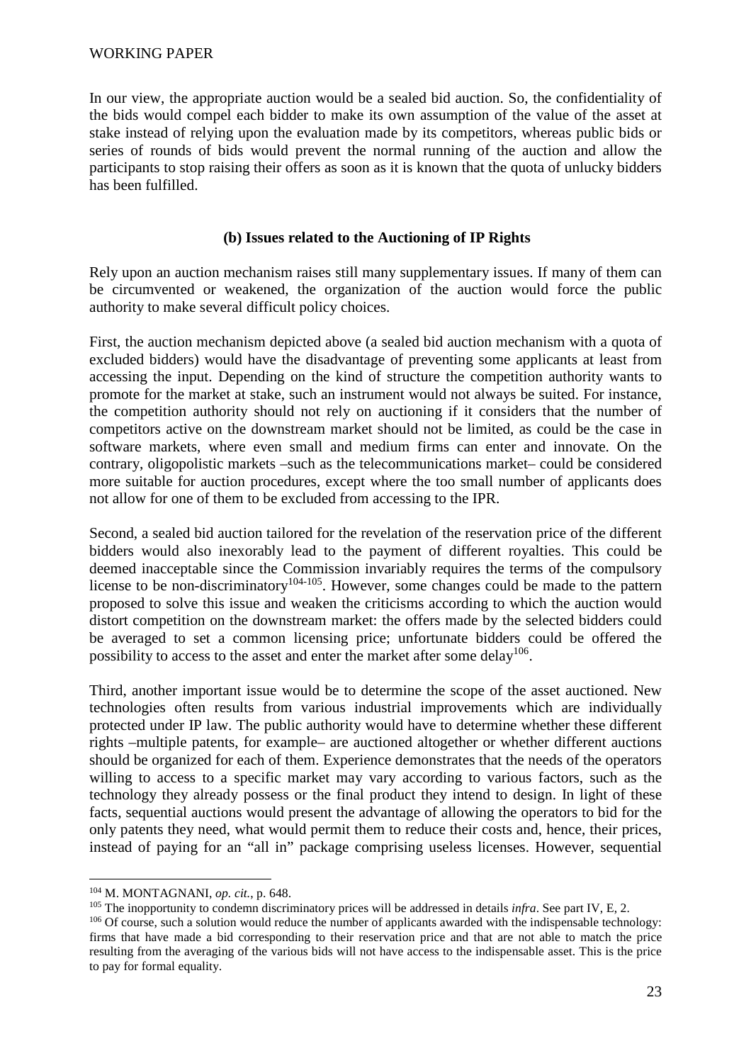In our view, the appropriate auction would be a sealed bid auction. So, the confidentiality of the bids would compel each bidder to make its own assumption of the value of the asset at stake instead of relying upon the evaluation made by its competitors, whereas public bids or series of rounds of bids would prevent the normal running of the auction and allow the participants to stop raising their offers as soon as it is known that the quota of unlucky bidders has been fulfilled.

### (b) Issues related to the Auctioning of IP Rights

Rely upon an auction mechanism raises still many supplementary issues. If many of them can be circumvented or weakened, the organization of the auction would force the public authority to make several difficult policy choices.

First, the auction mechanism depicted above (a sealed bid auction mechanism with a quota of excluded bidders) would have the disadvantage of preventing some applicants at least from accessing the input. Depending on the kind of structure the competition authority wants to promote for the market at stake, such an instrument would not always be suited. For instance, the competition authority should not rely on auctioning if it considers that the number of competitors active on the downstream market should not be limited, as could be the case in software markets, where even small and medium firms can enter and innovate. On the contrary, oligopolistic markets –such as the telecommunications market– could be considered more suitable for auction procedures, except where the too small number of applicants does not allow for one of them to be excluded from accessing to the IPR.

Second, a sealed bid auction tailored for the revelation of the reservation price of the different bidders would also inexorably lead to the payment of different royalties. This could be deemed inacceptable since the Commission invariably requires the terms of the compulsory license to be non-discriminatory[104-105]. However, some changes could be made to the pattern proposed to solve this issue and weaken the criticisms according to which the auction would distort competition on the downstream market: the offers made by the selected bidders could be averaged to set a common licensing price; unfortunate bidders could be offered the possibility to access to the asset and enter the market after some delay[106].

Third, another important issue would be to determine the scope of the asset auctioned. New technologies often results from various industrial improvements which are individually protected under IP law. The public authority would have to determine whether these different rights –multiple patents, for example– are auctioned altogether or whether different auctions should be organized for each of them. Experience demonstrates that the needs of the operators willing to access to a specific market may vary according to various factors, such as the technology they already possess or the final product they intend to design. In light of these facts, sequential auctions would present the advantage of allowing the operators to bid for the only patents they need, what would permit them to reduce their costs and, hence, their prices, instead of paying for an "all in" package comprising useless licenses. However, sequential

---

[104] M. MONTAGNANI, *op. cit.*, p. 648.

[105] The inopportunity to condemn discriminatory prices will be addressed in details *infra*. See part IV, E, 2.

[106] Of course, such a solution would reduce the number of applicants awarded with the indispensable technology: firms that have made a bid corresponding to their reservation price and that are not able to match the price resulting from the averaging of the various bids will not have access to the indispensable asset. This is the price to pay for formal equality.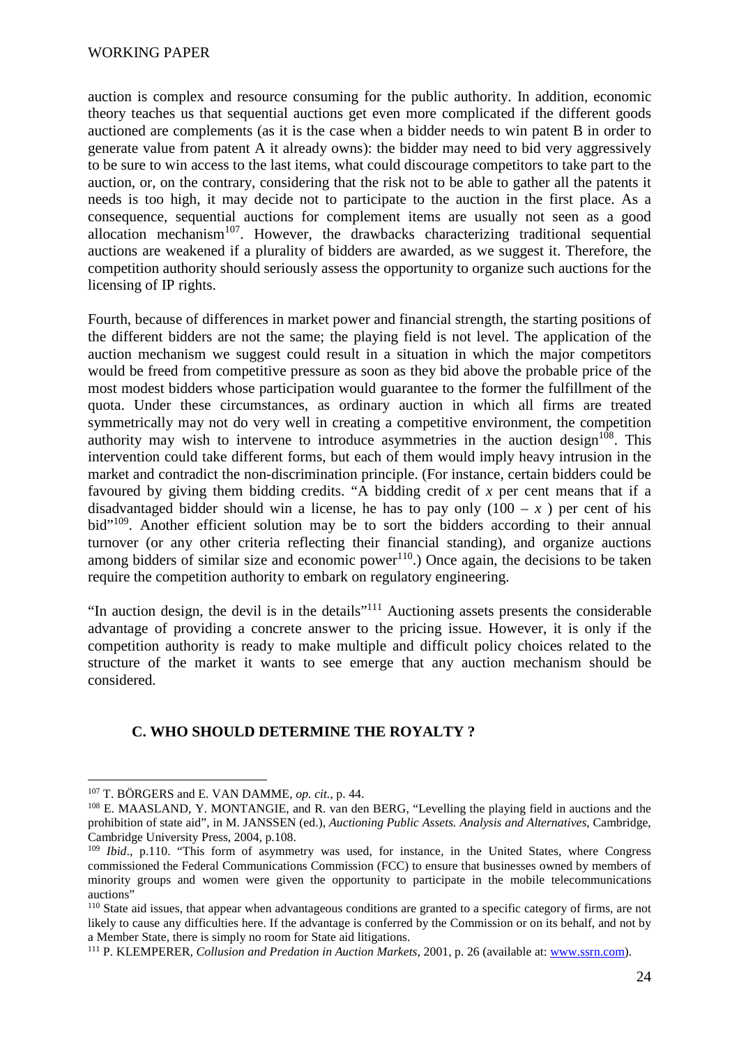auction is complex and resource consuming for the public authority. In addition, economic theory teaches us that sequential auctions get even more complicated if the different goods auctioned are complements (as it is the case when a bidder needs to win patent B in order to generate value from patent A it already owns): the bidder may need to bid very aggressively to be sure to win access to the last items, what could discourage competitors to take part to the auction, or, on the contrary, considering that the risk not to be able to gather all the patents it needs is too high, it may decide not to participate to the auction in the first place. As a consequence, sequential auctions for complement items are usually not seen as a good allocation mechanism[107]. However, the drawbacks characterizing traditional sequential auctions are weakened if a plurality of bidders are awarded, as we suggest it. Therefore, the competition authority should seriously assess the opportunity to organize such auctions for the licensing of IP rights.

Fourth, because of differences in market power and financial strength, the starting positions of the different bidders are not the same; the playing field is not level. The application of the auction mechanism we suggest could result in a situation in which the major competitors would be freed from competitive pressure as soon as they bid above the probable price of the most modest bidders whose participation would guarantee to the former the fulfillment of the quota. Under these circumstances, as ordinary auction in which all firms are treated symmetrically may not do very well in creating a competitive environment, the competition authority may wish to intervene to introduce asymmetries in the auction design[108]. This intervention could take different forms, but each of them would imply heavy intrusion in the market and contradict the non-discrimination principle. (For instance, certain bidders could be favoured by giving them bidding credits. "A bidding credit of $x$ per cent means that if a disadvantaged bidder should win a license, he has to pay only $(100 - x)$ per cent of his bid"[109]. Another efficient solution may be to sort the bidders according to their annual turnover (or any other criteria reflecting their financial standing), and organize auctions among bidders of similar size and economic power[110].) Once again, the decisions to be taken require the competition authority to embark on regulatory engineering.

"In auction design, the devil is in the details"[111] Auctioning assets presents the considerable advantage of providing a concrete answer to the pricing issue. However, it is only if the competition authority is ready to make multiple and difficult policy choices related to the structure of the market it wants to see emerge that any auction mechanism should be considered.

### C. WHO SHOULD DETERMINE THE ROYALTY ?

---

[107] T. BÖRGERS and E. VAN DAMME, *op. cit.*, p. 44.

[108] E. MAASLAND, Y. MONTANGIE, and R. van den BERG, "Levelling the playing field in auctions and the prohibition of state aid", in M. JANSSEN (ed.), *Auctioning Public Assets. Analysis and Alternatives*, Cambridge, Cambridge University Press, 2004, p.108.

[109] *Ibid*., p.110. "This form of asymmetry was used, for instance, in the United States, where Congress commissioned the Federal Communications Commission (FCC) to ensure that businesses owned by members of minority groups and women were given the opportunity to participate in the mobile telecommunications auctions"

[110] State aid issues, that appear when advantageous conditions are granted to a specific category of firms, are not likely to cause any difficulties here. If the advantage is conferred by the Commission or on its behalf, and not by a Member State, there is simply no room for State aid litigations.

[111] P. KLEMPERER, *Collusion and Predation in Auction Markets*, 2001, p. 26 (available at: www.ssrn.com).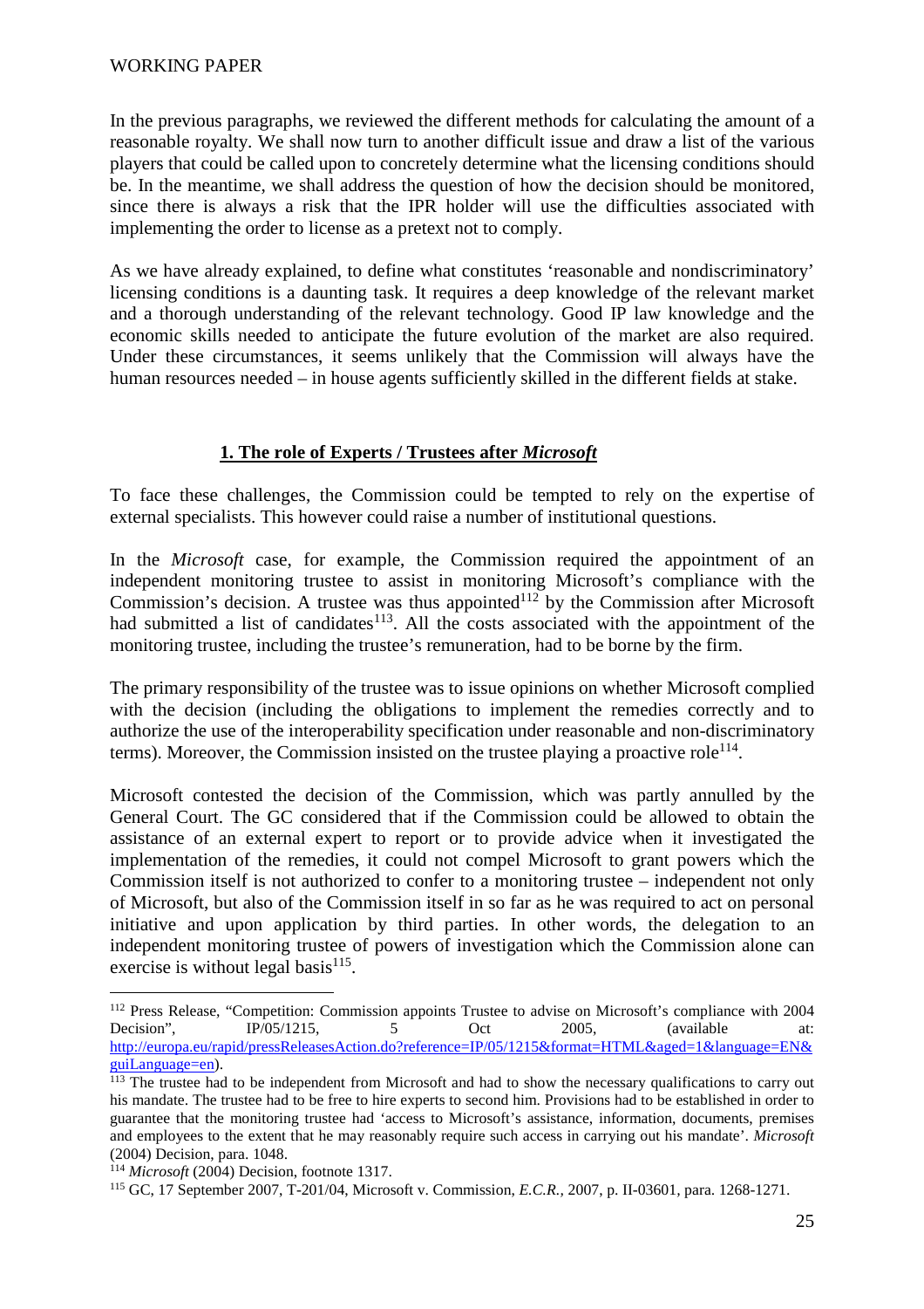In the previous paragraphs, we reviewed the different methods for calculating the amount of a reasonable royalty. We shall now turn to another difficult issue and draw a list of the various players that could be called upon to concretely determine what the licensing conditions should be. In the meantime, we shall address the question of how the decision should be monitored, since there is always a risk that the IPR holder will use the difficulties associated with implementing the order to license as a pretext not to comply.

As we have already explained, to define what constitutes 'reasonable and nondiscriminatory' licensing conditions is a daunting task. It requires a deep knowledge of the relevant market and a thorough understanding of the relevant technology. Good IP law knowledge and the economic skills needed to anticipate the future evolution of the market are also required. Under these circumstances, it seems unlikely that the Commission will always have the human resources needed – in house agents sufficiently skilled in the different fields at stake.

### 1. The role of Experts / Trustees after *Microsoft*

To face these challenges, the Commission could be tempted to rely on the expertise of external specialists. This however could raise a number of institutional questions.

In the *Microsoft* case, for example, the Commission required the appointment of an independent monitoring trustee to assist in monitoring Microsoft's compliance with the Commission's decision. A trustee was thus appointed[112] by the Commission after Microsoft had submitted a list of candidates[113]. All the costs associated with the appointment of the monitoring trustee, including the trustee's remuneration, had to be borne by the firm.

The primary responsibility of the trustee was to issue opinions on whether Microsoft complied with the decision (including the obligations to implement the remedies correctly and to authorize the use of the interoperability specification under reasonable and non-discriminatory terms). Moreover, the Commission insisted on the trustee playing a proactive role[114].

Microsoft contested the decision of the Commission, which was partly annulled by the General Court. The GC considered that if the Commission could be allowed to obtain the assistance of an external expert to report or to provide advice when it investigated the implementation of the remedies, it could not compel Microsoft to grant powers which the Commission itself is not authorized to confer to a monitoring trustee – independent not only of Microsoft, but also of the Commission itself in so far as he was required to act on personal initiative and upon application by third parties. In other words, the delegation to an independent monitoring trustee of powers of investigation which the Commission alone can exercise is without legal basis[115].

---

[112] Press Release, "Competition: Commission appoints Trustee to advise on Microsoft's compliance with 2004 Decision", IP/05/1215, 5 Oct 2005, (available at: http://europa.eu/rapid/pressReleasesAction.do?reference=IP/05/1215&format=HTML&aged=1&language=EN&guiLanguage=en).

[113] The trustee had to be independent from Microsoft and had to show the necessary qualifications to carry out his mandate. The trustee had to be free to hire experts to second him. Provisions had to be established in order to guarantee that the monitoring trustee had 'access to Microsoft's assistance, information, documents, premises and employees to the extent that he may reasonably require such access in carrying out his mandate'. *Microsoft* (2004) Decision, para. 1048.

[114] *Microsoft* (2004) Decision, footnote 1317.

[115] GC, 17 September 2007, T-201/04, Microsoft v. Commission, *E.C.R.*, 2007, p. II-03601, para. 1268-1271.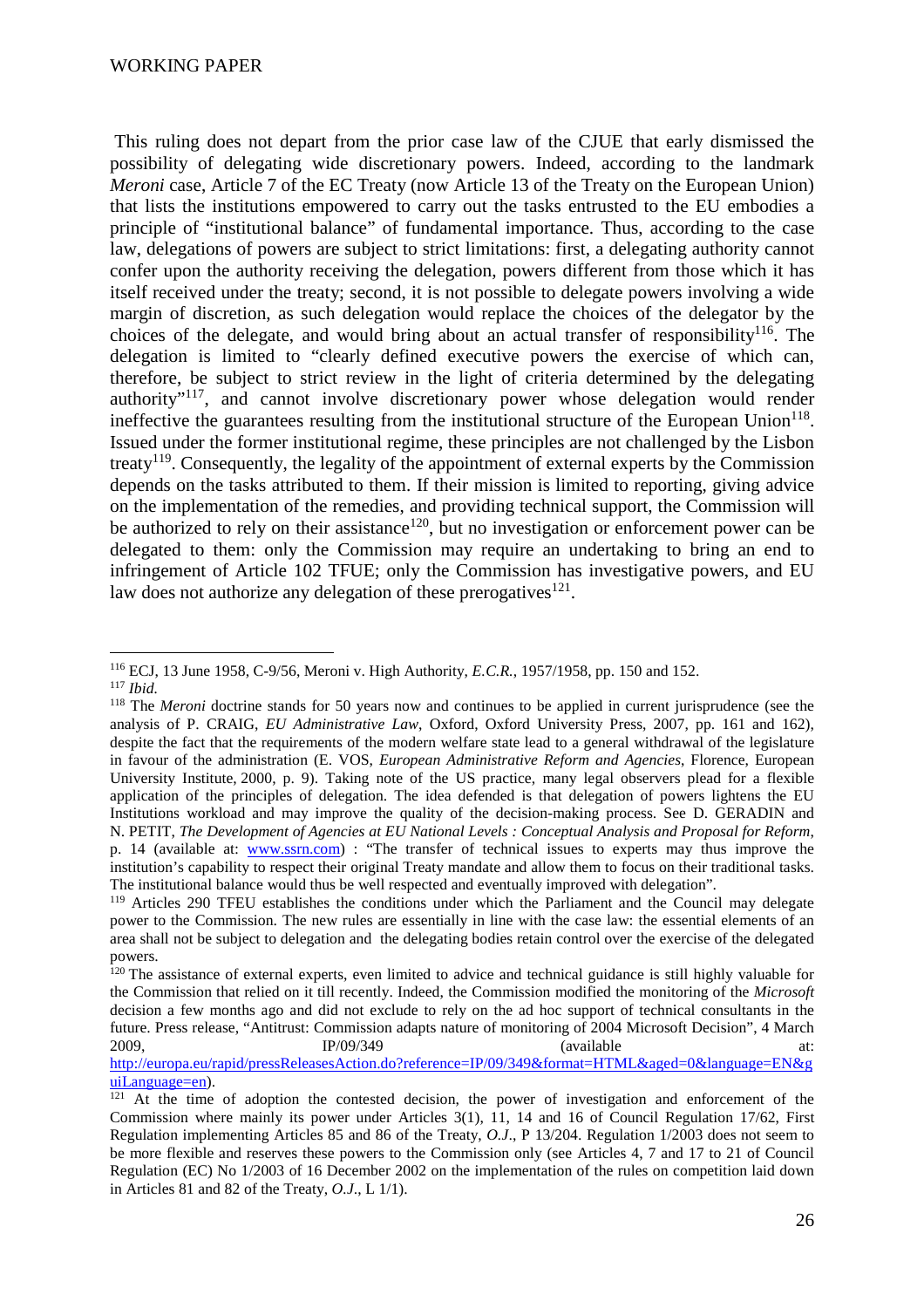This ruling does not depart from the prior case law of the CJUE that early dismissed the possibility of delegating wide discretionary powers. Indeed, according to the landmark *Meroni* case, Article 7 of the EC Treaty (now Article 13 of the Treaty on the European Union) that lists the institutions empowered to carry out the tasks entrusted to the EU embodies a principle of "institutional balance" of fundamental importance. Thus, according to the case law, delegations of powers are subject to strict limitations: first, a delegating authority cannot confer upon the authority receiving the delegation, powers different from those which it has itself received under the treaty; second, it is not possible to delegate powers involving a wide margin of discretion, as such delegation would replace the choices of the delegator by the choices of the delegate, and would bring about an actual transfer of responsibility[116]. The delegation is limited to "clearly defined executive powers the exercise of which can, therefore, be subject to strict review in the light of criteria determined by the delegating authority"[117], and cannot involve discretionary power whose delegation would render ineffective the guarantees resulting from the institutional structure of the European Union[118]. Issued under the former institutional regime, these principles are not challenged by the Lisbon treaty[119]. Consequently, the legality of the appointment of external experts by the Commission depends on the tasks attributed to them. If their mission is limited to reporting, giving advice on the implementation of the remedies, and providing technical support, the Commission will be authorized to rely on their assistance[120], but no investigation or enforcement power can be delegated to them: only the Commission may require an undertaking to bring an end to infringement of Article 102 TFUE; only the Commission has investigative powers, and EU law does not authorize any delegation of these prerogatives[121].

---

[116] ECJ, 13 June 1958, C-9/56, Meroni v. High Authority, *E.C.R.*, 1957/1958, pp. 150 and 152.

[117] *Ibid.*

[118] The *Meroni* doctrine stands for 50 years now and continues to be applied in current jurisprudence (see the analysis of P. CRAIG, *EU Administrative Law*, Oxford, Oxford University Press, 2007, pp. 161 and 162), despite the fact that the requirements of the modern welfare state lead to a general withdrawal of the legislature in favour of the administration (E. VOS, *European Administrative Reform and Agencies*, Florence, European University Institute, 2000, p. 9). Taking note of the US practice, many legal observers plead for a flexible application of the principles of delegation. The idea defended is that delegation of powers lightens the EU Institutions workload and may improve the quality of the decision-making process. See D. GERADIN and N. PETIT, *The Development of Agencies at EU National Levels : Conceptual Analysis and Proposal for Reform*, p. 14 (available at: www.ssrn.com) : "The transfer of technical issues to experts may thus improve the institution's capability to respect their original Treaty mandate and allow them to focus on their traditional tasks. The institutional balance would thus be well respected and eventually improved with delegation".

[119] Articles 290 TFEU establishes the conditions under which the Parliament and the Council may delegate power to the Commission. The new rules are essentially in line with the case law: the essential elements of an area shall not be subject to delegation and the delegating bodies retain control over the exercise of the delegated powers.

[120] The assistance of external experts, even limited to advice and technical guidance is still highly valuable for the Commission that relied on it till recently. Indeed, the Commission modified the monitoring of the *Microsoft* decision a few months ago and did not exclude to rely on the ad hoc support of technical consultants in the future. Press release, "Antitrust: Commission adapts nature of monitoring of 2004 Microsoft Decision", 4 March 2009, IP/09/349 (available at: http://europa.eu/rapid/pressReleasesAction.do?reference=IP/09/349&format=HTML&aged=0&language=EN&guiLanguage=en).

[121] At the time of adoption the contested decision, the power of investigation and enforcement of the Commission where mainly its power under Articles 3(1), 11, 14 and 16 of Council Regulation 17/62, First Regulation implementing Articles 85 and 86 of the Treaty, *O.J.*, P 13/204. Regulation 1/2003 does not seem to be more flexible and reserves these powers to the Commission only (see Articles 4, 7 and 17 to 21 of Council Regulation (EC) No 1/2003 of 16 December 2002 on the implementation of the rules on competition laid down in Articles 81 and 82 of the Treaty, *O.J.*, L 1/1).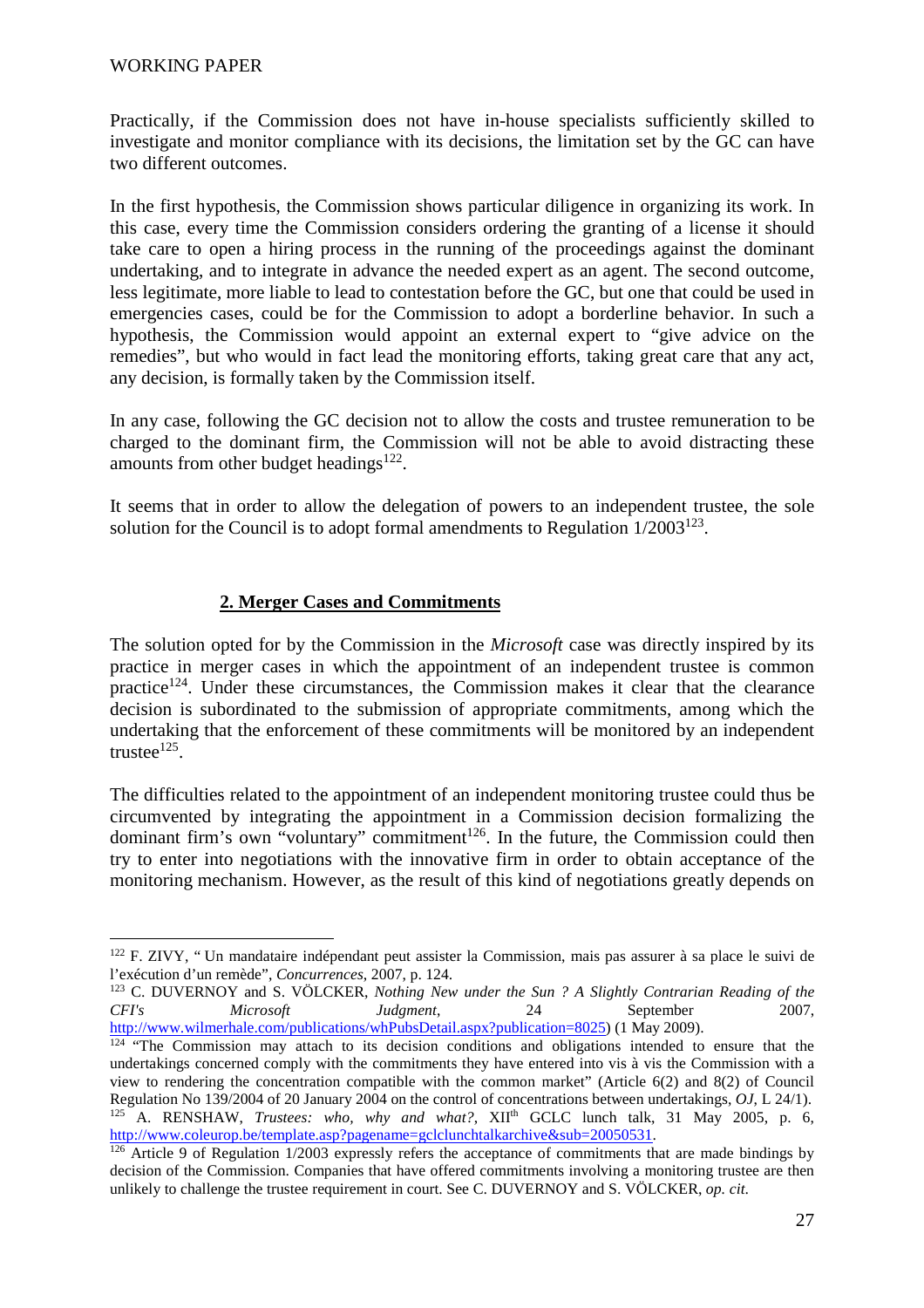Practically, if the Commission does not have in-house specialists sufficiently skilled to investigate and monitor compliance with its decisions, the limitation set by the GC can have two different outcomes.

In the first hypothesis, the Commission shows particular diligence in organizing its work. In this case, every time the Commission considers ordering the granting of a license it should take care to open a hiring process in the running of the proceedings against the dominant undertaking, and to integrate in advance the needed expert as an agent. The second outcome, less legitimate, more liable to lead to contestation before the GC, but one that could be used in emergencies cases, could be for the Commission to adopt a borderline behavior. In such a hypothesis, the Commission would appoint an external expert to "give advice on the remedies", but who would in fact lead the monitoring efforts, taking great care that any act, any decision, is formally taken by the Commission itself.

In any case, following the GC decision not to allow the costs and trustee remuneration to be charged to the dominant firm, the Commission will not be able to avoid distracting these amounts from other budget headings[122].

It seems that in order to allow the delegation of powers to an independent trustee, the sole solution for the Council is to adopt formal amendments to Regulation 1/2003[123].

### 2. Merger Cases and Commitments

The solution opted for by the Commission in the *Microsoft* case was directly inspired by its practice in merger cases in which the appointment of an independent trustee is common practice[124]. Under these circumstances, the Commission makes it clear that the clearance decision is subordinated to the submission of appropriate commitments, among which the undertaking that the enforcement of these commitments will be monitored by an independent trustee[125].

The difficulties related to the appointment of an independent monitoring trustee could thus be circumvented by integrating the appointment in a Commission decision formalizing the dominant firm's own "voluntary" commitment[126]. In the future, the Commission could then try to enter into negotiations with the innovative firm in order to obtain acceptance of the monitoring mechanism. However, as the result of this kind of negotiations greatly depends on

---

[122] F. ZIVY, " Un mandataire indépendant peut assister la Commission, mais pas assurer à sa place le suivi de l'exécution d'un remède", *Concurrences*, 2007, p. 124.

[123] C. DUVERNOY and S. VÖLCKER, *Nothing New under the Sun ? A Slightly Contrarian Reading of the CFI's Microsoft Judgment*, 24 September 2007, http://www.wilmerhale.com/publications/whPubsDetail.aspx?publication=8025) (1 May 2009).

[124] "The Commission may attach to its decision conditions and obligations intended to ensure that the undertakings concerned comply with the commitments they have entered into vis à vis the Commission with a view to rendering the concentration compatible with the common market" (Article 6(2) and 8(2) of Council Regulation No 139/2004 of 20 January 2004 on the control of concentrations between undertakings, *OJ*, L 24/1).

[125] A. RENSHAW, *Trustees: who, why and what?*, XII[th] GCLC lunch talk, 31 May 2005, p. 6, http://www.coleurop.be/template.asp?pagename=gclclunchtalkarchive&sub=20050531.

[126] Article 9 of Regulation 1/2003 expressly refers the acceptance of commitments that are made bindings by decision of the Commission. Companies that have offered commitments involving a monitoring trustee are then unlikely to challenge the trustee requirement in court. See C. DUVERNOY and S. VÖLCKER, *op. cit.*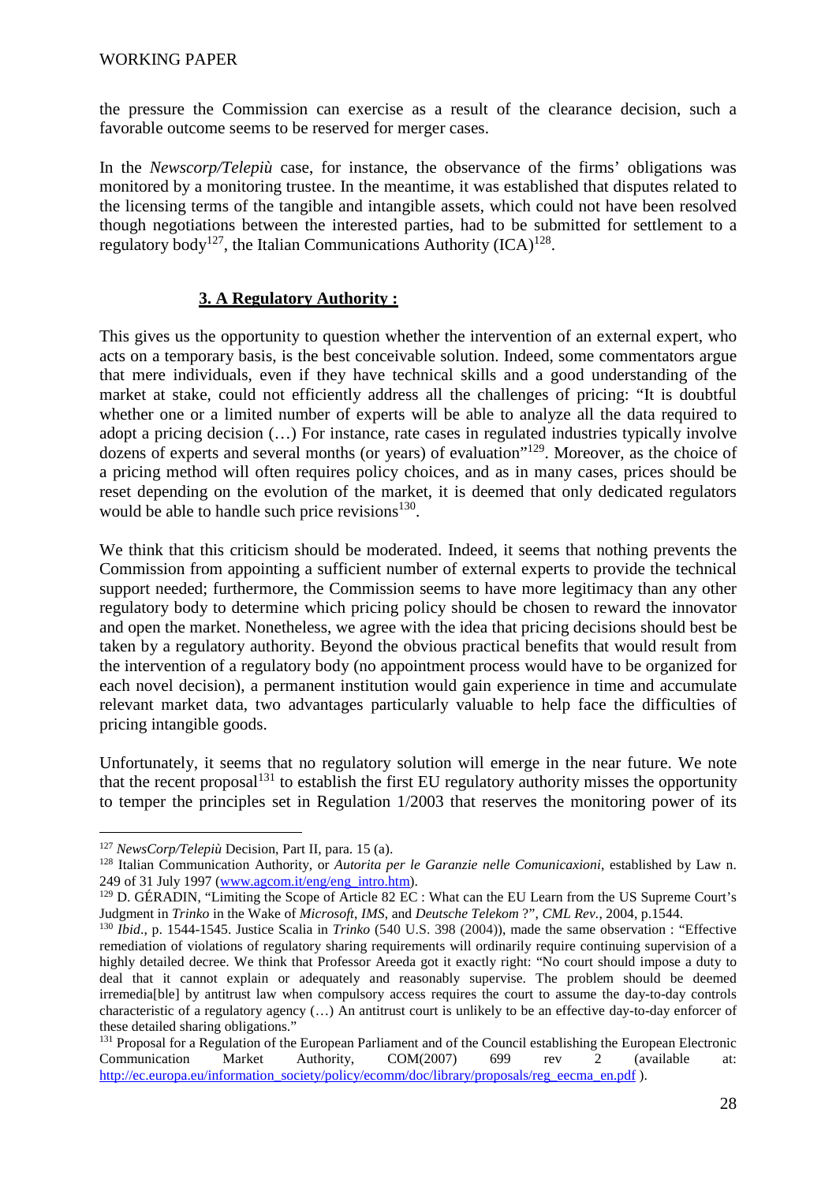the pressure the Commission can exercise as a result of the clearance decision, such a favorable outcome seems to be reserved for merger cases.

In the *Newscorp/Telepiù* case, for instance, the observance of the firms' obligations was monitored by a monitoring trustee. In the meantime, it was established that disputes related to the licensing terms of the tangible and intangible assets, which could not have been resolved though negotiations between the interested parties, had to be submitted for settlement to a regulatory body[127], the Italian Communications Authority (ICA)[128].

## 3. A Regulatory Authority :

This gives us the opportunity to question whether the intervention of an external expert, who acts on a temporary basis, is the best conceivable solution. Indeed, some commentators argue that mere individuals, even if they have technical skills and a good understanding of the market at stake, could not efficiently address all the challenges of pricing: "It is doubtful whether one or a limited number of experts will be able to analyze all the data required to adopt a pricing decision (…) For instance, rate cases in regulated industries typically involve dozens of experts and several months (or years) of evaluation"[129]. Moreover, as the choice of a pricing method will often requires policy choices, and as in many cases, prices should be reset depending on the evolution of the market, it is deemed that only dedicated regulators would be able to handle such price revisions[130].

We think that this criticism should be moderated. Indeed, it seems that nothing prevents the Commission from appointing a sufficient number of external experts to provide the technical support needed; furthermore, the Commission seems to have more legitimacy than any other regulatory body to determine which pricing policy should be chosen to reward the innovator and open the market. Nonetheless, we agree with the idea that pricing decisions should best be taken by a regulatory authority. Beyond the obvious practical benefits that would result from the intervention of a regulatory body (no appointment process would have to be organized for each novel decision), a permanent institution would gain experience in time and accumulate relevant market data, two advantages particularly valuable to help face the difficulties of pricing intangible goods.

Unfortunately, it seems that no regulatory solution will emerge in the near future. We note that the recent proposal[131] to establish the first EU regulatory authority misses the opportunity to temper the principles set in Regulation 1/2003 that reserves the monitoring power of its

---

[127] *NewsCorp/Telepiù* Decision, Part II, para. 15 (a).

[128] Italian Communication Authority, or *Autorita per le Garanzie nelle Comunicaxioni*, established by Law n. 249 of 31 July 1997 (www.agcom.it/eng/eng_intro.htm).

[129] D. GÉRADIN, "Limiting the Scope of Article 82 EC : What can the EU Learn from the US Supreme Court's Judgment in *Trinko* in the Wake of *Microsoft, IMS*, and *Deutsche Telekom* ?", *CML Rev.*, 2004, p.1544.

[130] *Ibid.*, p. 1544-1545. Justice Scalia in *Trinko* (540 U.S. 398 (2004)), made the same observation : "Effective remediation of violations of regulatory sharing requirements will ordinarily require continuing supervision of a highly detailed decree. We think that Professor Areeda got it exactly right: "No court should impose a duty to deal that it cannot explain or adequately and reasonably supervise. The problem should be deemed irremedia[ble] by antitrust law when compulsory access requires the court to assume the day-to-day controls characteristic of a regulatory agency (…) An antitrust court is unlikely to be an effective day-to-day enforcer of these detailed sharing obligations."

[131] Proposal for a Regulation of the European Parliament and of the Council establishing the European Electronic Communication Market Authority, COM(2007) 699 rev 2 (available at: http://ec.europa.eu/information_society/policy/ecomm/doc/library/proposals/reg_eecma_en.pdf ).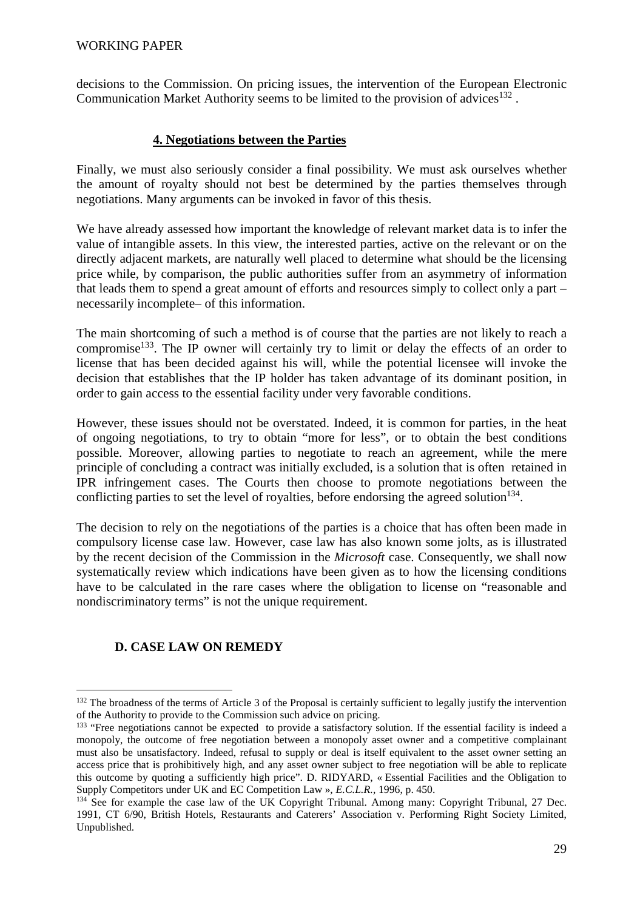decisions to the Commission. On pricing issues, the intervention of the European Electronic Communication Market Authority seems to be limited to the provision of advices[132] .

### 4. Negotiations between the Parties

Finally, we must also seriously consider a final possibility. We must ask ourselves whether the amount of royalty should not best be determined by the parties themselves through negotiations. Many arguments can be invoked in favor of this thesis.

We have already assessed how important the knowledge of relevant market data is to infer the value of intangible assets. In this view, the interested parties, active on the relevant or on the directly adjacent markets, are naturally well placed to determine what should be the licensing price while, by comparison, the public authorities suffer from an asymmetry of information that leads them to spend a great amount of efforts and resources simply to collect only a part – necessarily incomplete– of this information.

The main shortcoming of such a method is of course that the parties are not likely to reach a compromise[133]. The IP owner will certainly try to limit or delay the effects of an order to license that has been decided against his will, while the potential licensee will invoke the decision that establishes that the IP holder has taken advantage of its dominant position, in order to gain access to the essential facility under very favorable conditions.

However, these issues should not be overstated. Indeed, it is common for parties, in the heat of ongoing negotiations, to try to obtain "more for less", or to obtain the best conditions possible. Moreover, allowing parties to negotiate to reach an agreement, while the mere principle of concluding a contract was initially excluded, is a solution that is often retained in IPR infringement cases. The Courts then choose to promote negotiations between the conflicting parties to set the level of royalties, before endorsing the agreed solution[134].

The decision to rely on the negotiations of the parties is a choice that has often been made in compulsory license case law. However, case law has also known some jolts, as is illustrated by the recent decision of the Commission in the *Microsoft* case. Consequently, we shall now systematically review which indications have been given as to how the licensing conditions have to be calculated in the rare cases where the obligation to license on "reasonable and nondiscriminatory terms" is not the unique requirement.

## D. CASE LAW ON REMEDY

---

[132] The broadness of the terms of Article 3 of the Proposal is certainly sufficient to legally justify the intervention of the Authority to provide to the Commission such advice on pricing.

[133] "Free negotiations cannot be expected to provide a satisfactory solution. If the essential facility is indeed a monopoly, the outcome of free negotiation between a monopoly asset owner and a competitive complainant must also be unsatisfactory. Indeed, refusal to supply or deal is itself equivalent to the asset owner setting an access price that is prohibitively high, and any asset owner subject to free negotiation will be able to replicate this outcome by quoting a sufficiently high price". D. RIDYARD, « Essential Facilities and the Obligation to Supply Competitors under UK and EC Competition Law », *E.C.L.R.*, 1996, p. 450.

[134] See for example the case law of the UK Copyright Tribunal. Among many: Copyright Tribunal, 27 Dec. 1991, CT 6/90, British Hotels, Restaurants and Caterers' Association v. Performing Right Society Limited, Unpublished.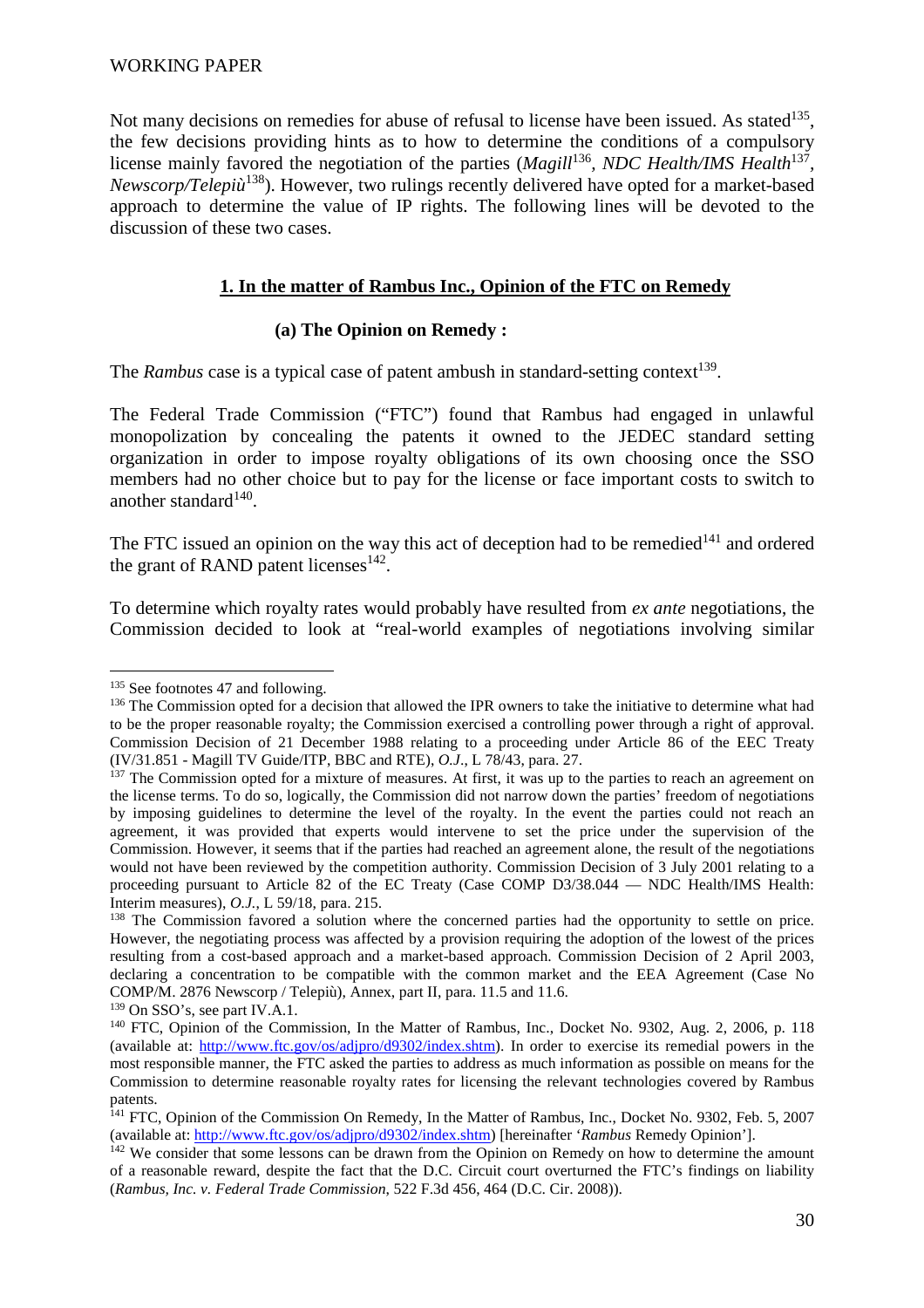Not many decisions on remedies for abuse of refusal to license have been issued. As stated[135], the few decisions providing hints as to how to determine the conditions of a compulsory license mainly favored the negotiation of the parties (*Magill*[136], *NDC Health/IMS Health*[137], *Newscorp/Telepiù*[138]). However, two rulings recently delivered have opted for a market-based approach to determine the value of IP rights. The following lines will be devoted to the discussion of these two cases.

## 1. In the matter of Rambus Inc., Opinion of the FTC on Remedy

### (a) The Opinion on Remedy :

The *Rambus* case is a typical case of patent ambush in standard-setting context[139].

The Federal Trade Commission ("FTC") found that Rambus had engaged in unlawful monopolization by concealing the patents it owned to the JEDEC standard setting organization in order to impose royalty obligations of its own choosing once the SSO members had no other choice but to pay for the license or face important costs to switch to another standard[140].

The FTC issued an opinion on the way this act of deception had to be remedied[141] and ordered the grant of RAND patent licenses[142].

To determine which royalty rates would probably have resulted from *ex ante* negotiations, the Commission decided to look at "real-world examples of negotiations involving similar

---

[135] See footnotes 47 and following.

[136] The Commission opted for a decision that allowed the IPR owners to take the initiative to determine what had to be the proper reasonable royalty; the Commission exercised a controlling power through a right of approval. Commission Decision of 21 December 1988 relating to a proceeding under Article 86 of the EEC Treaty (IV/31.851 - Magill TV Guide/ITP, BBC and RTE), *O.J.*, L 78/43, para. 27.

[137] The Commission opted for a mixture of measures. At first, it was up to the parties to reach an agreement on the license terms. To do so, logically, the Commission did not narrow down the parties' freedom of negotiations by imposing guidelines to determine the level of the royalty. In the event the parties could not reach an agreement, it was provided that experts would intervene to set the price under the supervision of the Commission. However, it seems that if the parties had reached an agreement alone, the result of the negotiations would not have been reviewed by the competition authority. Commission Decision of 3 July 2001 relating to a proceeding pursuant to Article 82 of the EC Treaty (Case COMP D3/38.044 — NDC Health/IMS Health: Interim measures), *O.J.*, L 59/18, para. 215.

[138] The Commission favored a solution where the concerned parties had the opportunity to settle on price. However, the negotiating process was affected by a provision requiring the adoption of the lowest of the prices resulting from a cost-based approach and a market-based approach. Commission Decision of 2 April 2003, declaring a concentration to be compatible with the common market and the EEA Agreement (Case No COMP/M. 2876 Newscorp / Telepiù), Annex, part II, para. 11.5 and 11.6.

[139] On SSO's, see part IV.A.1.

[140] FTC, Opinion of the Commission, In the Matter of Rambus, Inc., Docket No. 9302, Aug. 2, 2006, p. 118 (available at: http://www.ftc.gov/os/adjpro/d9302/index.shtm). In order to exercise its remedial powers in the most responsible manner, the FTC asked the parties to address as much information as possible on means for the Commission to determine reasonable royalty rates for licensing the relevant technologies covered by Rambus patents.

[141] FTC, Opinion of the Commission On Remedy, In the Matter of Rambus, Inc., Docket No. 9302, Feb. 5, 2007 (available at: http://www.ftc.gov/os/adjpro/d9302/index.shtm) [hereinafter '*Rambus* Remedy Opinion'].

[142] We consider that some lessons can be drawn from the Opinion on Remedy on how to determine the amount of a reasonable reward, despite the fact that the D.C. Circuit court overturned the FTC's findings on liability (*Rambus, Inc. v. Federal Trade Commission*, 522 F.3d 456, 464 (D.C. Cir. 2008)).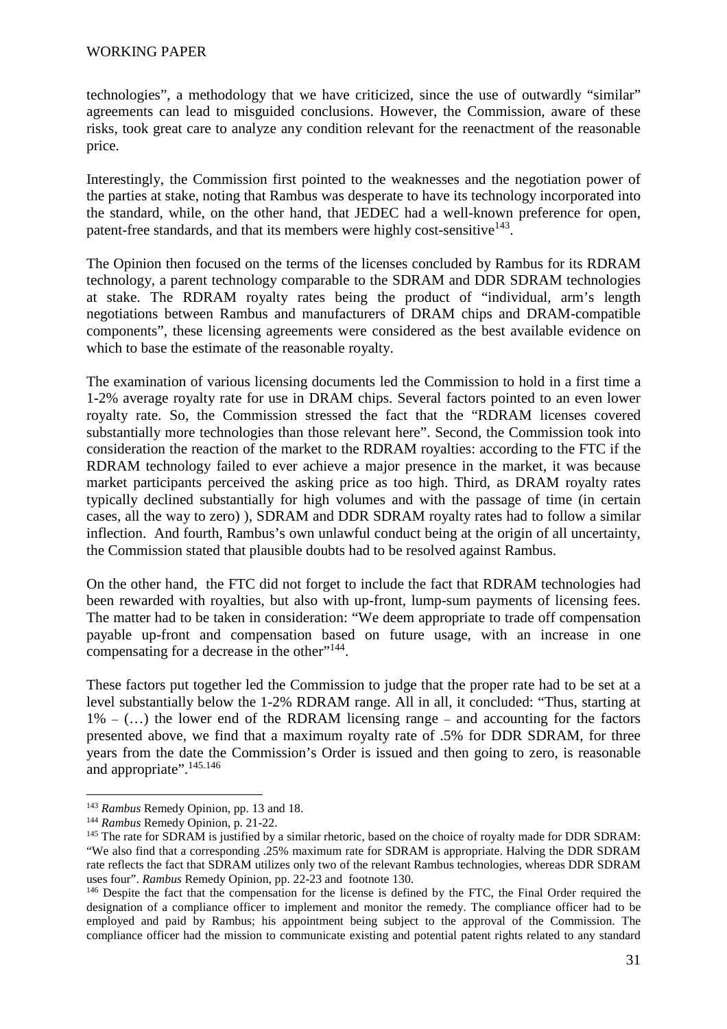technologies", a methodology that we have criticized, since the use of outwardly "similar" agreements can lead to misguided conclusions. However, the Commission, aware of these risks, took great care to analyze any condition relevant for the reenactment of the reasonable price.

Interestingly, the Commission first pointed to the weaknesses and the negotiation power of the parties at stake, noting that Rambus was desperate to have its technology incorporated into the standard, while, on the other hand, that JEDEC had a well-known preference for open, patent-free standards, and that its members were highly cost-sensitive[143].

The Opinion then focused on the terms of the licenses concluded by Rambus for its RDRAM technology, a parent technology comparable to the SDRAM and DDR SDRAM technologies at stake. The RDRAM royalty rates being the product of "individual, arm's length negotiations between Rambus and manufacturers of DRAM chips and DRAM-compatible components", these licensing agreements were considered as the best available evidence on which to base the estimate of the reasonable royalty.

The examination of various licensing documents led the Commission to hold in a first time a 1-2% average royalty rate for use in DRAM chips. Several factors pointed to an even lower royalty rate. So, the Commission stressed the fact that the "RDRAM licenses covered substantially more technologies than those relevant here". Second, the Commission took into consideration the reaction of the market to the RDRAM royalties: according to the FTC if the RDRAM technology failed to ever achieve a major presence in the market, it was because market participants perceived the asking price as too high. Third, as DRAM royalty rates typically declined substantially for high volumes and with the passage of time (in certain cases, all the way to zero) ), SDRAM and DDR SDRAM royalty rates had to follow a similar inflection. And fourth, Rambus's own unlawful conduct being at the origin of all uncertainty, the Commission stated that plausible doubts had to be resolved against Rambus.

On the other hand, the FTC did not forget to include the fact that RDRAM technologies had been rewarded with royalties, but also with up-front, lump-sum payments of licensing fees. The matter had to be taken in consideration: "We deem appropriate to trade off compensation payable up-front and compensation based on future usage, with an increase in one compensating for a decrease in the other"[144].

These factors put together led the Commission to judge that the proper rate had to be set at a level substantially below the 1-2% RDRAM range. All in all, it concluded: "Thus, starting at 1% – (…) the lower end of the RDRAM licensing range – and accounting for the factors presented above, we find that a maximum royalty rate of .5% for DDR SDRAM, for three years from the date the Commission's Order is issued and then going to zero, is reasonable and appropriate".[145,146]

---

[143] *Rambus* Remedy Opinion, pp. 13 and 18.

[144] *Rambus* Remedy Opinion, p. 21-22.

[145] The rate for SDRAM is justified by a similar rhetoric, based on the choice of royalty made for DDR SDRAM: "We also find that a corresponding .25% maximum rate for SDRAM is appropriate. Halving the DDR SDRAM rate reflects the fact that SDRAM utilizes only two of the relevant Rambus technologies, whereas DDR SDRAM uses four". *Rambus* Remedy Opinion, pp. 22-23 and footnote 130.

[146] Despite the fact that the compensation for the license is defined by the FTC, the Final Order required the designation of a compliance officer to implement and monitor the remedy. The compliance officer had to be employed and paid by Rambus; his appointment being subject to the approval of the Commission. The compliance officer had the mission to communicate existing and potential patent rights related to any standard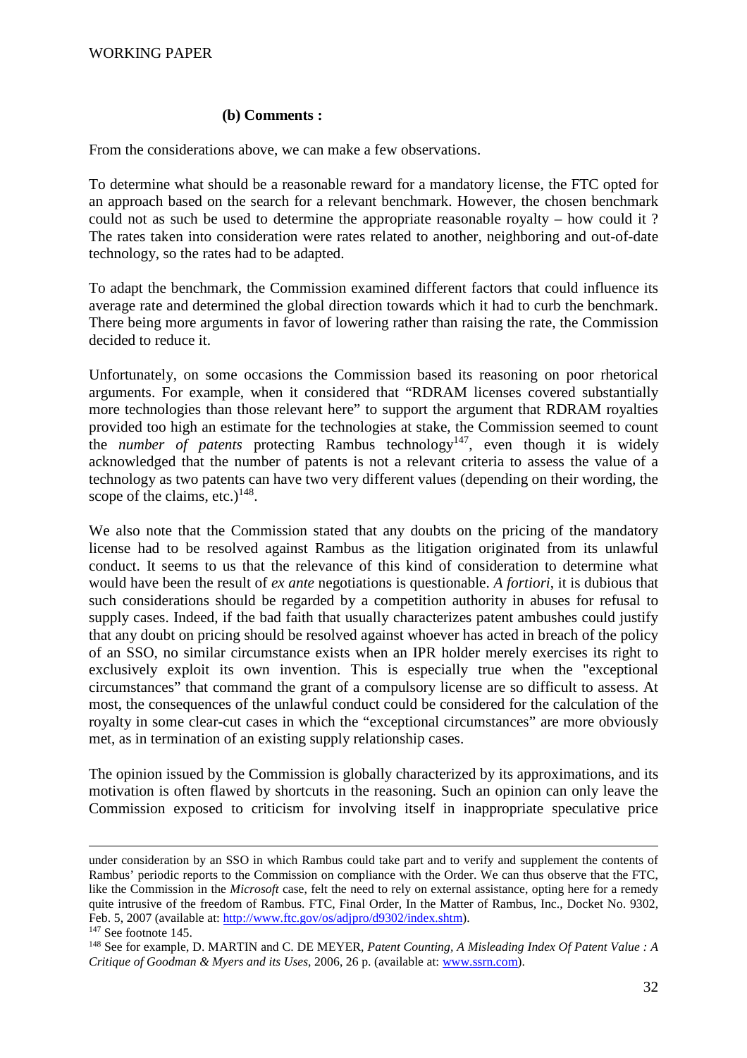#### (b) Comments :

From the considerations above, we can make a few observations.

To determine what should be a reasonable reward for a mandatory license, the FTC opted for an approach based on the search for a relevant benchmark. However, the chosen benchmark could not as such be used to determine the appropriate reasonable royalty – how could it ? The rates taken into consideration were rates related to another, neighboring and out-of-date technology, so the rates had to be adapted.

To adapt the benchmark, the Commission examined different factors that could influence its average rate and determined the global direction towards which it had to curb the benchmark. There being more arguments in favor of lowering rather than raising the rate, the Commission decided to reduce it.

Unfortunately, on some occasions the Commission based its reasoning on poor rhetorical arguments. For example, when it considered that "RDRAM licenses covered substantially more technologies than those relevant here" to support the argument that RDRAM royalties provided too high an estimate for the technologies at stake, the Commission seemed to count the *number of patents* protecting Rambus technology[147], even though it is widely acknowledged that the number of patents is not a relevant criteria to assess the value of a technology as two patents can have two very different values (depending on their wording, the scope of the claims, etc.)[148].

We also note that the Commission stated that any doubts on the pricing of the mandatory license had to be resolved against Rambus as the litigation originated from its unlawful conduct. It seems to us that the relevance of this kind of consideration to determine what would have been the result of *ex ante* negotiations is questionable. *A fortiori*, it is dubious that such considerations should be regarded by a competition authority in abuses for refusal to supply cases. Indeed, if the bad faith that usually characterizes patent ambushes could justify that any doubt on pricing should be resolved against whoever has acted in breach of the policy of an SSO, no similar circumstance exists when an IPR holder merely exercises its right to exclusively exploit its own invention. This is especially true when the "exceptional circumstances" that command the grant of a compulsory license are so difficult to assess. At most, the consequences of the unlawful conduct could be considered for the calculation of the royalty in some clear-cut cases in which the "exceptional circumstances" are more obviously met, as in termination of an existing supply relationship cases.

The opinion issued by the Commission is globally characterized by its approximations, and its motivation is often flawed by shortcuts in the reasoning. Such an opinion can only leave the Commission exposed to criticism for involving itself in inappropriate speculative price

---

under consideration by an SSO in which Rambus could take part and to verify and supplement the contents of Rambus' periodic reports to the Commission on compliance with the Order. We can thus observe that the FTC, like the Commission in the *Microsoft* case, felt the need to rely on external assistance, opting here for a remedy quite intrusive of the freedom of Rambus. FTC, Final Order, In the Matter of Rambus, Inc., Docket No. 9302, Feb. 5, 2007 (available at: http://www.ftc.gov/os/adjpro/d9302/index.shtm).

[147] See footnote 145.

[148] See for example, D. MARTIN and C. DE MEYER, *Patent Counting, A Misleading Index Of Patent Value : A Critique of Goodman & Myers and its Uses*, 2006, 26 p. (available at: www.ssrn.com).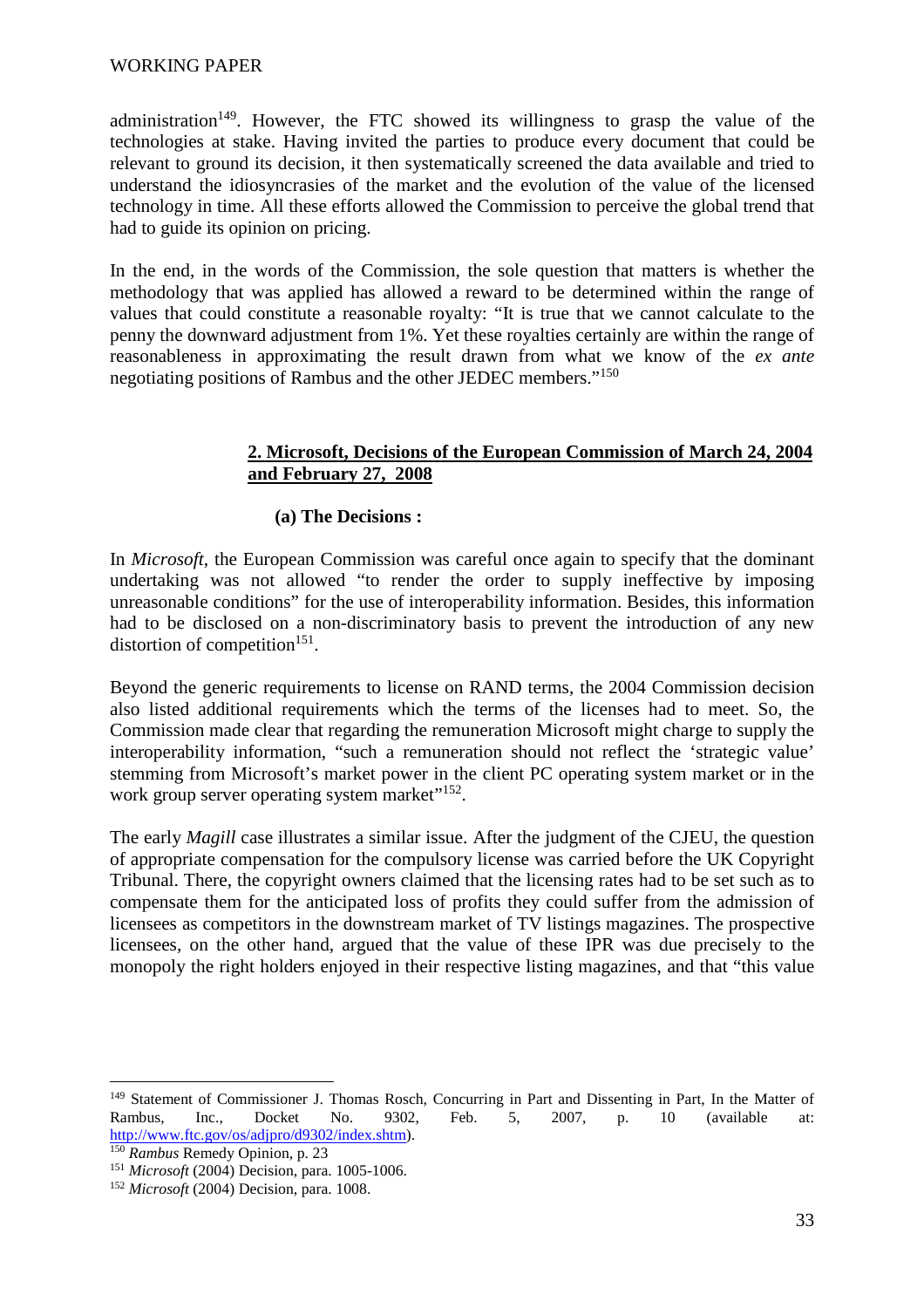administration[149]. However, the FTC showed its willingness to grasp the value of the technologies at stake. Having invited the parties to produce every document that could be relevant to ground its decision, it then systematically screened the data available and tried to understand the idiosyncrasies of the market and the evolution of the value of the licensed technology in time. All these efforts allowed the Commission to perceive the global trend that had to guide its opinion on pricing.

In the end, in the words of the Commission, the sole question that matters is whether the methodology that was applied has allowed a reward to be determined within the range of values that could constitute a reasonable royalty: "It is true that we cannot calculate to the penny the downward adjustment from 1%. Yet these royalties certainly are within the range of reasonableness in approximating the result drawn from what we know of the *ex ante* negotiating positions of Rambus and the other JEDEC members."[150]

### 2. Microsoft, Decisions of the European Commission of March 24, 2004 and February 27, 2008

#### (a) The Decisions :

In *Microsoft*, the European Commission was careful once again to specify that the dominant undertaking was not allowed "to render the order to supply ineffective by imposing unreasonable conditions" for the use of interoperability information. Besides, this information had to be disclosed on a non-discriminatory basis to prevent the introduction of any new distortion of competition[151].

Beyond the generic requirements to license on RAND terms, the 2004 Commission decision also listed additional requirements which the terms of the licenses had to meet. So, the Commission made clear that regarding the remuneration Microsoft might charge to supply the interoperability information, "such a remuneration should not reflect the 'strategic value' stemming from Microsoft's market power in the client PC operating system market or in the work group server operating system market"[152].

The early *Magill* case illustrates a similar issue. After the judgment of the CJEU, the question of appropriate compensation for the compulsory license was carried before the UK Copyright Tribunal. There, the copyright owners claimed that the licensing rates had to be set such as to compensate them for the anticipated loss of profits they could suffer from the admission of licensees as competitors in the downstream market of TV listings magazines. The prospective licensees, on the other hand, argued that the value of these IPR was due precisely to the monopoly the right holders enjoyed in their respective listing magazines, and that "this value

---

[149] Statement of Commissioner J. Thomas Rosch, Concurring in Part and Dissenting in Part, In the Matter of Rambus, Inc., Docket No. 9302, Feb. 5, 2007, p. 10 (available at: http://www.ftc.gov/os/adjpro/d9302/index.shtm).

[150] *Rambus* Remedy Opinion, p. 23

[151] *Microsoft* (2004) Decision, para. 1005-1006.

[152] *Microsoft* (2004) Decision, para. 1008.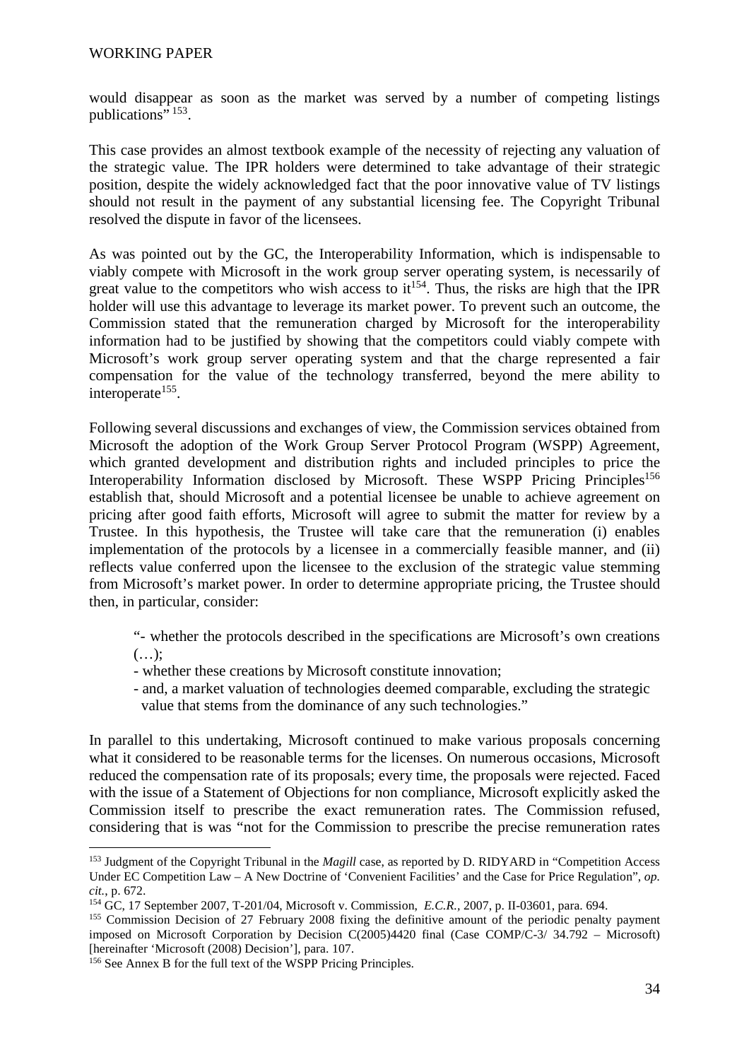would disappear as soon as the market was served by a number of competing listings publications" [153].

This case provides an almost textbook example of the necessity of rejecting any valuation of the strategic value. The IPR holders were determined to take advantage of their strategic position, despite the widely acknowledged fact that the poor innovative value of TV listings should not result in the payment of any substantial licensing fee. The Copyright Tribunal resolved the dispute in favor of the licensees.

As was pointed out by the GC, the Interoperability Information, which is indispensable to viably compete with Microsoft in the work group server operating system, is necessarily of great value to the competitors who wish access to it[154]. Thus, the risks are high that the IPR holder will use this advantage to leverage its market power. To prevent such an outcome, the Commission stated that the remuneration charged by Microsoft for the interoperability information had to be justified by showing that the competitors could viably compete with Microsoft's work group server operating system and that the charge represented a fair compensation for the value of the technology transferred, beyond the mere ability to interoperate[155].

Following several discussions and exchanges of view, the Commission services obtained from Microsoft the adoption of the Work Group Server Protocol Program (WSPP) Agreement, which granted development and distribution rights and included principles to price the Interoperability Information disclosed by Microsoft. These WSPP Pricing Principles[156] establish that, should Microsoft and a potential licensee be unable to achieve agreement on pricing after good faith efforts, Microsoft will agree to submit the matter for review by a Trustee. In this hypothesis, the Trustee will take care that the remuneration (i) enables implementation of the protocols by a licensee in a commercially feasible manner, and (ii) reflects value conferred upon the licensee to the exclusion of the strategic value stemming from Microsoft's market power. In order to determine appropriate pricing, the Trustee should then, in particular, consider:

> "- whether the protocols described in the specifications are Microsoft's own creations (…);
> - whether these creations by Microsoft constitute innovation;
> - and, a market valuation of technologies deemed comparable, excluding the strategic value that stems from the dominance of any such technologies."

In parallel to this undertaking, Microsoft continued to make various proposals concerning what it considered to be reasonable terms for the licenses. On numerous occasions, Microsoft reduced the compensation rate of its proposals; every time, the proposals were rejected. Faced with the issue of a Statement of Objections for non compliance, Microsoft explicitly asked the Commission itself to prescribe the exact remuneration rates. The Commission refused, considering that is was "not for the Commission to prescribe the precise remuneration rates

---

[153] Judgment of the Copyright Tribunal in the *Magill* case, as reported by D. RIDYARD in "Competition Access Under EC Competition Law – A New Doctrine of 'Convenient Facilities' and the Case for Price Regulation", *op. cit.*, p. 672.

[154] GC, 17 September 2007, T-201/04, Microsoft v. Commission, *E.C.R.*, 2007, p. II-03601, para. 694.

[155] Commission Decision of 27 February 2008 fixing the definitive amount of the periodic penalty payment imposed on Microsoft Corporation by Decision C(2005)4420 final (Case COMP/C-3/ 34.792 – Microsoft) [hereinafter 'Microsoft (2008) Decision'], para. 107.

[156] See Annex B for the full text of the WSPP Pricing Principles.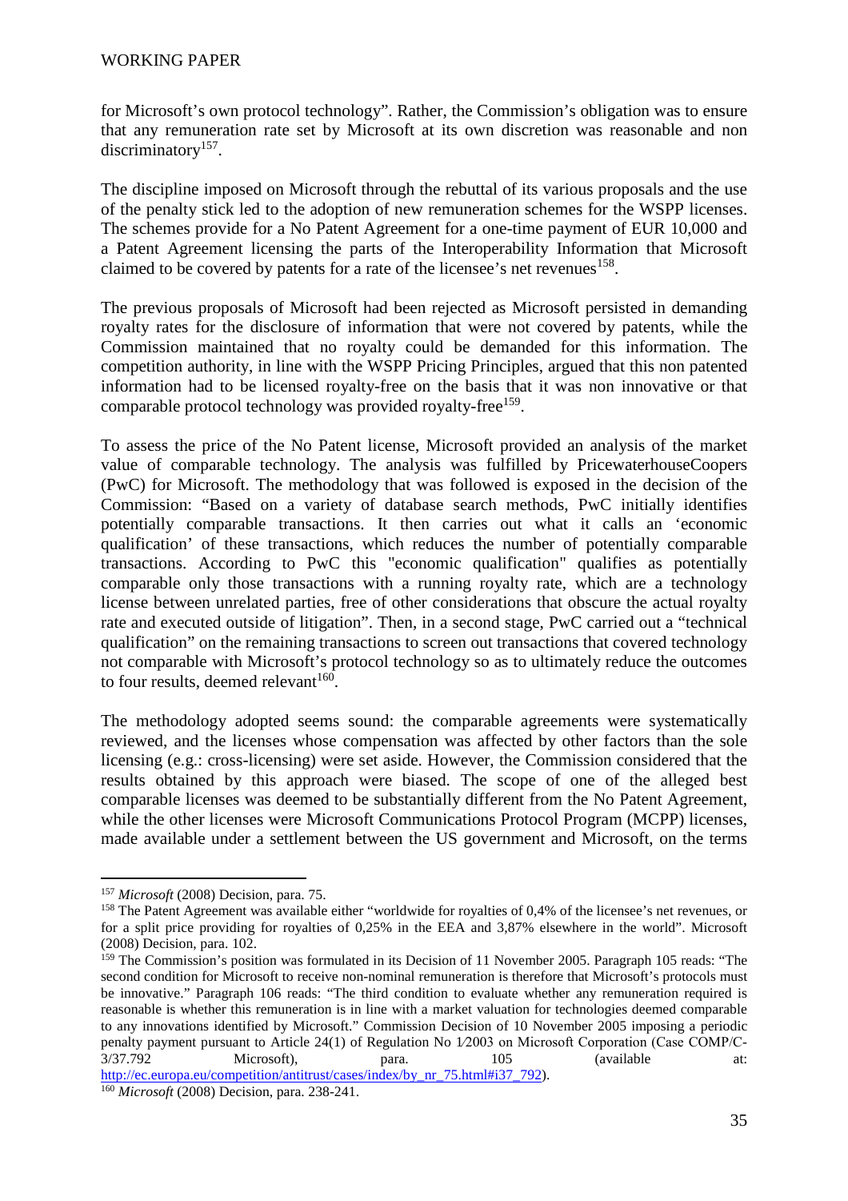for Microsoft's own protocol technology". Rather, the Commission's obligation was to ensure that any remuneration rate set by Microsoft at its own discretion was reasonable and non discriminatory[157].

The discipline imposed on Microsoft through the rebuttal of its various proposals and the use of the penalty stick led to the adoption of new remuneration schemes for the WSPP licenses. The schemes provide for a No Patent Agreement for a one-time payment of EUR 10,000 and a Patent Agreement licensing the parts of the Interoperability Information that Microsoft claimed to be covered by patents for a rate of the licensee's net revenues[158].

The previous proposals of Microsoft had been rejected as Microsoft persisted in demanding royalty rates for the disclosure of information that were not covered by patents, while the Commission maintained that no royalty could be demanded for this information. The competition authority, in line with the WSPP Pricing Principles, argued that this non patented information had to be licensed royalty-free on the basis that it was non innovative or that comparable protocol technology was provided royalty-free[159].

To assess the price of the No Patent license, Microsoft provided an analysis of the market value of comparable technology. The analysis was fulfilled by PricewaterhouseCoopers (PwC) for Microsoft. The methodology that was followed is exposed in the decision of the Commission: "Based on a variety of database search methods, PwC initially identifies potentially comparable transactions. It then carries out what it calls an 'economic qualification' of these transactions, which reduces the number of potentially comparable transactions. According to PwC this "economic qualification" qualifies as potentially comparable only those transactions with a running royalty rate, which are a technology license between unrelated parties, free of other considerations that obscure the actual royalty rate and executed outside of litigation". Then, in a second stage, PwC carried out a "technical qualification" on the remaining transactions to screen out transactions that covered technology not comparable with Microsoft's protocol technology so as to ultimately reduce the outcomes to four results, deemed relevant[160].

The methodology adopted seems sound: the comparable agreements were systematically reviewed, and the licenses whose compensation was affected by other factors than the sole licensing (e.g.: cross-licensing) were set aside. However, the Commission considered that the results obtained by this approach were biased. The scope of one of the alleged best comparable licenses was deemed to be substantially different from the No Patent Agreement, while the other licenses were Microsoft Communications Protocol Program (MCPP) licenses, made available under a settlement between the US government and Microsoft, on the terms

---

[157] *Microsoft* (2008) Decision, para. 75.

[158] The Patent Agreement was available either "worldwide for royalties of 0,4% of the licensee's net revenues, or for a split price providing for royalties of 0,25% in the EEA and 3,87% elsewhere in the world". Microsoft (2008) Decision, para. 102.

[159] The Commission's position was formulated in its Decision of 11 November 2005. Paragraph 105 reads: "The second condition for Microsoft to receive non-nominal remuneration is therefore that Microsoft's protocols must be innovative." Paragraph 106 reads: "The third condition to evaluate whether any remuneration required is reasonable is whether this remuneration is in line with a market valuation for technologies deemed comparable to any innovations identified by Microsoft." Commission Decision of 10 November 2005 imposing a periodic penalty payment pursuant to Article 24(1) of Regulation No 1/2003 on Microsoft Corporation (Case COMP/C-3/37.792 Microsoft), para. 105 (available at: http://ec.europa.eu/competition/antitrust/cases/index/by_nr_75.html#i37_792).

[160] *Microsoft* (2008) Decision, para. 238-241.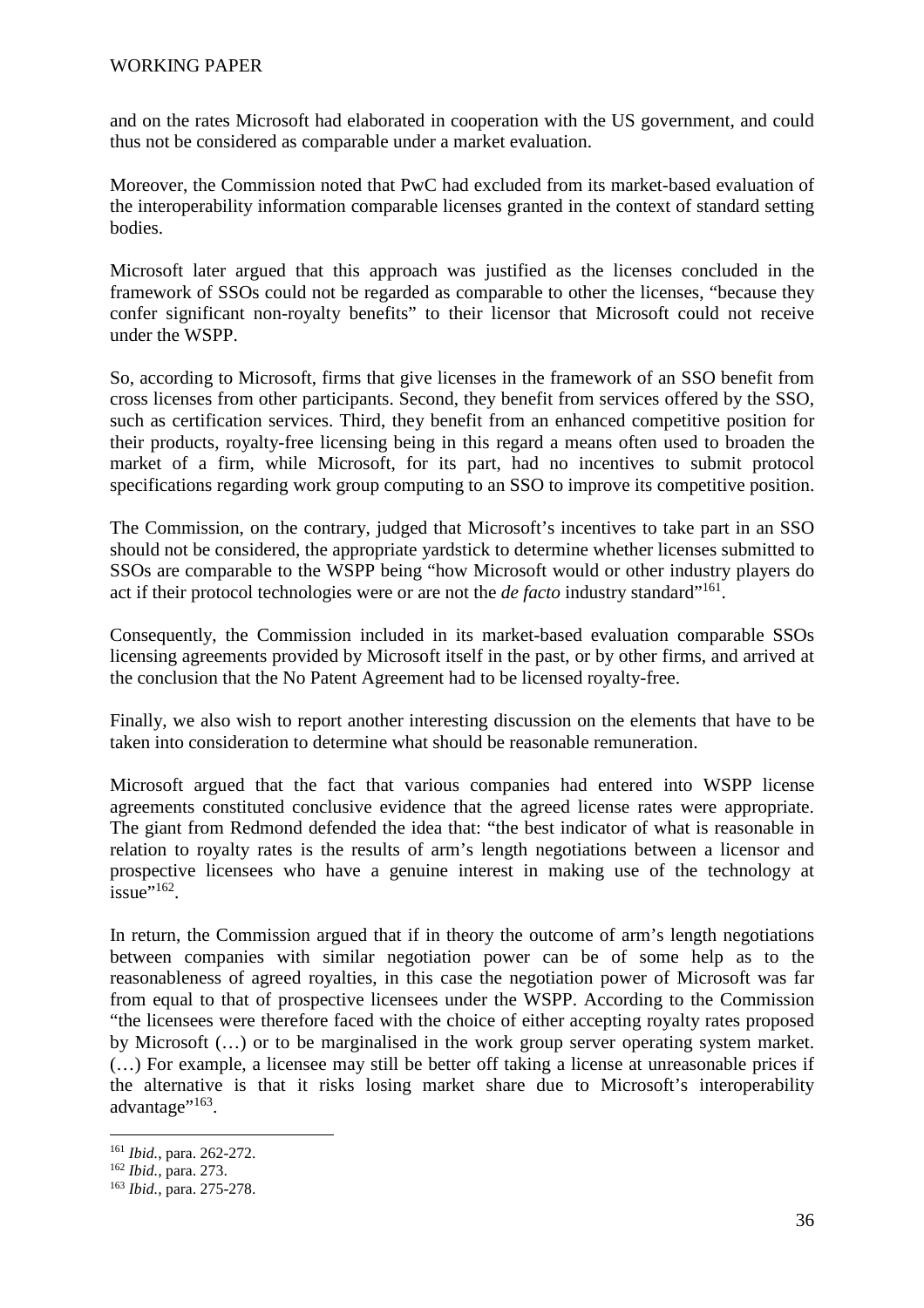and on the rates Microsoft had elaborated in cooperation with the US government, and could thus not be considered as comparable under a market evaluation.

Moreover, the Commission noted that PwC had excluded from its market-based evaluation of the interoperability information comparable licenses granted in the context of standard setting bodies.

Microsoft later argued that this approach was justified as the licenses concluded in the framework of SSOs could not be regarded as comparable to other the licenses, "because they confer significant non-royalty benefits" to their licensor that Microsoft could not receive under the WSPP.

So, according to Microsoft, firms that give licenses in the framework of an SSO benefit from cross licenses from other participants. Second, they benefit from services offered by the SSO, such as certification services. Third, they benefit from an enhanced competitive position for their products, royalty-free licensing being in this regard a means often used to broaden the market of a firm, while Microsoft, for its part, had no incentives to submit protocol specifications regarding work group computing to an SSO to improve its competitive position.

The Commission, on the contrary, judged that Microsoft's incentives to take part in an SSO should not be considered, the appropriate yardstick to determine whether licenses submitted to SSOs are comparable to the WSPP being "how Microsoft would or other industry players do act if their protocol technologies were or are not the *de facto* industry standard"[161].

Consequently, the Commission included in its market-based evaluation comparable SSOs licensing agreements provided by Microsoft itself in the past, or by other firms, and arrived at the conclusion that the No Patent Agreement had to be licensed royalty-free.

Finally, we also wish to report another interesting discussion on the elements that have to be taken into consideration to determine what should be reasonable remuneration.

Microsoft argued that the fact that various companies had entered into WSPP license agreements constituted conclusive evidence that the agreed license rates were appropriate. The giant from Redmond defended the idea that: "the best indicator of what is reasonable in relation to royalty rates is the results of arm's length negotiations between a licensor and prospective licensees who have a genuine interest in making use of the technology at issue"[162].

In return, the Commission argued that if in theory the outcome of arm's length negotiations between companies with similar negotiation power can be of some help as to the reasonableness of agreed royalties, in this case the negotiation power of Microsoft was far from equal to that of prospective licensees under the WSPP. According to the Commission "the licensees were therefore faced with the choice of either accepting royalty rates proposed by Microsoft (…) or to be marginalised in the work group server operating system market. (…) For example, a licensee may still be better off taking a license at unreasonable prices if the alternative is that it risks losing market share due to Microsoft's interoperability advantage"[163].

---

[161] *Ibid.*, para. 262-272.

[162] *Ibid.*, para. 273.

[163] *Ibid.*, para. 275-278.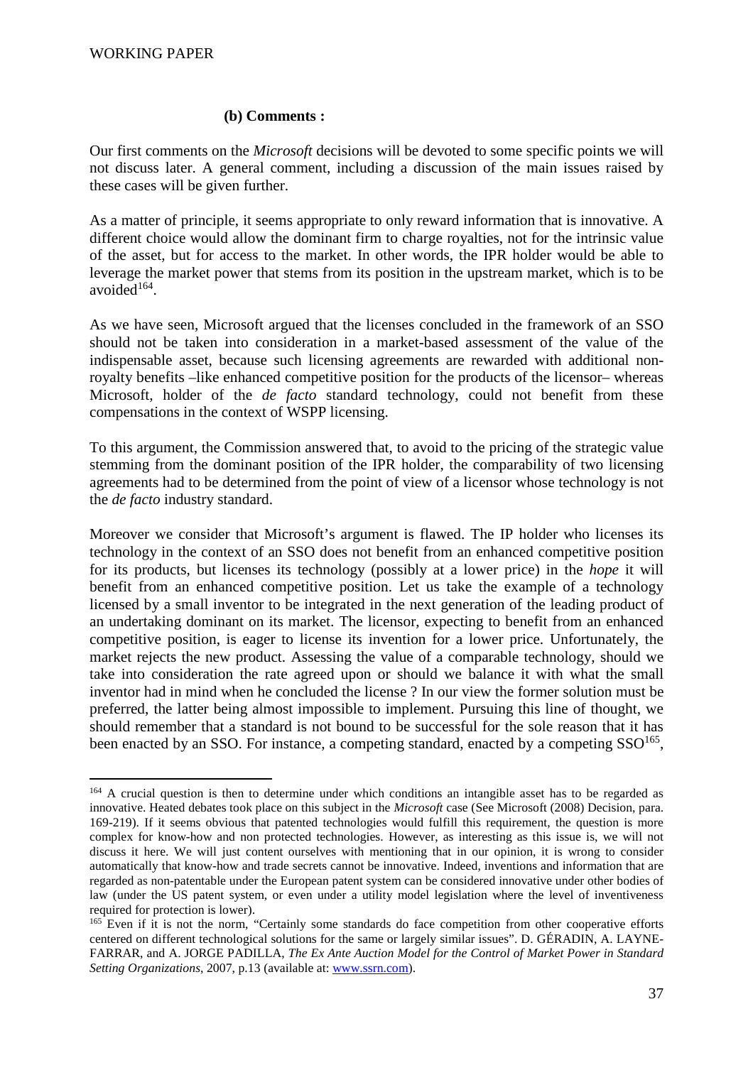**(b) Comments :**

Our first comments on the *Microsoft* decisions will be devoted to some specific points we will not discuss later. A general comment, including a discussion of the main issues raised by these cases will be given further.

As a matter of principle, it seems appropriate to only reward information that is innovative. A different choice would allow the dominant firm to charge royalties, not for the intrinsic value of the asset, but for access to the market. In other words, the IPR holder would be able to leverage the market power that stems from its position in the upstream market, which is to be avoided[164].

As we have seen, Microsoft argued that the licenses concluded in the framework of an SSO should not be taken into consideration in a market-based assessment of the value of the indispensable asset, because such licensing agreements are rewarded with additional non-royalty benefits –like enhanced competitive position for the products of the licensor– whereas Microsoft, holder of the *de facto* standard technology, could not benefit from these compensations in the context of WSPP licensing.

To this argument, the Commission answered that, to avoid to the pricing of the strategic value stemming from the dominant position of the IPR holder, the comparability of two licensing agreements had to be determined from the point of view of a licensor whose technology is not the *de facto* industry standard.

Moreover we consider that Microsoft's argument is flawed. The IP holder who licenses its technology in the context of an SSO does not benefit from an enhanced competitive position for its products, but licenses its technology (possibly at a lower price) in the *hope* it will benefit from an enhanced competitive position. Let us take the example of a technology licensed by a small inventor to be integrated in the next generation of the leading product of an undertaking dominant on its market. The licensor, expecting to benefit from an enhanced competitive position, is eager to license its invention for a lower price. Unfortunately, the market rejects the new product. Assessing the value of a comparable technology, should we take into consideration the rate agreed upon or should we balance it with what the small inventor had in mind when he concluded the license ? In our view the former solution must be preferred, the latter being almost impossible to implement. Pursuing this line of thought, we should remember that a standard is not bound to be successful for the sole reason that it has been enacted by an SSO. For instance, a competing standard, enacted by a competing SSO[165],

---

[164] A crucial question is then to determine under which conditions an intangible asset has to be regarded as innovative. Heated debates took place on this subject in the *Microsoft* case (See Microsoft (2008) Decision, para. 169-219). If it seems obvious that patented technologies would fulfill this requirement, the question is more complex for know-how and non protected technologies. However, as interesting as this issue is, we will not discuss it here. We will just content ourselves with mentioning that in our opinion, it is wrong to consider automatically that know-how and trade secrets cannot be innovative. Indeed, inventions and information that are regarded as non-patentable under the European patent system can be considered innovative under other bodies of law (under the US patent system, or even under a utility model legislation where the level of inventiveness required for protection is lower).

[165] Even if it is not the norm, "Certainly some standards do face competition from other cooperative efforts centered on different technological solutions for the same or largely similar issues". D. GÉRADIN, A. LAYNE-FARRAR, and A. JORGE PADILLA, *The Ex Ante Auction Model for the Control of Market Power in Standard Setting Organizations*, 2007, p.13 (available at: www.ssrn.com).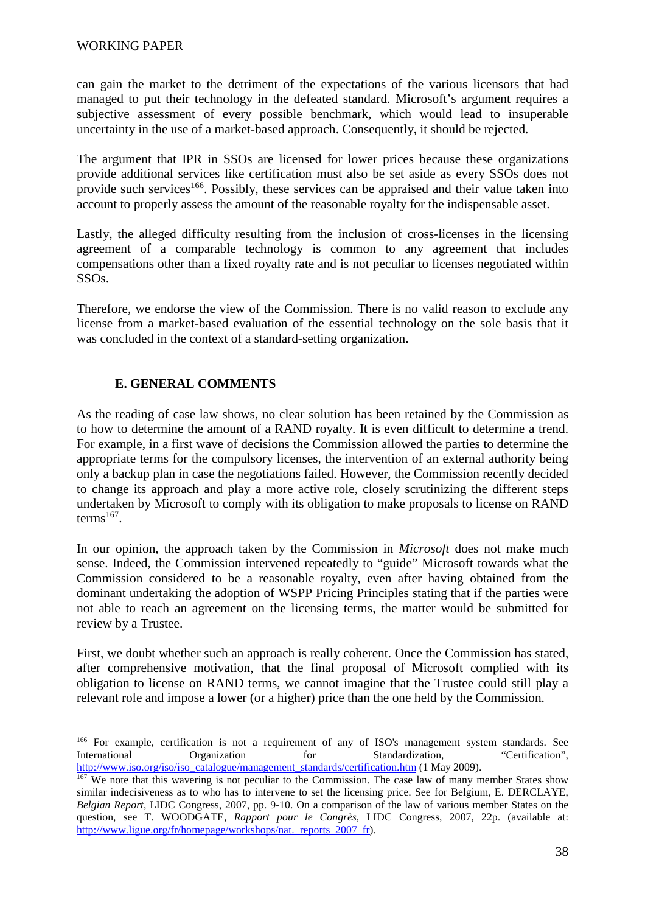can gain the market to the detriment of the expectations of the various licensors that had managed to put their technology in the defeated standard. Microsoft's argument requires a subjective assessment of every possible benchmark, which would lead to insuperable uncertainty in the use of a market-based approach. Consequently, it should be rejected.

The argument that IPR in SSOs are licensed for lower prices because these organizations provide additional services like certification must also be set aside as every SSOs does not provide such services[166]. Possibly, these services can be appraised and their value taken into account to properly assess the amount of the reasonable royalty for the indispensable asset.

Lastly, the alleged difficulty resulting from the inclusion of cross-licenses in the licensing agreement of a comparable technology is common to any agreement that includes compensations other than a fixed royalty rate and is not peculiar to licenses negotiated within SSOs.

Therefore, we endorse the view of the Commission. There is no valid reason to exclude any license from a market-based evaluation of the essential technology on the sole basis that it was concluded in the context of a standard-setting organization.

### E. GENERAL COMMENTS

As the reading of case law shows, no clear solution has been retained by the Commission as to how to determine the amount of a RAND royalty. It is even difficult to determine a trend. For example, in a first wave of decisions the Commission allowed the parties to determine the appropriate terms for the compulsory licenses, the intervention of an external authority being only a backup plan in case the negotiations failed. However, the Commission recently decided to change its approach and play a more active role, closely scrutinizing the different steps undertaken by Microsoft to comply with its obligation to make proposals to license on RAND terms[167].

In our opinion, the approach taken by the Commission in *Microsoft* does not make much sense. Indeed, the Commission intervened repeatedly to "guide" Microsoft towards what the Commission considered to be a reasonable royalty, even after having obtained from the dominant undertaking the adoption of WSPP Pricing Principles stating that if the parties were not able to reach an agreement on the licensing terms, the matter would be submitted for review by a Trustee.

First, we doubt whether such an approach is really coherent. Once the Commission has stated, after comprehensive motivation, that the final proposal of Microsoft complied with its obligation to license on RAND terms, we cannot imagine that the Trustee could still play a relevant role and impose a lower (or a higher) price than the one held by the Commission.

---

[166] For example, certification is not a requirement of any of ISO's management system standards. See International Organization for Standardization, "Certification", http://www.iso.org/iso/iso_catalogue/management_standards/certification.htm (1 May 2009).

[167] We note that this wavering is not peculiar to the Commission. The case law of many member States show similar indecisiveness as to who has to intervene to set the licensing price. See for Belgium, E. DERCLAYE, *Belgian Report*, LIDC Congress, 2007, pp. 9-10. On a comparison of the law of various member States on the question, see T. WOODGATE, *Rapport pour le Congrès*, LIDC Congress, 2007, 22p. (available at: http://www.ligue.org/fr/homepage/workshops/nat._reports_2007_fr).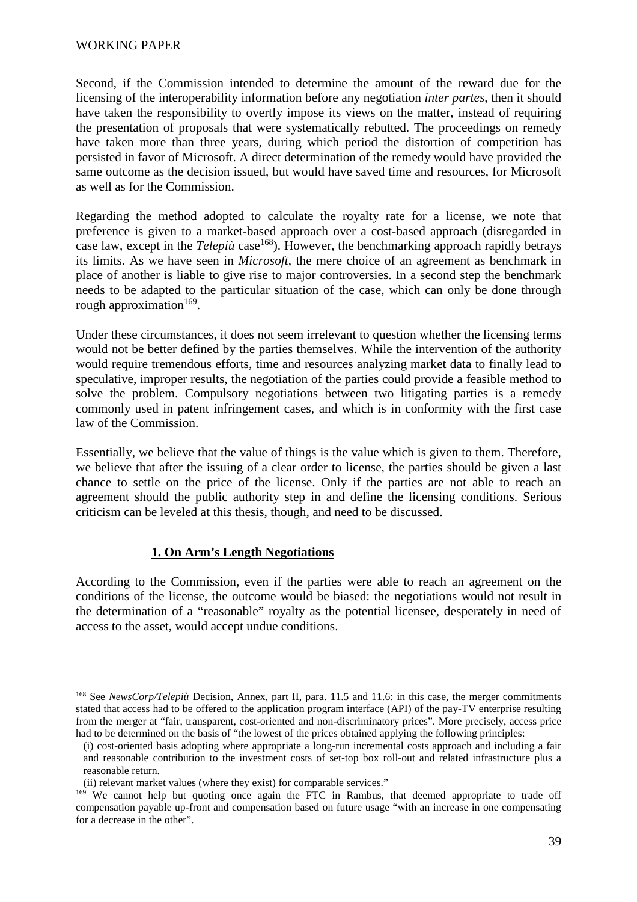Second, if the Commission intended to determine the amount of the reward due for the licensing of the interoperability information before any negotiation *inter partes*, then it should have taken the responsibility to overtly impose its views on the matter, instead of requiring the presentation of proposals that were systematically rebutted. The proceedings on remedy have taken more than three years, during which period the distortion of competition has persisted in favor of Microsoft. A direct determination of the remedy would have provided the same outcome as the decision issued, but would have saved time and resources, for Microsoft as well as for the Commission.

Regarding the method adopted to calculate the royalty rate for a license, we note that preference is given to a market-based approach over a cost-based approach (disregarded in case law, except in the *Telepiù* case[168]). However, the benchmarking approach rapidly betrays its limits. As we have seen in *Microsoft*, the mere choice of an agreement as benchmark in place of another is liable to give rise to major controversies. In a second step the benchmark needs to be adapted to the particular situation of the case, which can only be done through rough approximation[169].

Under these circumstances, it does not seem irrelevant to question whether the licensing terms would not be better defined by the parties themselves. While the intervention of the authority would require tremendous efforts, time and resources analyzing market data to finally lead to speculative, improper results, the negotiation of the parties could provide a feasible method to solve the problem. Compulsory negotiations between two litigating parties is a remedy commonly used in patent infringement cases, and which is in conformity with the first case law of the Commission.

Essentially, we believe that the value of things is the value which is given to them. Therefore, we believe that after the issuing of a clear order to license, the parties should be given a last chance to settle on the price of the license. Only if the parties are not able to reach an agreement should the public authority step in and define the licensing conditions. Serious criticism can be leveled at this thesis, though, and need to be discussed.

### **1. On Arm's Length Negotiations**

According to the Commission, even if the parties were able to reach an agreement on the conditions of the license, the outcome would be biased: the negotiations would not result in the determination of a "reasonable" royalty as the potential licensee, desperately in need of access to the asset, would accept undue conditions.

---

[168] See *NewsCorp/Telepiù* Decision, Annex, part II, para. 11.5 and 11.6: in this case, the merger commitments stated that access had to be offered to the application program interface (API) of the pay-TV enterprise resulting from the merger at "fair, transparent, cost-oriented and non-discriminatory prices". More precisely, access price had to be determined on the basis of "the lowest of the prices obtained applying the following principles:

(i) cost-oriented basis adopting where appropriate a long-run incremental costs approach and including a fair and reasonable contribution to the investment costs of set-top box roll-out and related infrastructure plus a reasonable return.

(ii) relevant market values (where they exist) for comparable services."

[169] We cannot help but quoting once again the FTC in Rambus, that deemed appropriate to trade off compensation payable up-front and compensation based on future usage "with an increase in one compensating for a decrease in the other".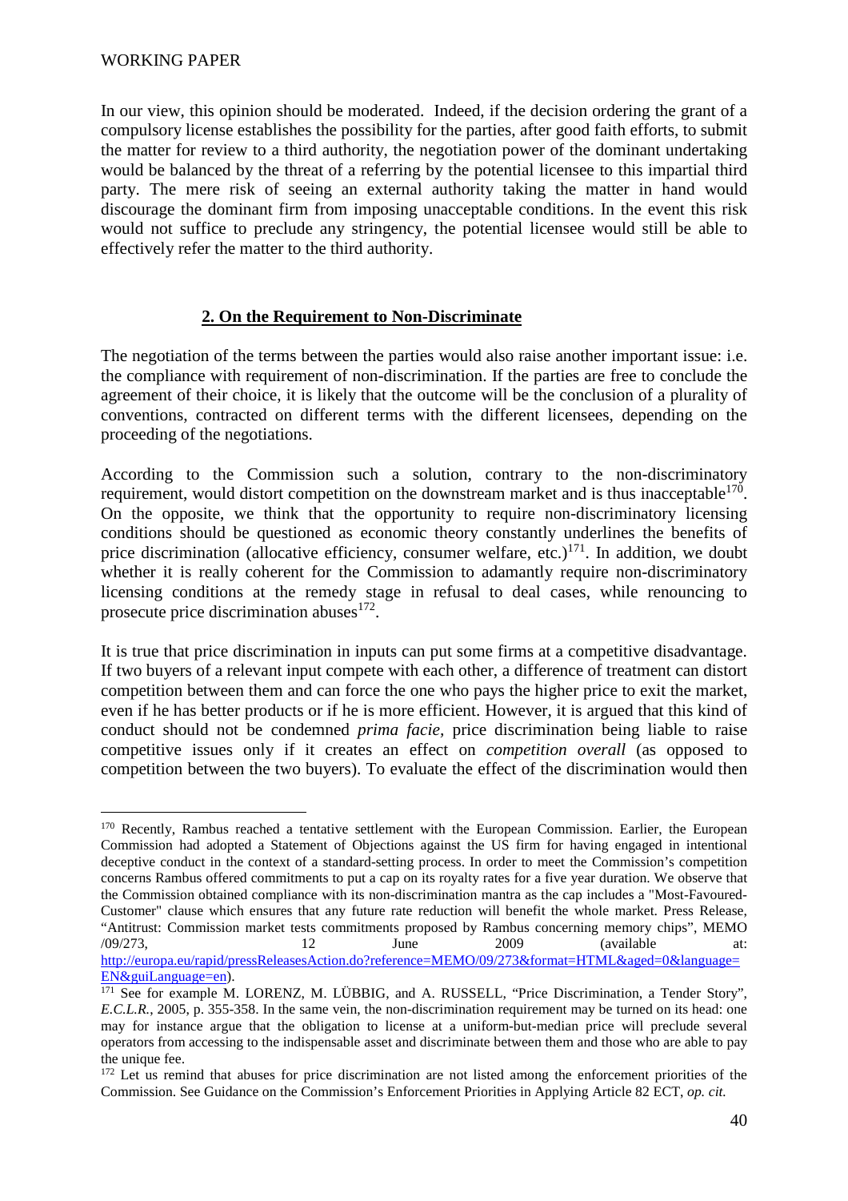In our view, this opinion should be moderated. Indeed, if the decision ordering the grant of a compulsory license establishes the possibility for the parties, after good faith efforts, to submit the matter for review to a third authority, the negotiation power of the dominant undertaking would be balanced by the threat of a referring by the potential licensee to this impartial third party. The mere risk of seeing an external authority taking the matter in hand would discourage the dominant firm from imposing unacceptable conditions. In the event this risk would not suffice to preclude any stringency, the potential licensee would still be able to effectively refer the matter to the third authority.

## 2. On the Requirement to Non-Discriminate

The negotiation of the terms between the parties would also raise another important issue: i.e. the compliance with requirement of non-discrimination. If the parties are free to conclude the agreement of their choice, it is likely that the outcome will be the conclusion of a plurality of conventions, contracted on different terms with the different licensees, depending on the proceeding of the negotiations.

According to the Commission such a solution, contrary to the non-discriminatory requirement, would distort competition on the downstream market and is thus inacceptable[170]. On the opposite, we think that the opportunity to require non-discriminatory licensing conditions should be questioned as economic theory constantly underlines the benefits of price discrimination (allocative efficiency, consumer welfare, etc.)[171]. In addition, we doubt whether it is really coherent for the Commission to adamantly require non-discriminatory licensing conditions at the remedy stage in refusal to deal cases, while renouncing to prosecute price discrimination abuses[172].

It is true that price discrimination in inputs can put some firms at a competitive disadvantage. If two buyers of a relevant input compete with each other, a difference of treatment can distort competition between them and can force the one who pays the higher price to exit the market, even if he has better products or if he is more efficient. However, it is argued that this kind of conduct should not be condemned *prima facie*, price discrimination being liable to raise competitive issues only if it creates an effect on *competition overall* (as opposed to competition between the two buyers). To evaluate the effect of the discrimination would then

---

[170] Recently, Rambus reached a tentative settlement with the European Commission. Earlier, the European Commission had adopted a Statement of Objections against the US firm for having engaged in intentional deceptive conduct in the context of a standard-setting process. In order to meet the Commission's competition concerns Rambus offered commitments to put a cap on its royalty rates for a five year duration. We observe that the Commission obtained compliance with its non-discrimination mantra as the cap includes a "Most-Favoured-Customer" clause which ensures that any future rate reduction will benefit the whole market. Press Release, "Antitrust: Commission market tests commitments proposed by Rambus concerning memory chips", MEMO /09/273, 12 June 2009 (available at: http://europa.eu/rapid/pressReleasesAction.do?reference=MEMO/09/273&format=HTML&aged=0&language=EN&guiLanguage=en).

[171] See for example M. LORENZ, M. LÜBBIG, and A. RUSSELL, "Price Discrimination, a Tender Story", *E.C.L.R.*, 2005, p. 355-358. In the same vein, the non-discrimination requirement may be turned on its head: one may for instance argue that the obligation to license at a uniform-but-median price will preclude several operators from accessing to the indispensable asset and discriminate between them and those who are able to pay the unique fee.

[172] Let us remind that abuses for price discrimination are not listed among the enforcement priorities of the Commission. See Guidance on the Commission's Enforcement Priorities in Applying Article 82 ECT, *op. cit.*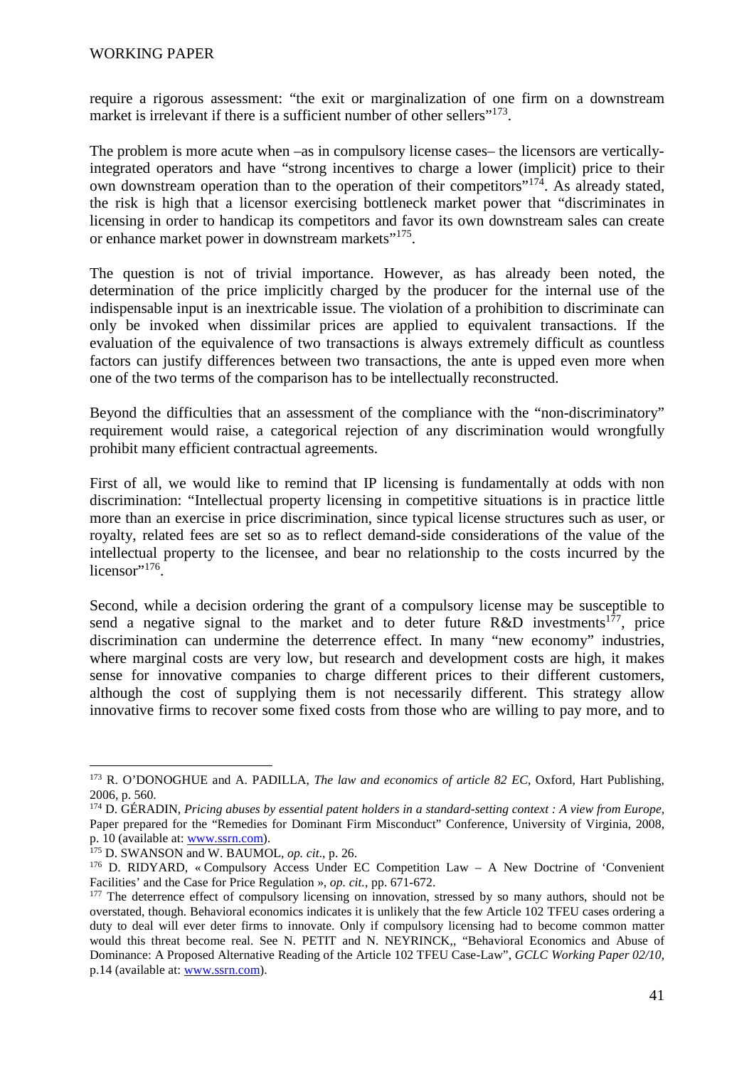require a rigorous assessment: "the exit or marginalization of one firm on a downstream market is irrelevant if there is a sufficient number of other sellers"[173].

The problem is more acute when –as in compulsory license cases– the licensors are vertically-integrated operators and have "strong incentives to charge a lower (implicit) price to their own downstream operation than to the operation of their competitors"[174]. As already stated, the risk is high that a licensor exercising bottleneck market power that "discriminates in licensing in order to handicap its competitors and favor its own downstream sales can create or enhance market power in downstream markets"[175].

The question is not of trivial importance. However, as has already been noted, the determination of the price implicitly charged by the producer for the internal use of the indispensable input is an inextricable issue. The violation of a prohibition to discriminate can only be invoked when dissimilar prices are applied to equivalent transactions. If the evaluation of the equivalence of two transactions is always extremely difficult as countless factors can justify differences between two transactions, the ante is upped even more when one of the two terms of the comparison has to be intellectually reconstructed.

Beyond the difficulties that an assessment of the compliance with the "non-discriminatory" requirement would raise, a categorical rejection of any discrimination would wrongfully prohibit many efficient contractual agreements.

First of all, we would like to remind that IP licensing is fundamentally at odds with non discrimination: "Intellectual property licensing in competitive situations is in practice little more than an exercise in price discrimination, since typical license structures such as user, or royalty, related fees are set so as to reflect demand-side considerations of the value of the intellectual property to the licensee, and bear no relationship to the costs incurred by the licensor"[176].

Second, while a decision ordering the grant of a compulsory license may be susceptible to send a negative signal to the market and to deter future R&D investments[177], price discrimination can undermine the deterrence effect. In many "new economy" industries, where marginal costs are very low, but research and development costs are high, it makes sense for innovative companies to charge different prices to their different customers, although the cost of supplying them is not necessarily different. This strategy allow innovative firms to recover some fixed costs from those who are willing to pay more, and to

---

[173] R. O'DONOGHUE and A. PADILLA, *The law and economics of article 82 EC*, Oxford, Hart Publishing, 2006, p. 560.

[174] D. GÉRADIN, *Pricing abuses by essential patent holders in a standard-setting context : A view from Europe*, Paper prepared for the "Remedies for Dominant Firm Misconduct" Conference, University of Virginia, 2008, p. 10 (available at: www.ssrn.com).

[175] D. SWANSON and W. BAUMOL, *op. cit*., p. 26.

[176] D. RIDYARD, « Compulsory Access Under EC Competition Law – A New Doctrine of 'Convenient Facilities' and the Case for Price Regulation », *op. cit.*, pp. 671-672.

[177] The deterrence effect of compulsory licensing on innovation, stressed by so many authors, should not be overstated, though. Behavioral economics indicates it is unlikely that the few Article 102 TFEU cases ordering a duty to deal will ever deter firms to innovate. Only if compulsory licensing had to become common matter would this threat become real. See N. PETIT and N. NEYRINCK,, "Behavioral Economics and Abuse of Dominance: A Proposed Alternative Reading of the Article 102 TFEU Case-Law", *GCLC Working Paper 02/10*, p.14 (available at: www.ssrn.com).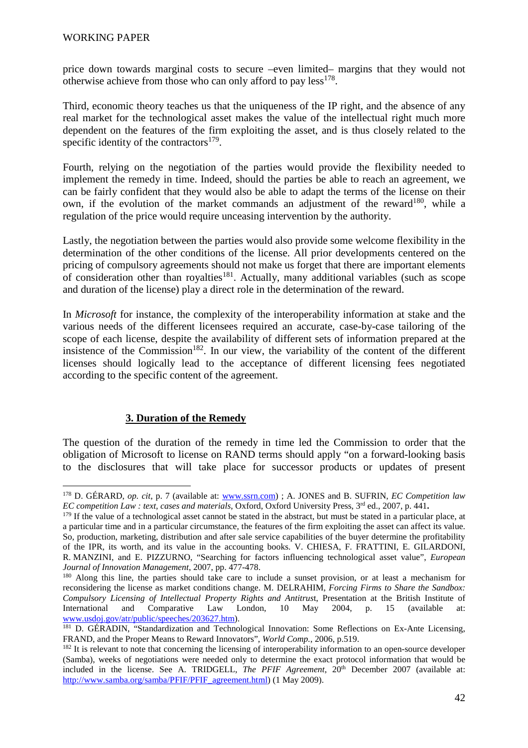price down towards marginal costs to secure –even limited– margins that they would not otherwise achieve from those who can only afford to pay less[178].

Third, economic theory teaches us that the uniqueness of the IP right, and the absence of any real market for the technological asset makes the value of the intellectual right much more dependent on the features of the firm exploiting the asset, and is thus closely related to the specific identity of the contractors[179].

Fourth, relying on the negotiation of the parties would provide the flexibility needed to implement the remedy in time. Indeed, should the parties be able to reach an agreement, we can be fairly confident that they would also be able to adapt the terms of the license on their own, if the evolution of the market commands an adjustment of the reward[180], while a regulation of the price would require unceasing intervention by the authority.

Lastly, the negotiation between the parties would also provide some welcome flexibility in the determination of the other conditions of the license. All prior developments centered on the pricing of compulsory agreements should not make us forget that there are important elements of consideration other than royalties[181]. Actually, many additional variables (such as scope and duration of the license) play a direct role in the determination of the reward.

In *Microsoft* for instance, the complexity of the interoperability information at stake and the various needs of the different licensees required an accurate, case-by-case tailoring of the scope of each license, despite the availability of different sets of information prepared at the insistence of the Commission[182]. In our view, the variability of the content of the different licenses should logically lead to the acceptance of different licensing fees negotiated according to the specific content of the agreement.

### 3. Duration of the Remedy

The question of the duration of the remedy in time led the Commission to order that the obligation of Microsoft to license on RAND terms should apply "on a forward-looking basis to the disclosures that will take place for successor products or updates of present

---

[178] D. GÉRARD, *op. cit*, p. 7 (available at: www.ssrn.com) ; A. JONES and B. SUFRIN, *EC Competition law EC competition Law : text, cases and materials*, Oxford, Oxford University Press, 3rd ed., 2007, p. 441.

[179] If the value of a technological asset cannot be stated in the abstract, but must be stated in a particular place, at a particular time and in a particular circumstance, the features of the firm exploiting the asset can affect its value. So, production, marketing, distribution and after sale service capabilities of the buyer determine the profitability of the IPR, its worth, and its value in the accounting books. V. CHIESA, F. FRATTINI, E. GILARDONI, R. MANZINI, and E. PIZZURNO, "Searching for factors influencing technological asset value", *European Journal of Innovation Management*, 2007, pp. 477-478.

[180] Along this line, the parties should take care to include a sunset provision, or at least a mechanism for reconsidering the license as market conditions change. M. DELRAHIM, *Forcing Firms to Share the Sandbox: Compulsory Licensing of Intellectual Property Rights and Antitrust*, Presentation at the British Institute of International and Comparative Law London, 10 May 2004, p. 15 (available at: www.usdoj.gov/atr/public/speeches/203627.htm).

[181] D. GÉRADIN, "Standardization and Technological Innovation: Some Reflections on Ex-Ante Licensing, FRAND, and the Proper Means to Reward Innovators", *World Comp.*, 2006, p.519.

[182] It is relevant to note that concerning the licensing of interoperability information to an open-source developer (Samba), weeks of negotiations were needed only to determine the exact protocol information that would be included in the license. See A. TRIDGELL, *The PFIF Agreement*, 20th December 2007 (available at: http://www.samba.org/samba/PFIF/PFIF_agreement.html) (1 May 2009).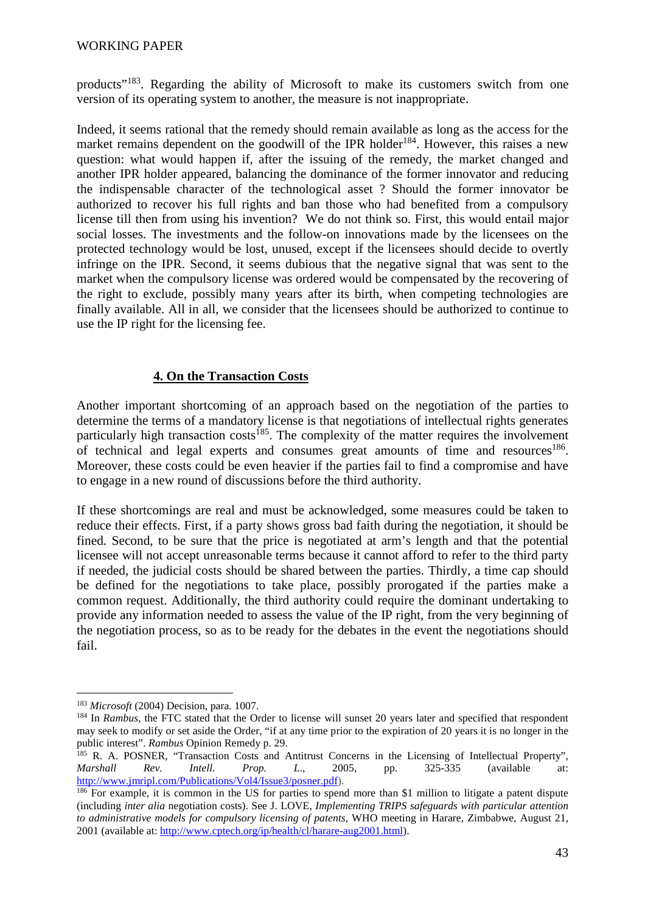products"[183]. Regarding the ability of Microsoft to make its customers switch from one version of its operating system to another, the measure is not inappropriate.

Indeed, it seems rational that the remedy should remain available as long as the access for the market remains dependent on the goodwill of the IPR holder[184]. However, this raises a new question: what would happen if, after the issuing of the remedy, the market changed and another IPR holder appeared, balancing the dominance of the former innovator and reducing the indispensable character of the technological asset ? Should the former innovator be authorized to recover his full rights and ban those who had benefited from a compulsory license till then from using his invention? We do not think so. First, this would entail major social losses. The investments and the follow-on innovations made by the licensees on the protected technology would be lost, unused, except if the licensees should decide to overtly infringe on the IPR. Second, it seems dubious that the negative signal that was sent to the market when the compulsory license was ordered would be compensated by the recovering of the right to exclude, possibly many years after its birth, when competing technologies are finally available. All in all, we consider that the licensees should be authorized to continue to use the IP right for the licensing fee.

### **4. On the Transaction Costs**

Another important shortcoming of an approach based on the negotiation of the parties to determine the terms of a mandatory license is that negotiations of intellectual rights generates particularly high transaction costs[185]. The complexity of the matter requires the involvement of technical and legal experts and consumes great amounts of time and resources[186]. Moreover, these costs could be even heavier if the parties fail to find a compromise and have to engage in a new round of discussions before the third authority.

If these shortcomings are real and must be acknowledged, some measures could be taken to reduce their effects. First, if a party shows gross bad faith during the negotiation, it should be fined. Second, to be sure that the price is negotiated at arm's length and that the potential licensee will not accept unreasonable terms because it cannot afford to refer to the third party if needed, the judicial costs should be shared between the parties. Thirdly, a time cap should be defined for the negotiations to take place, possibly prorogated if the parties make a common request. Additionally, the third authority could require the dominant undertaking to provide any information needed to assess the value of the IP right, from the very beginning of the negotiation process, so as to be ready for the debates in the event the negotiations should fail.

---

[183] *Microsoft* (2004) Decision, para. 1007.

[184] In *Rambus*, the FTC stated that the Order to license will sunset 20 years later and specified that respondent may seek to modify or set aside the Order, "if at any time prior to the expiration of 20 years it is no longer in the public interest". *Rambus* Opinion Remedy p. 29.

[185] R. A. POSNER, "Transaction Costs and Antitrust Concerns in the Licensing of Intellectual Property", *Marshall Rev. Intell. Prop. L.*, 2005, pp. 325-335 (available at: http://www.jmripl.com/Publications/Vol4/Issue3/posner.pdf).

[186] For example, it is common in the US for parties to spend more than $1 million to litigate a patent dispute (including *inter alia* negotiation costs). See J. LOVE, *Implementing TRIPS safeguards with particular attention to administrative models for compulsory licensing of patents*, WHO meeting in Harare, Zimbabwe, August 21, 2001 (available at: http://www.cptech.org/ip/health/cl/harare-aug2001.html).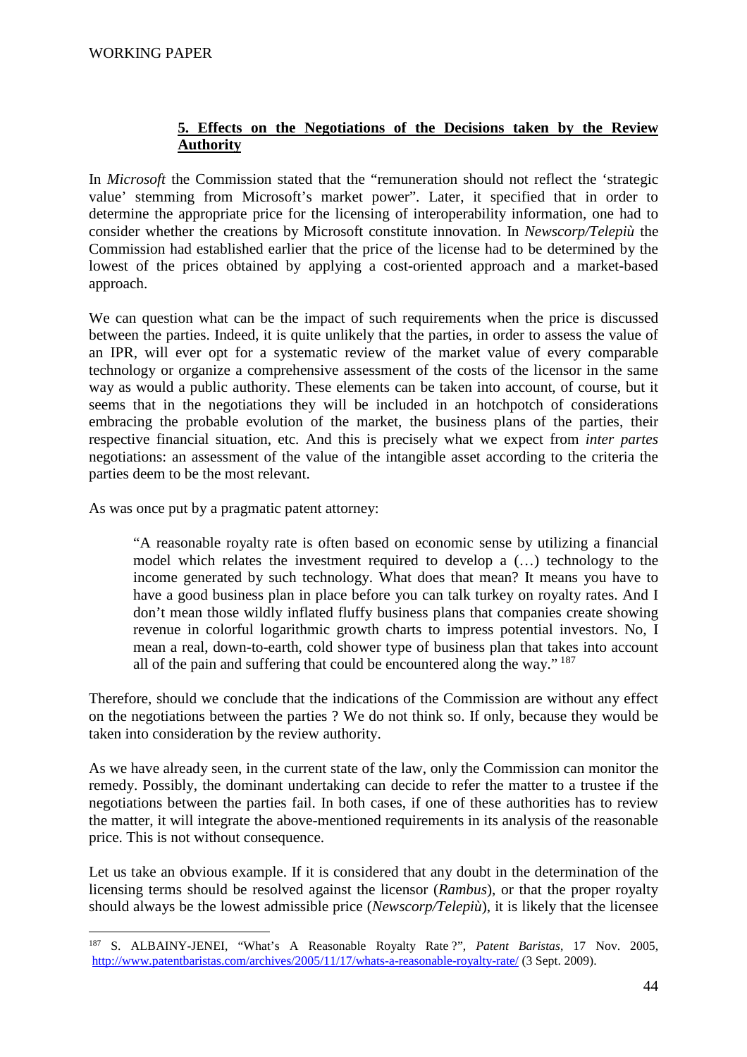## 5. Effects on the Negotiations of the Decisions taken by the Review Authority

In *Microsoft* the Commission stated that the "remuneration should not reflect the 'strategic value' stemming from Microsoft's market power". Later, it specified that in order to determine the appropriate price for the licensing of interoperability information, one had to consider whether the creations by Microsoft constitute innovation. In *Newscorp/Telepiù* the Commission had established earlier that the price of the license had to be determined by the lowest of the prices obtained by applying a cost-oriented approach and a market-based approach.

We can question what can be the impact of such requirements when the price is discussed between the parties. Indeed, it is quite unlikely that the parties, in order to assess the value of an IPR, will ever opt for a systematic review of the market value of every comparable technology or organize a comprehensive assessment of the costs of the licensor in the same way as would a public authority. These elements can be taken into account, of course, but it seems that in the negotiations they will be included in an hotchpotch of considerations embracing the probable evolution of the market, the business plans of the parties, their respective financial situation, etc. And this is precisely what we expect from *inter partes* negotiations: an assessment of the value of the intangible asset according to the criteria the parties deem to be the most relevant.

As was once put by a pragmatic patent attorney:

> "A reasonable royalty rate is often based on economic sense by utilizing a financial model which relates the investment required to develop a (…) technology to the income generated by such technology. What does that mean? It means you have to have a good business plan in place before you can talk turkey on royalty rates. And I don't mean those wildly inflated fluffy business plans that companies create showing revenue in colorful logarithmic growth charts to impress potential investors. No, I mean a real, down-to-earth, cold shower type of business plan that takes into account all of the pain and suffering that could be encountered along the way." [187]

Therefore, should we conclude that the indications of the Commission are without any effect on the negotiations between the parties ? We do not think so. If only, because they would be taken into consideration by the review authority.

As we have already seen, in the current state of the law, only the Commission can monitor the remedy. Possibly, the dominant undertaking can decide to refer the matter to a trustee if the negotiations between the parties fail. In both cases, if one of these authorities has to review the matter, it will integrate the above-mentioned requirements in its analysis of the reasonable price. This is not without consequence.

Let us take an obvious example. If it is considered that any doubt in the determination of the licensing terms should be resolved against the licensor (*Rambus*), or that the proper royalty should always be the lowest admissible price (*Newscorp/Telepiù*), it is likely that the licensee

---

[187] S. ALBAINY-JENEI, "What's A Reasonable Royalty Rate ?", *Patent Baristas*, 17 Nov. 2005, http://www.patentbaristas.com/archives/2005/11/17/whats-a-reasonable-royalty-rate/ (3 Sept. 2009).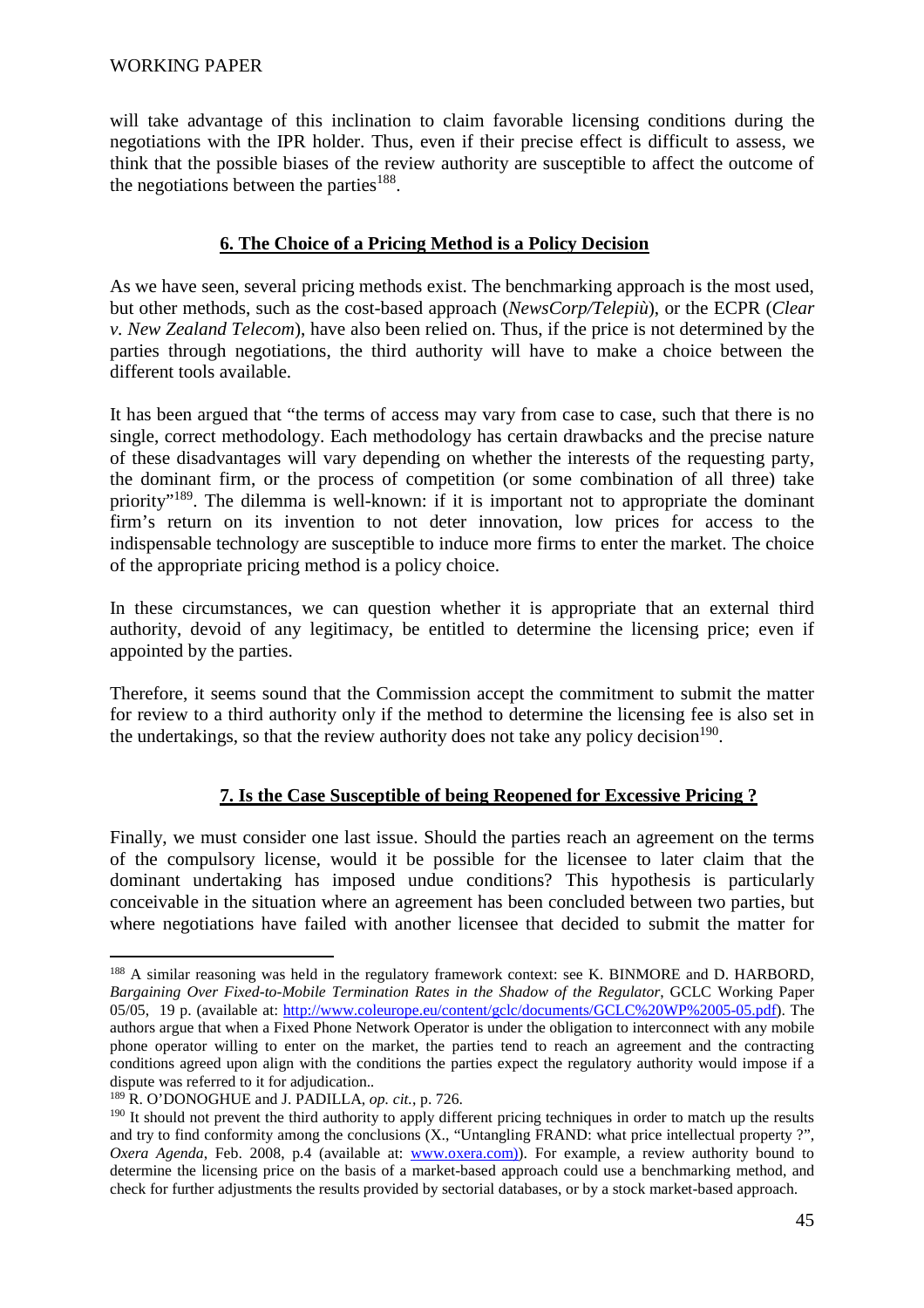will take advantage of this inclination to claim favorable licensing conditions during the negotiations with the IPR holder. Thus, even if their precise effect is difficult to assess, we think that the possible biases of the review authority are susceptible to affect the outcome of the negotiations between the parties[188].

## 6. The Choice of a Pricing Method is a Policy Decision

As we have seen, several pricing methods exist. The benchmarking approach is the most used, but other methods, such as the cost-based approach (*NewsCorp/Telepiù*), or the ECPR (*Clear v. New Zealand Telecom*), have also been relied on. Thus, if the price is not determined by the parties through negotiations, the third authority will have to make a choice between the different tools available.

It has been argued that "the terms of access may vary from case to case, such that there is no single, correct methodology. Each methodology has certain drawbacks and the precise nature of these disadvantages will vary depending on whether the interests of the requesting party, the dominant firm, or the process of competition (or some combination of all three) take priority"[189]. The dilemma is well-known: if it is important not to appropriate the dominant firm's return on its invention to not deter innovation, low prices for access to the indispensable technology are susceptible to induce more firms to enter the market. The choice of the appropriate pricing method is a policy choice.

In these circumstances, we can question whether it is appropriate that an external third authority, devoid of any legitimacy, be entitled to determine the licensing price; even if appointed by the parties.

Therefore, it seems sound that the Commission accept the commitment to submit the matter for review to a third authority only if the method to determine the licensing fee is also set in the undertakings, so that the review authority does not take any policy decision[190].

## 7. Is the Case Susceptible of being Reopened for Excessive Pricing ?

Finally, we must consider one last issue. Should the parties reach an agreement on the terms of the compulsory license, would it be possible for the licensee to later claim that the dominant undertaking has imposed undue conditions? This hypothesis is particularly conceivable in the situation where an agreement has been concluded between two parties, but where negotiations have failed with another licensee that decided to submit the matter for

---

[188] A similar reasoning was held in the regulatory framework context: see K. BINMORE and D. HARBORD, *Bargaining Over Fixed-to-Mobile Termination Rates in the Shadow of the Regulator*, GCLC Working Paper 05/05, 19 p. (available at: http://www.coleurope.eu/content/gclc/documents/GCLC%20WP%2005-05.pdf). The authors argue that when a Fixed Phone Network Operator is under the obligation to interconnect with any mobile phone operator willing to enter on the market, the parties tend to reach an agreement and the contracting conditions agreed upon align with the conditions the parties expect the regulatory authority would impose if a dispute was referred to it for adjudication..

[189] R. O'DONOGHUE and J. PADILLA, *op. cit.*, p. 726.

[190] It should not prevent the third authority to apply different pricing techniques in order to match up the results and try to find conformity among the conclusions (X., "Untangling FRAND: what price intellectual property ?", *Oxera Agenda*, Feb. 2008, p.4 (available at: www.oxera.com)). For example, a review authority bound to determine the licensing price on the basis of a market-based approach could use a benchmarking method, and check for further adjustments the results provided by sectorial databases, or by a stock market-based approach.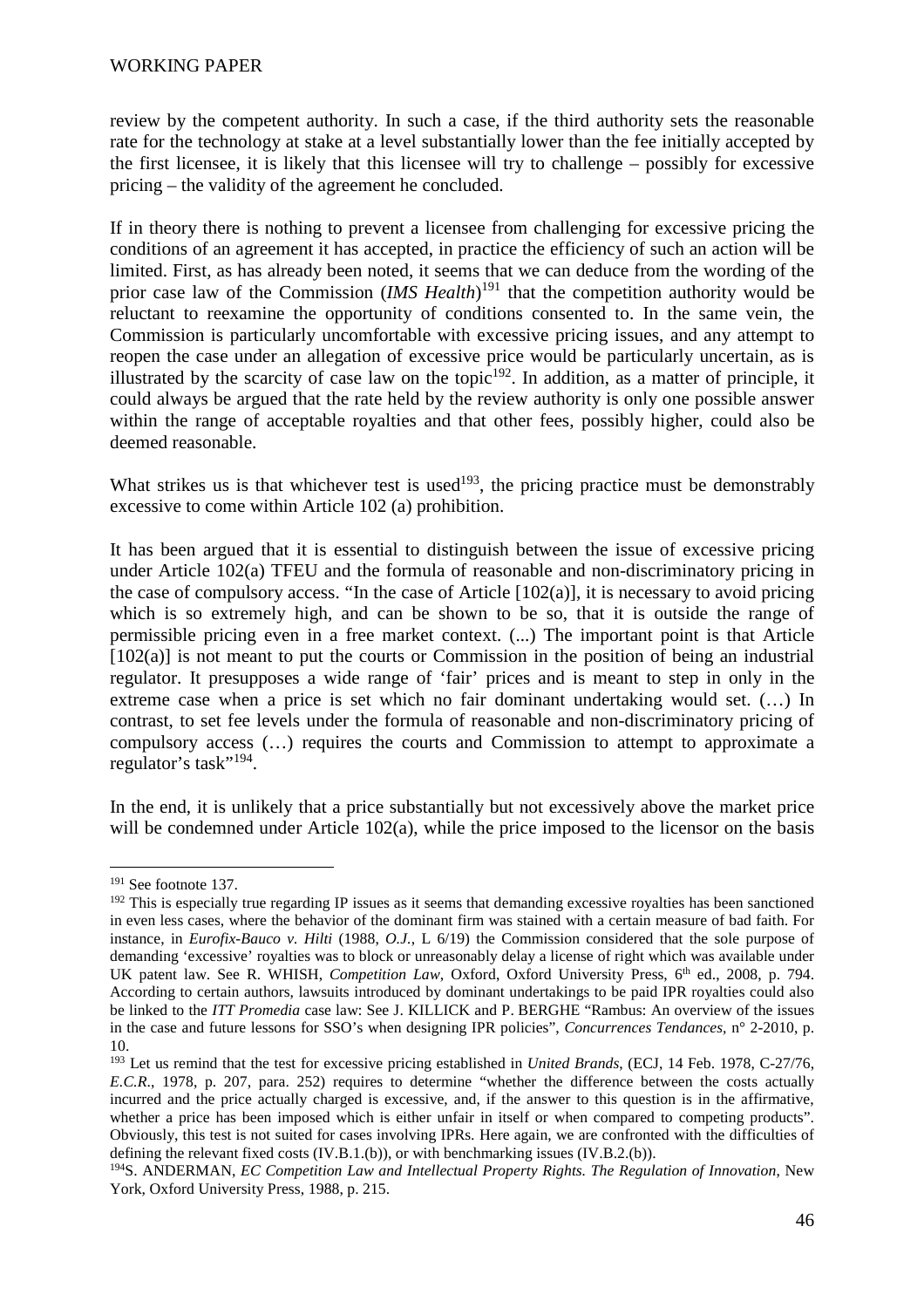review by the competent authority. In such a case, if the third authority sets the reasonable rate for the technology at stake at a level substantially lower than the fee initially accepted by the first licensee, it is likely that this licensee will try to challenge – possibly for excessive pricing – the validity of the agreement he concluded.

If in theory there is nothing to prevent a licensee from challenging for excessive pricing the conditions of an agreement it has accepted, in practice the efficiency of such an action will be limited. First, as has already been noted, it seems that we can deduce from the wording of the prior case law of the Commission (*IMS Health*)[191] that the competition authority would be reluctant to reexamine the opportunity of conditions consented to. In the same vein, the Commission is particularly uncomfortable with excessive pricing issues, and any attempt to reopen the case under an allegation of excessive price would be particularly uncertain, as is illustrated by the scarcity of case law on the topic[192]. In addition, as a matter of principle, it could always be argued that the rate held by the review authority is only one possible answer within the range of acceptable royalties and that other fees, possibly higher, could also be deemed reasonable.

What strikes us is that whichever test is used[193], the pricing practice must be demonstrably excessive to come within Article 102 (a) prohibition.

It has been argued that it is essential to distinguish between the issue of excessive pricing under Article 102(a) TFEU and the formula of reasonable and non-discriminatory pricing in the case of compulsory access. "In the case of Article [102(a)], it is necessary to avoid pricing which is so extremely high, and can be shown to be so, that it is outside the range of permissible pricing even in a free market context. (...) The important point is that Article [102(a)] is not meant to put the courts or Commission in the position of being an industrial regulator. It presupposes a wide range of 'fair' prices and is meant to step in only in the extreme case when a price is set which no fair dominant undertaking would set. (…) In contrast, to set fee levels under the formula of reasonable and non-discriminatory pricing of compulsory access (…) requires the courts and Commission to attempt to approximate a regulator's task"[194].

In the end, it is unlikely that a price substantially but not excessively above the market price will be condemned under Article 102(a), while the price imposed to the licensor on the basis

---

[191] See footnote 137.

[192] This is especially true regarding IP issues as it seems that demanding excessive royalties has been sanctioned in even less cases, where the behavior of the dominant firm was stained with a certain measure of bad faith. For instance, in *Eurofix-Bauco v. Hilti* (1988, *O.J.*, L 6/19) the Commission considered that the sole purpose of demanding 'excessive' royalties was to block or unreasonably delay a license of right which was available under UK patent law. See R. WHISH, *Competition Law*, Oxford, Oxford University Press, 6th ed., 2008, p. 794. According to certain authors, lawsuits introduced by dominant undertakings to be paid IPR royalties could also be linked to the *ITT Promedia* case law: See J. KILLICK and P. BERGHE "Rambus: An overview of the issues in the case and future lessons for SSO's when designing IPR policies", *Concurrences Tendances*, n° 2-2010, p. 10.

[193] Let us remind that the test for excessive pricing established in *United Brands*, (ECJ, 14 Feb. 1978, C-27/76, *E.C.R.*, 1978, p. 207, para. 252) requires to determine "whether the difference between the costs actually incurred and the price actually charged is excessive, and, if the answer to this question is in the affirmative, whether a price has been imposed which is either unfair in itself or when compared to competing products". Obviously, this test is not suited for cases involving IPRs. Here again, we are confronted with the difficulties of defining the relevant fixed costs (IV.B.1.(b)), or with benchmarking issues (IV.B.2.(b)).

[194] S. ANDERMAN, *EC Competition Law and Intellectual Property Rights. The Regulation of Innovation*, New York, Oxford University Press, 1988, p. 215.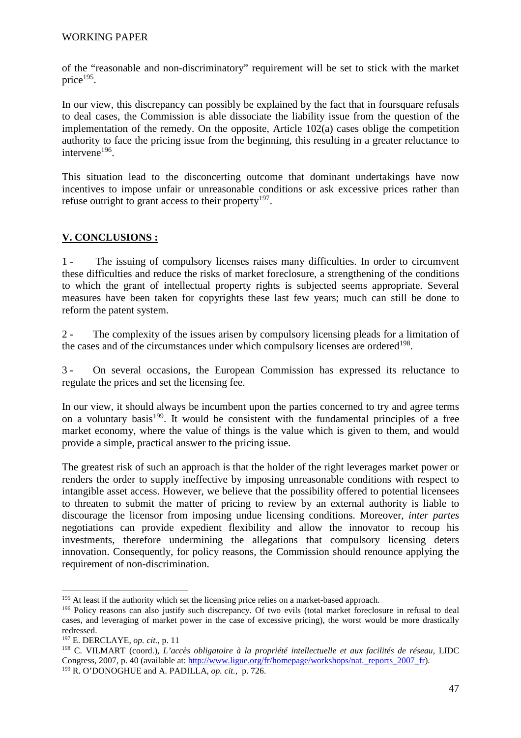of the "reasonable and non-discriminatory" requirement will be set to stick with the market price[195].

In our view, this discrepancy can possibly be explained by the fact that in foursquare refusals to deal cases, the Commission is able dissociate the liability issue from the question of the implementation of the remedy. On the opposite, Article 102(a) cases oblige the competition authority to face the pricing issue from the beginning, this resulting in a greater reluctance to intervene[196].

This situation lead to the disconcerting outcome that dominant undertakings have now incentives to impose unfair or unreasonable conditions or ask excessive prices rather than refuse outright to grant access to their property[197].

## **V. CONCLUSIONS :**

1 - The issuing of compulsory licenses raises many difficulties. In order to circumvent these difficulties and reduce the risks of market foreclosure, a strengthening of the conditions to which the grant of intellectual property rights is subjected seems appropriate. Several measures have been taken for copyrights these last few years; much can still be done to reform the patent system.

2 - The complexity of the issues arisen by compulsory licensing pleads for a limitation of the cases and of the circumstances under which compulsory licenses are ordered[198].

3 - On several occasions, the European Commission has expressed its reluctance to regulate the prices and set the licensing fee.

In our view, it should always be incumbent upon the parties concerned to try and agree terms on a voluntary basis[199]. It would be consistent with the fundamental principles of a free market economy, where the value of things is the value which is given to them, and would provide a simple, practical answer to the pricing issue.

The greatest risk of such an approach is that the holder of the right leverages market power or renders the order to supply ineffective by imposing unreasonable conditions with respect to intangible asset access. However, we believe that the possibility offered to potential licensees to threaten to submit the matter of pricing to review by an external authority is liable to discourage the licensor from imposing undue licensing conditions. Moreover, *inter partes* negotiations can provide expedient flexibility and allow the innovator to recoup his investments, therefore undermining the allegations that compulsory licensing deters innovation. Consequently, for policy reasons, the Commission should renounce applying the requirement of non-discrimination.

---

[195] At least if the authority which set the licensing price relies on a market-based approach.

[196] Policy reasons can also justify such discrepancy. Of two evils (total market foreclosure in refusal to deal cases, and leveraging of market power in the case of excessive pricing), the worst would be more drastically redressed.

[197] E. DERCLAYE, *op. cit.*, p. 11

[198] C. VILMART (coord.), *L'accès obligatoire à la propriété intellectuelle et aux facilités de réseau*, LIDC Congress, 2007, p. 40 (available at: http://www.ligue.org/fr/homepage/workshops/nat._reports_2007_fr).

[199] R. O'DONOGHUE and A. PADILLA, *op. cit.*, p. 726.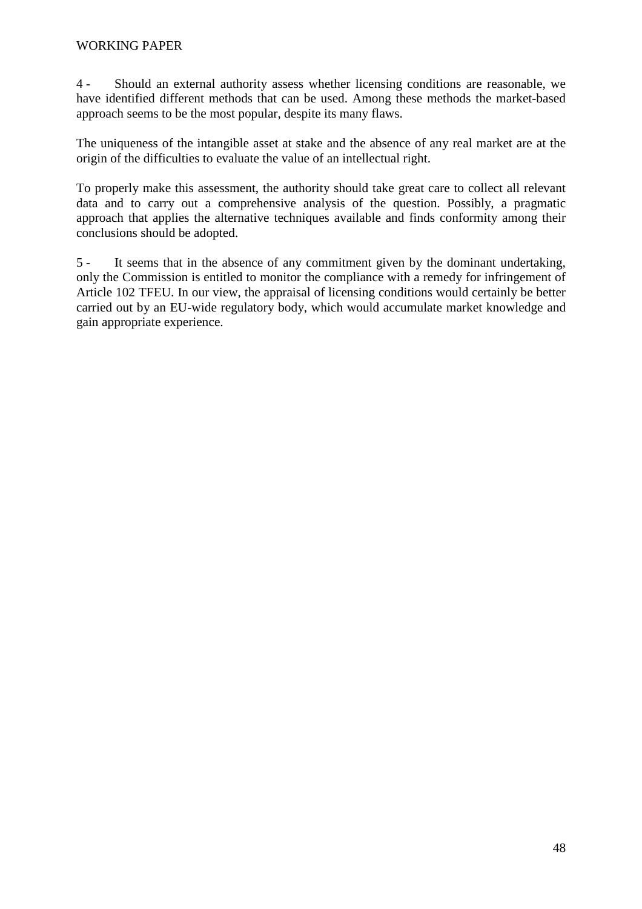4 - Should an external authority assess whether licensing conditions are reasonable, we have identified different methods that can be used. Among these methods the market-based approach seems to be the most popular, despite its many flaws.

The uniqueness of the intangible asset at stake and the absence of any real market are at the origin of the difficulties to evaluate the value of an intellectual right.

To properly make this assessment, the authority should take great care to collect all relevant data and to carry out a comprehensive analysis of the question. Possibly, a pragmatic approach that applies the alternative techniques available and finds conformity among their conclusions should be adopted.

5 - It seems that in the absence of any commitment given by the dominant undertaking, only the Commission is entitled to monitor the compliance with a remedy for infringement of Article 102 TFEU. In our view, the appraisal of licensing conditions would certainly be better carried out by an EU-wide regulatory body, which would accumulate market knowledge and gain appropriate experience.